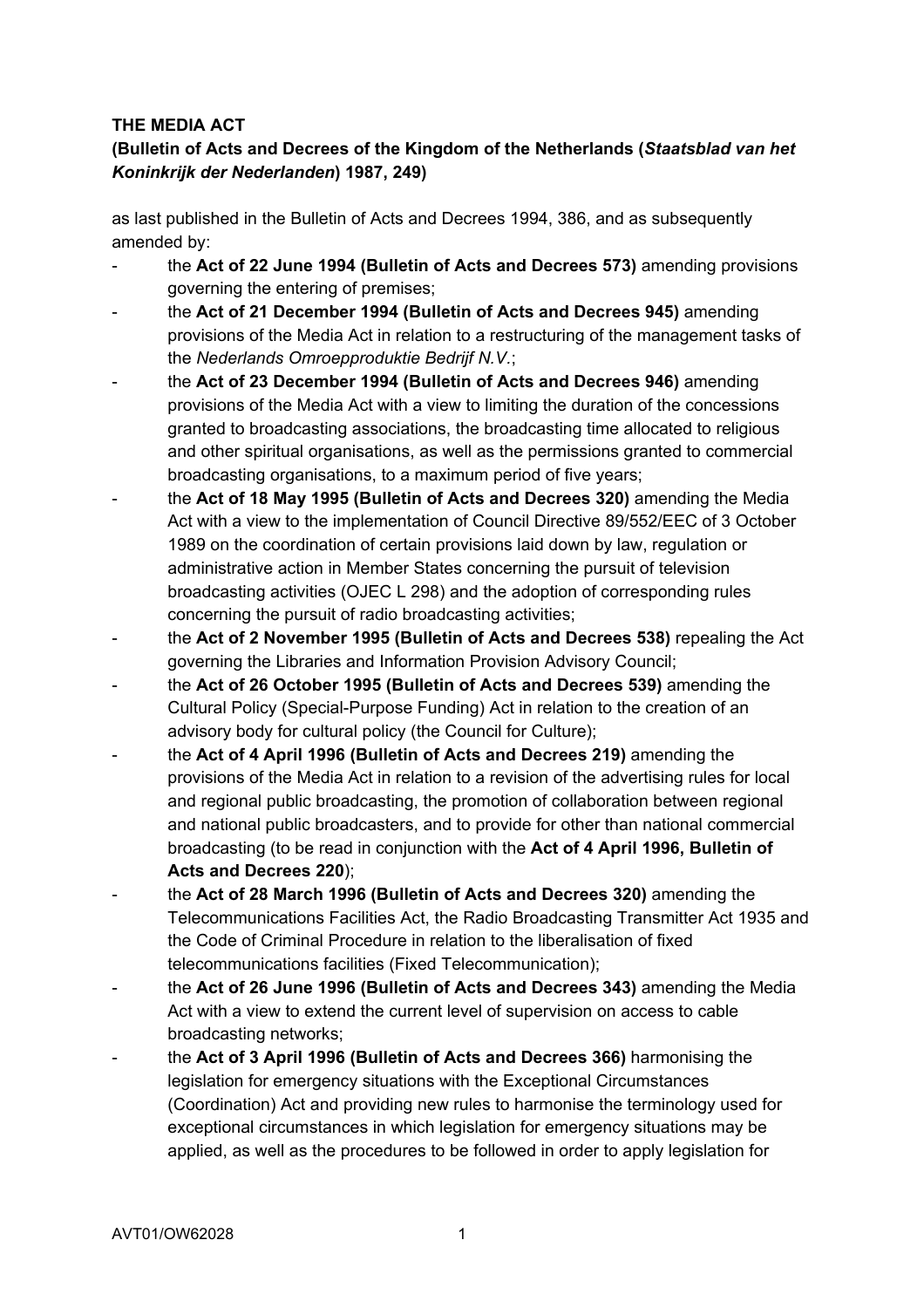**THE MEDIA ACT**
**(Bulletin of Acts and Decrees of the Kingdom of the Netherlands (*Staatsblad van het Koninkrijk der Nederlanden*) 1987, 249)**

as last published in the Bulletin of Acts and Decrees 1994, 386, and as subsequently amended by:

- the **Act of 22 June 1994 (Bulletin of Acts and Decrees 573)** amending provisions governing the entering of premises;
- the **Act of 21 December 1994 (Bulletin of Acts and Decrees 945)** amending provisions of the Media Act in relation to a restructuring of the management tasks of the *Nederlands Omroepproduktie Bedrijf N.V.*;
- the **Act of 23 December 1994 (Bulletin of Acts and Decrees 946)** amending provisions of the Media Act with a view to limiting the duration of the concessions granted to broadcasting associations, the broadcasting time allocated to religious and other spiritual organisations, as well as the permissions granted to commercial broadcasting organisations, to a maximum period of five years;
- the **Act of 18 May 1995 (Bulletin of Acts and Decrees 320)** amending the Media Act with a view to the implementation of Council Directive 89/552/EEC of 3 October 1989 on the coordination of certain provisions laid down by law, regulation or administrative action in Member States concerning the pursuit of television broadcasting activities (OJEC L 298) and the adoption of corresponding rules concerning the pursuit of radio broadcasting activities;
- the **Act of 2 November 1995 (Bulletin of Acts and Decrees 538)** repealing the Act governing the Libraries and Information Provision Advisory Council;
- the **Act of 26 October 1995 (Bulletin of Acts and Decrees 539)** amending the Cultural Policy (Special-Purpose Funding) Act in relation to the creation of an advisory body for cultural policy (the Council for Culture);
- the **Act of 4 April 1996 (Bulletin of Acts and Decrees 219)** amending the provisions of the Media Act in relation to a revision of the advertising rules for local and regional public broadcasting, the promotion of collaboration between regional and national public broadcasters, and to provide for other than national commercial broadcasting (to be read in conjunction with the **Act of 4 April 1996, Bulletin of Acts and Decrees 220**);
- the **Act of 28 March 1996 (Bulletin of Acts and Decrees 320)** amending the Telecommunications Facilities Act, the Radio Broadcasting Transmitter Act 1935 and the Code of Criminal Procedure in relation to the liberalisation of fixed telecommunications facilities (Fixed Telecommunication);
- the **Act of 26 June 1996 (Bulletin of Acts and Decrees 343)** amending the Media Act with a view to extend the current level of supervision on access to cable broadcasting networks;
- the **Act of 3 April 1996 (Bulletin of Acts and Decrees 366)** harmonising the legislation for emergency situations with the Exceptional Circumstances (Coordination) Act and providing new rules to harmonise the terminology used for exceptional circumstances in which legislation for emergency situations may be applied, as well as the procedures to be followed in order to apply legislation for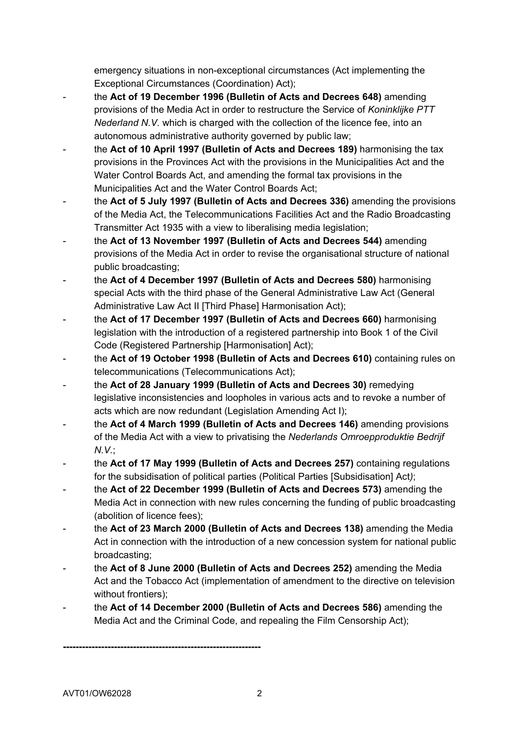emergency situations in non-exceptional circumstances (Act implementing the Exceptional Circumstances (Coordination) Act);

- the **Act of 19 December 1996 (Bulletin of Acts and Decrees 648)** amending provisions of the Media Act in order to restructure the Service of *Koninklijke PTT Nederland N.V.* which is charged with the collection of the licence fee, into an autonomous administrative authority governed by public law;
- the **Act of 10 April 1997 (Bulletin of Acts and Decrees 189)** harmonising the tax provisions in the Provinces Act with the provisions in the Municipalities Act and the Water Control Boards Act, and amending the formal tax provisions in the Municipalities Act and the Water Control Boards Act;
- the **Act of 5 July 1997 (Bulletin of Acts and Decrees 336)** amending the provisions of the Media Act, the Telecommunications Facilities Act and the Radio Broadcasting Transmitter Act 1935 with a view to liberalising media legislation;
- the **Act of 13 November 1997 (Bulletin of Acts and Decrees 544)** amending provisions of the Media Act in order to revise the organisational structure of national public broadcasting;
- the **Act of 4 December 1997 (Bulletin of Acts and Decrees 580)** harmonising special Acts with the third phase of the General Administrative Law Act (General Administrative Law Act II [Third Phase] Harmonisation Act);
- the **Act of 17 December 1997 (Bulletin of Acts and Decrees 660)** harmonising legislation with the introduction of a registered partnership into Book 1 of the Civil Code (Registered Partnership [Harmonisation] Act);
- the **Act of 19 October 1998 (Bulletin of Acts and Decrees 610)** containing rules on telecommunications (Telecommunications Act);
- the **Act of 28 January 1999 (Bulletin of Acts and Decrees 30)** remedying legislative inconsistencies and loopholes in various acts and to revoke a number of acts which are now redundant (Legislation Amending Act I);
- the **Act of 4 March 1999 (Bulletin of Acts and Decrees 146)** amending provisions of the Media Act with a view to privatising the *Nederlands Omroepproduktie Bedrijf N.V.*;
- the **Act of 17 May 1999 (Bulletin of Acts and Decrees 257)** containing regulations for the subsidisation of political parties (Political Parties [Subsidisation] Act);
- the **Act of 22 December 1999 (Bulletin of Acts and Decrees 573)** amending the Media Act in connection with new rules concerning the funding of public broadcasting (abolition of licence fees);
- the **Act of 23 March 2000 (Bulletin of Acts and Decrees 138)** amending the Media Act in connection with the introduction of a new concession system for national public broadcasting;
- the **Act of 8 June 2000 (Bulletin of Acts and Decrees 252)** amending the Media Act and the Tobacco Act (implementation of amendment to the directive on television without frontiers);
- the **Act of 14 December 2000 (Bulletin of Acts and Decrees 586)** amending the Media Act and the Criminal Code, and repealing the Film Censorship Act);

**------------------------------------------------------------**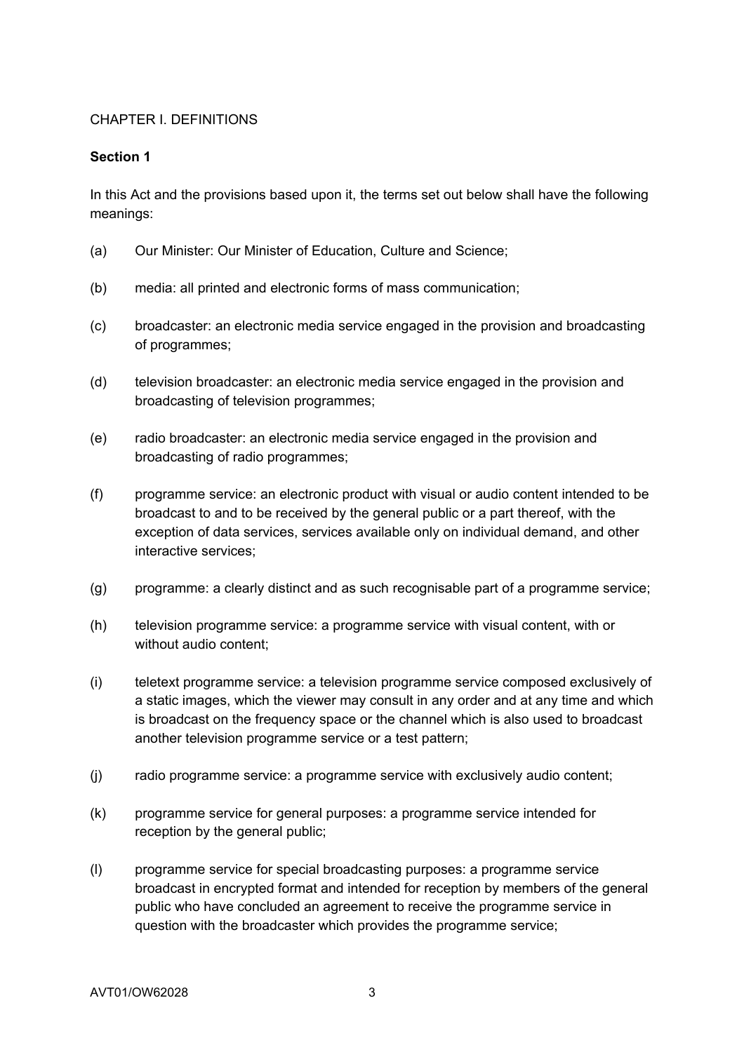CHAPTER I. DEFINITIONS

**Section 1**

In this Act and the provisions based upon it, the terms set out below shall have the following meanings:

(a) Our Minister: Our Minister of Education, Culture and Science;

(b) media: all printed and electronic forms of mass communication;

(c) broadcaster: an electronic media service engaged in the provision and broadcasting of programmes;

(d) television broadcaster: an electronic media service engaged in the provision and broadcasting of television programmes;

(e) radio broadcaster: an electronic media service engaged in the provision and broadcasting of radio programmes;

(f) programme service: an electronic product with visual or audio content intended to be broadcast to and to be received by the general public or a part thereof, with the exception of data services, services available only on individual demand, and other interactive services;

(g) programme: a clearly distinct and as such recognisable part of a programme service;

(h) television programme service: a programme service with visual content, with or without audio content;

(i) teletext programme service: a television programme service composed exclusively of a static images, which the viewer may consult in any order and at any time and which is broadcast on the frequency space or the channel which is also used to broadcast another television programme service or a test pattern;

(j) radio programme service: a programme service with exclusively audio content;

(k) programme service for general purposes: a programme service intended for reception by the general public;

(l) programme service for special broadcasting purposes: a programme service broadcast in encrypted format and intended for reception by members of the general public who have concluded an agreement to receive the programme service in question with the broadcaster which provides the programme service;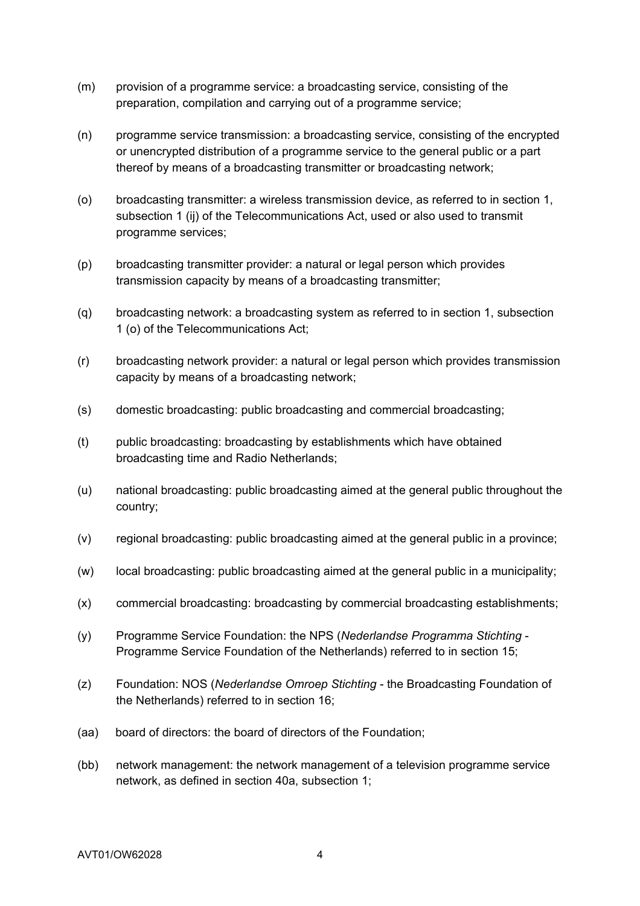(m) provision of a programme service: a broadcasting service, consisting of the preparation, compilation and carrying out of a programme service;

(n) programme service transmission: a broadcasting service, consisting of the encrypted or unencrypted distribution of a programme service to the general public or a part thereof by means of a broadcasting transmitter or broadcasting network;

(o) broadcasting transmitter: a wireless transmission device, as referred to in section 1, subsection 1 (ij) of the Telecommunications Act, used or also used to transmit programme services;

(p) broadcasting transmitter provider: a natural or legal person which provides transmission capacity by means of a broadcasting transmitter;

(q) broadcasting network: a broadcasting system as referred to in section 1, subsection 1 (o) of the Telecommunications Act;

(r) broadcasting network provider: a natural or legal person which provides transmission capacity by means of a broadcasting network;

(s) domestic broadcasting: public broadcasting and commercial broadcasting;

(t) public broadcasting: broadcasting by establishments which have obtained broadcasting time and Radio Netherlands;

(u) national broadcasting: public broadcasting aimed at the general public throughout the country;

(v) regional broadcasting: public broadcasting aimed at the general public in a province;

(w) local broadcasting: public broadcasting aimed at the general public in a municipality;

(x) commercial broadcasting: broadcasting by commercial broadcasting establishments;

(y) Programme Service Foundation: the NPS (*Nederlandse Programma Stichting* - Programme Service Foundation of the Netherlands) referred to in section 15;

(z) Foundation: NOS (*Nederlandse Omroep Stichting* - the Broadcasting Foundation of the Netherlands) referred to in section 16;

(aa) board of directors: the board of directors of the Foundation;

(bb) network management: the network management of a television programme service network, as defined in section 40a, subsection 1;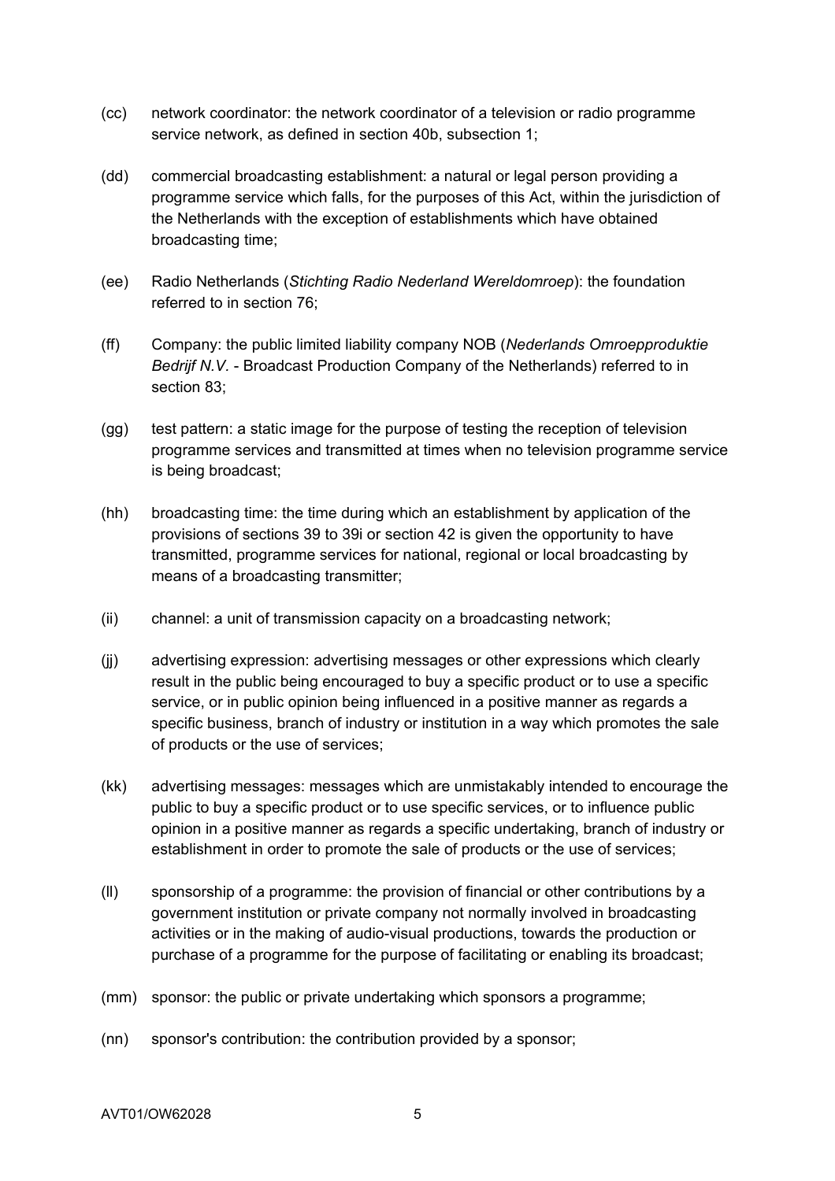(cc) network coordinator: the network coordinator of a television or radio programme service network, as defined in section 40b, subsection 1;

(dd) commercial broadcasting establishment: a natural or legal person providing a programme service which falls, for the purposes of this Act, within the jurisdiction of the Netherlands with the exception of establishments which have obtained broadcasting time;

(ee) Radio Netherlands (*Stichting Radio Nederland Wereldomroep*): the foundation referred to in section 76;

(ff) Company: the public limited liability company NOB (*Nederlands Omroepproduktie Bedrijf N.V.* - Broadcast Production Company of the Netherlands) referred to in section 83;

(gg) test pattern: a static image for the purpose of testing the reception of television programme services and transmitted at times when no television programme service is being broadcast;

(hh) broadcasting time: the time during which an establishment by application of the provisions of sections 39 to 39i or section 42 is given the opportunity to have transmitted, programme services for national, regional or local broadcasting by means of a broadcasting transmitter;

(ii) channel: a unit of transmission capacity on a broadcasting network;

(jj) advertising expression: advertising messages or other expressions which clearly result in the public being encouraged to buy a specific product or to use a specific service, or in public opinion being influenced in a positive manner as regards a specific business, branch of industry or institution in a way which promotes the sale of products or the use of services;

(kk) advertising messages: messages which are unmistakably intended to encourage the public to buy a specific product or to use specific services, or to influence public opinion in a positive manner as regards a specific undertaking, branch of industry or establishment in order to promote the sale of products or the use of services;

(ll) sponsorship of a programme: the provision of financial or other contributions by a government institution or private company not normally involved in broadcasting activities or in the making of audio-visual productions, towards the production or purchase of a programme for the purpose of facilitating or enabling its broadcast;

(mm) sponsor: the public or private undertaking which sponsors a programme;

(nn) sponsor's contribution: the contribution provided by a sponsor;

AVT01/OW62028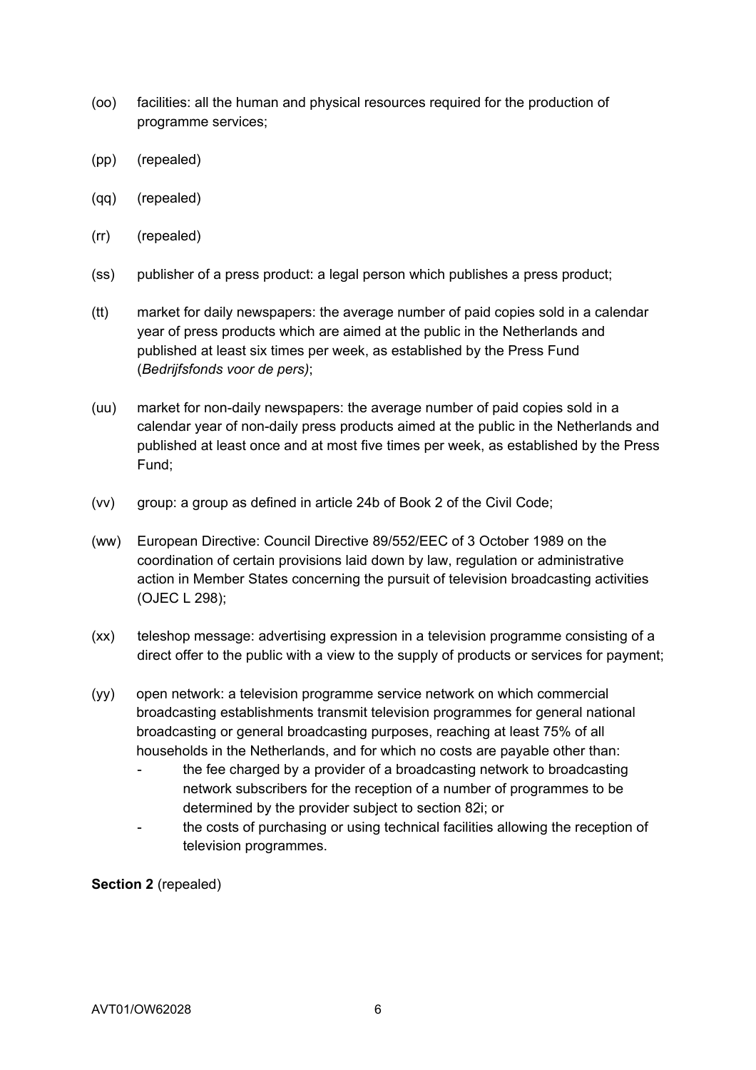(oo) facilities: all the human and physical resources required for the production of programme services;

(pp) (repealed)

(qq) (repealed)

(rr) (repealed)

(ss) publisher of a press product: a legal person which publishes a press product;

(tt) market for daily newspapers: the average number of paid copies sold in a calendar year of press products which are aimed at the public in the Netherlands and published at least six times per week, as established by the Press Fund (*Bedrijfsfonds voor de pers)*;

(uu) market for non-daily newspapers: the average number of paid copies sold in a calendar year of non-daily press products aimed at the public in the Netherlands and published at least once and at most five times per week, as established by the Press Fund;

(vv) group: a group as defined in article 24b of Book 2 of the Civil Code;

(ww) European Directive: Council Directive 89/552/EEC of 3 October 1989 on the coordination of certain provisions laid down by law, regulation or administrative action in Member States concerning the pursuit of television broadcasting activities (OJEC L 298);

(xx) teleshop message: advertising expression in a television programme consisting of a direct offer to the public with a view to the supply of products or services for payment;

(yy) open network: a television programme service network on which commercial broadcasting establishments transmit television programmes for general national broadcasting or general broadcasting purposes, reaching at least 75% of all households in the Netherlands, and for which no costs are payable other than:
- the fee charged by a provider of a broadcasting network to broadcasting network subscribers for the reception of a number of programmes to be determined by the provider subject to section 82i; or
- the costs of purchasing or using technical facilities allowing the reception of television programmes.

**Section 2** (repealed)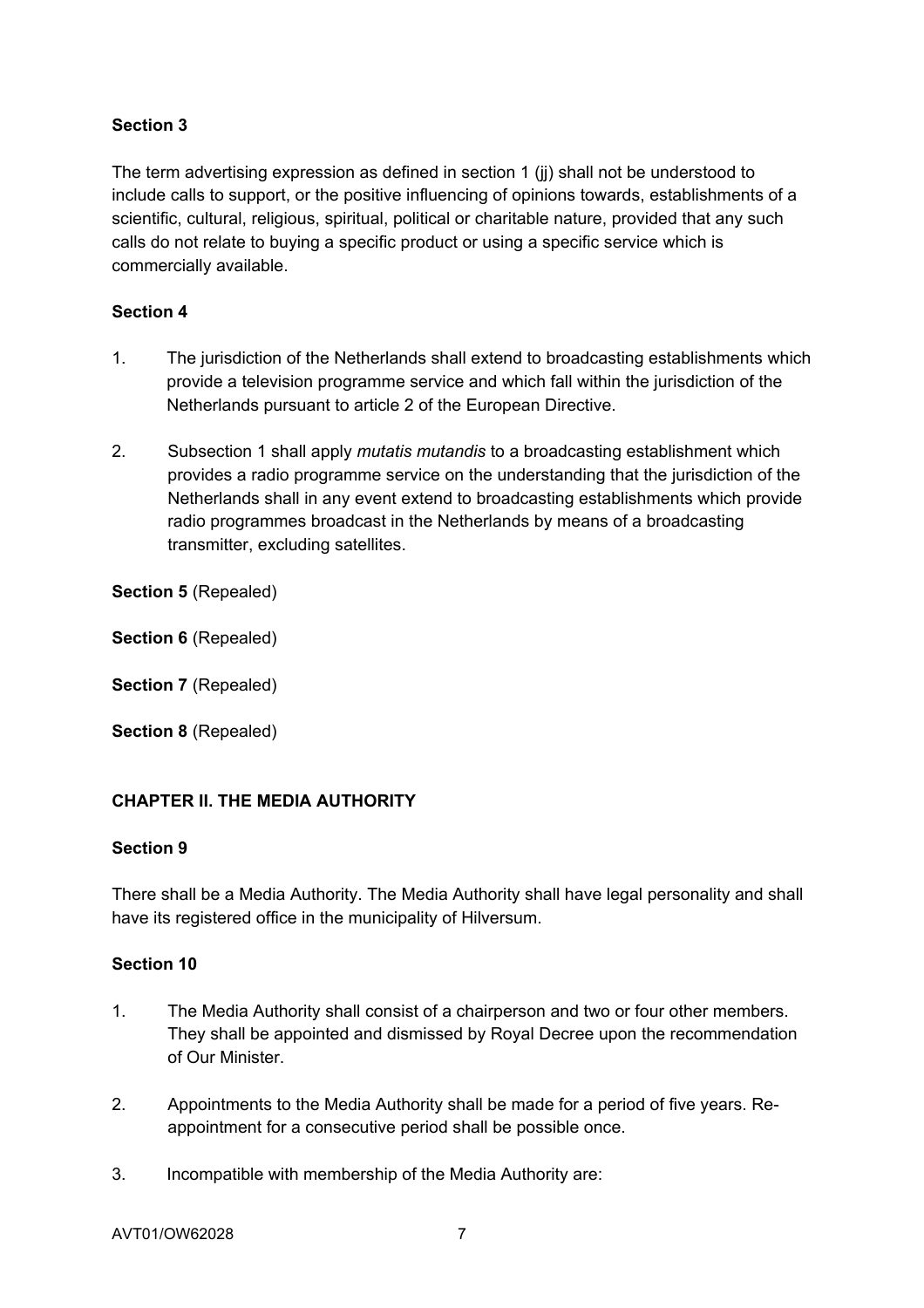**Section 3**

The term advertising expression as defined in section 1 (jj) shall not be understood to include calls to support, or the positive influencing of opinions towards, establishments of a scientific, cultural, religious, spiritual, political or charitable nature, provided that any such calls do not relate to buying a specific product or using a specific service which is commercially available.

**Section 4**

1. The jurisdiction of the Netherlands shall extend to broadcasting establishments which provide a television programme service and which fall within the jurisdiction of the Netherlands pursuant to article 2 of the European Directive.

2. Subsection 1 shall apply *mutatis mutandis* to a broadcasting establishment which provides a radio programme service on the understanding that the jurisdiction of the Netherlands shall in any event extend to broadcasting establishments which provide radio programmes broadcast in the Netherlands by means of a broadcasting transmitter, excluding satellites.

**Section 5** (Repealed)

**Section 6** (Repealed)

**Section 7** (Repealed)

**Section 8** (Repealed)

## CHAPTER II. THE MEDIA AUTHORITY

**Section 9**

There shall be a Media Authority. The Media Authority shall have legal personality and shall have its registered office in the municipality of Hilversum.

**Section 10**

1. The Media Authority shall consist of a chairperson and two or four other members. They shall be appointed and dismissed by Royal Decree upon the recommendation of Our Minister.

2. Appointments to the Media Authority shall be made for a period of five years. Re-appointment for a consecutive period shall be possible once.

3. Incompatible with membership of the Media Authority are: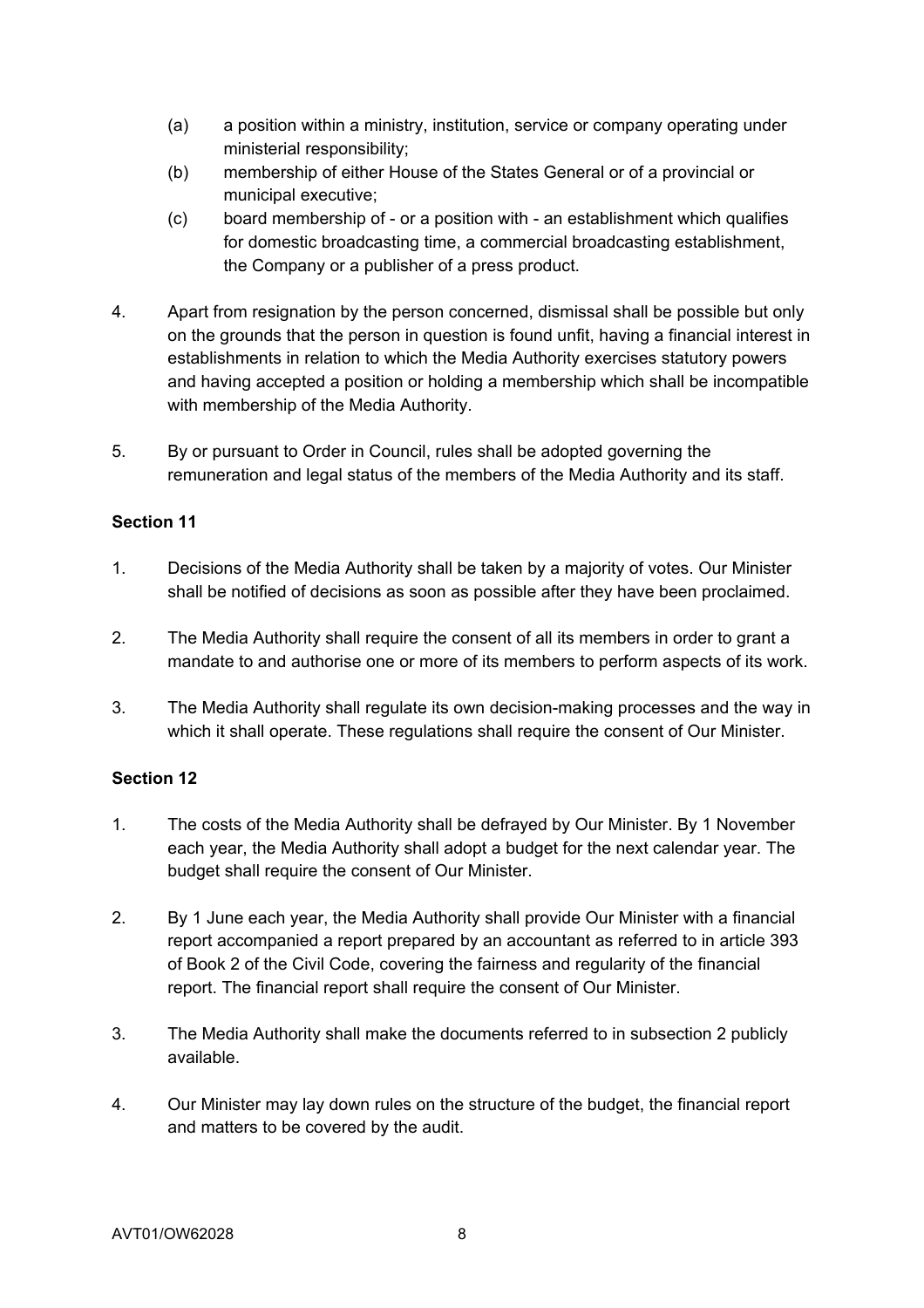(a) a position within a ministry, institution, service or company operating under ministerial responsibility;

(b) membership of either House of the States General or of a provincial or municipal executive;

(c) board membership of - or a position with - an establishment which qualifies for domestic broadcasting time, a commercial broadcasting establishment, the Company or a publisher of a press product.

4. Apart from resignation by the person concerned, dismissal shall be possible but only on the grounds that the person in question is found unfit, having a financial interest in establishments in relation to which the Media Authority exercises statutory powers and having accepted a position or holding a membership which shall be incompatible with membership of the Media Authority.

5. By or pursuant to Order in Council, rules shall be adopted governing the remuneration and legal status of the members of the Media Authority and its staff.

**Section 11**

1. Decisions of the Media Authority shall be taken by a majority of votes. Our Minister shall be notified of decisions as soon as possible after they have been proclaimed.

2. The Media Authority shall require the consent of all its members in order to grant a mandate to and authorise one or more of its members to perform aspects of its work.

3. The Media Authority shall regulate its own decision-making processes and the way in which it shall operate. These regulations shall require the consent of Our Minister.

**Section 12**

1. The costs of the Media Authority shall be defrayed by Our Minister. By 1 November each year, the Media Authority shall adopt a budget for the next calendar year. The budget shall require the consent of Our Minister.

2. By 1 June each year, the Media Authority shall provide Our Minister with a financial report accompanied a report prepared by an accountant as referred to in article 393 of Book 2 of the Civil Code, covering the fairness and regularity of the financial report. The financial report shall require the consent of Our Minister.

3. The Media Authority shall make the documents referred to in subsection 2 publicly available.

4. Our Minister may lay down rules on the structure of the budget, the financial report and matters to be covered by the audit.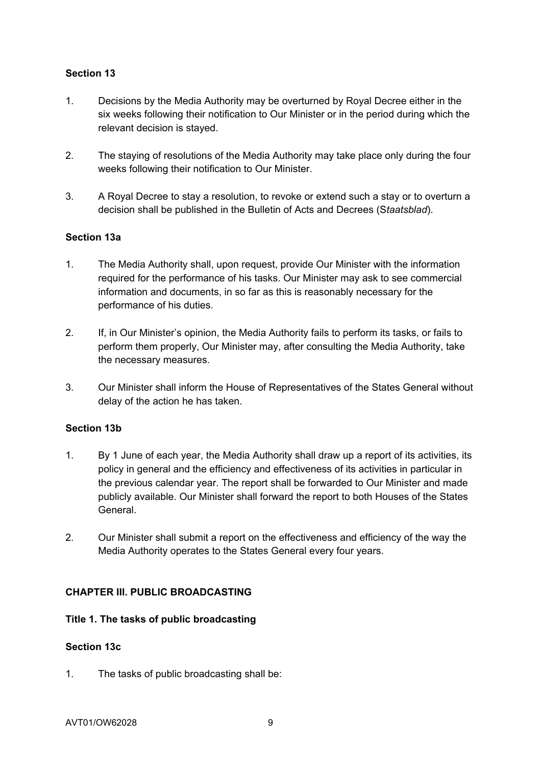**Section 13**

1. Decisions by the Media Authority may be overturned by Royal Decree either in the six weeks following their notification to Our Minister or in the period during which the relevant decision is stayed.

2. The staying of resolutions of the Media Authority may take place only during the four weeks following their notification to Our Minister.

3. A Royal Decree to stay a resolution, to revoke or extend such a stay or to overturn a decision shall be published in the Bulletin of Acts and Decrees (S*taatsblad*).

**Section 13a**

1. The Media Authority shall, upon request, provide Our Minister with the information required for the performance of his tasks. Our Minister may ask to see commercial information and documents, in so far as this is reasonably necessary for the performance of his duties.

2. If, in Our Minister's opinion, the Media Authority fails to perform its tasks, or fails to perform them properly, Our Minister may, after consulting the Media Authority, take the necessary measures.

3. Our Minister shall inform the House of Representatives of the States General without delay of the action he has taken.

**Section 13b**

1. By 1 June of each year, the Media Authority shall draw up a report of its activities, its policy in general and the efficiency and effectiveness of its activities in particular in the previous calendar year. The report shall be forwarded to Our Minister and made publicly available. Our Minister shall forward the report to both Houses of the States General.

2. Our Minister shall submit a report on the effectiveness and efficiency of the way the Media Authority operates to the States General every four years.

## CHAPTER III. PUBLIC BROADCASTING

### Title 1. The tasks of public broadcasting

**Section 13c**

1. The tasks of public broadcasting shall be: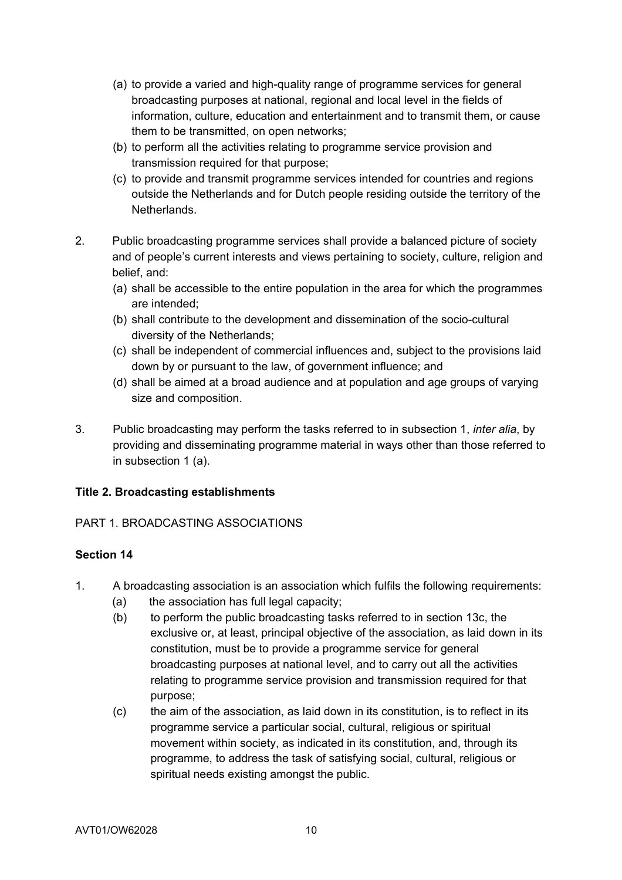(a) to provide a varied and high-quality range of programme services for general broadcasting purposes at national, regional and local level in the fields of information, culture, education and entertainment and to transmit them, or cause them to be transmitted, on open networks;
(b) to perform all the activities relating to programme service provision and transmission required for that purpose;
(c) to provide and transmit programme services intended for countries and regions outside the Netherlands and for Dutch people residing outside the territory of the Netherlands.

2. Public broadcasting programme services shall provide a balanced picture of society and of people's current interests and views pertaining to society, culture, religion and belief, and:
   (a) shall be accessible to the entire population in the area for which the programmes are intended;
   (b) shall contribute to the development and dissemination of the socio-cultural diversity of the Netherlands;
   (c) shall be independent of commercial influences and, subject to the provisions laid down by or pursuant to the law, of government influence; and
   (d) shall be aimed at a broad audience and at population and age groups of varying size and composition.

3. Public broadcasting may perform the tasks referred to in subsection 1, *inter alia*, by providing and disseminating programme material in ways other than those referred to in subsection 1 (a).

**Title 2. Broadcasting establishments**

PART 1. BROADCASTING ASSOCIATIONS

**Section 14**

1. A broadcasting association is an association which fulfils the following requirements:
   (a) the association has full legal capacity;
   (b) to perform the public broadcasting tasks referred to in section 13c, the exclusive or, at least, principal objective of the association, as laid down in its constitution, must be to provide a programme service for general broadcasting purposes at national level, and to carry out all the activities relating to programme service provision and transmission required for that purpose;
   (c) the aim of the association, as laid down in its constitution, is to reflect in its programme service a particular social, cultural, religious or spiritual movement within society, as indicated in its constitution, and, through its programme, to address the task of satisfying social, cultural, religious or spiritual needs existing amongst the public.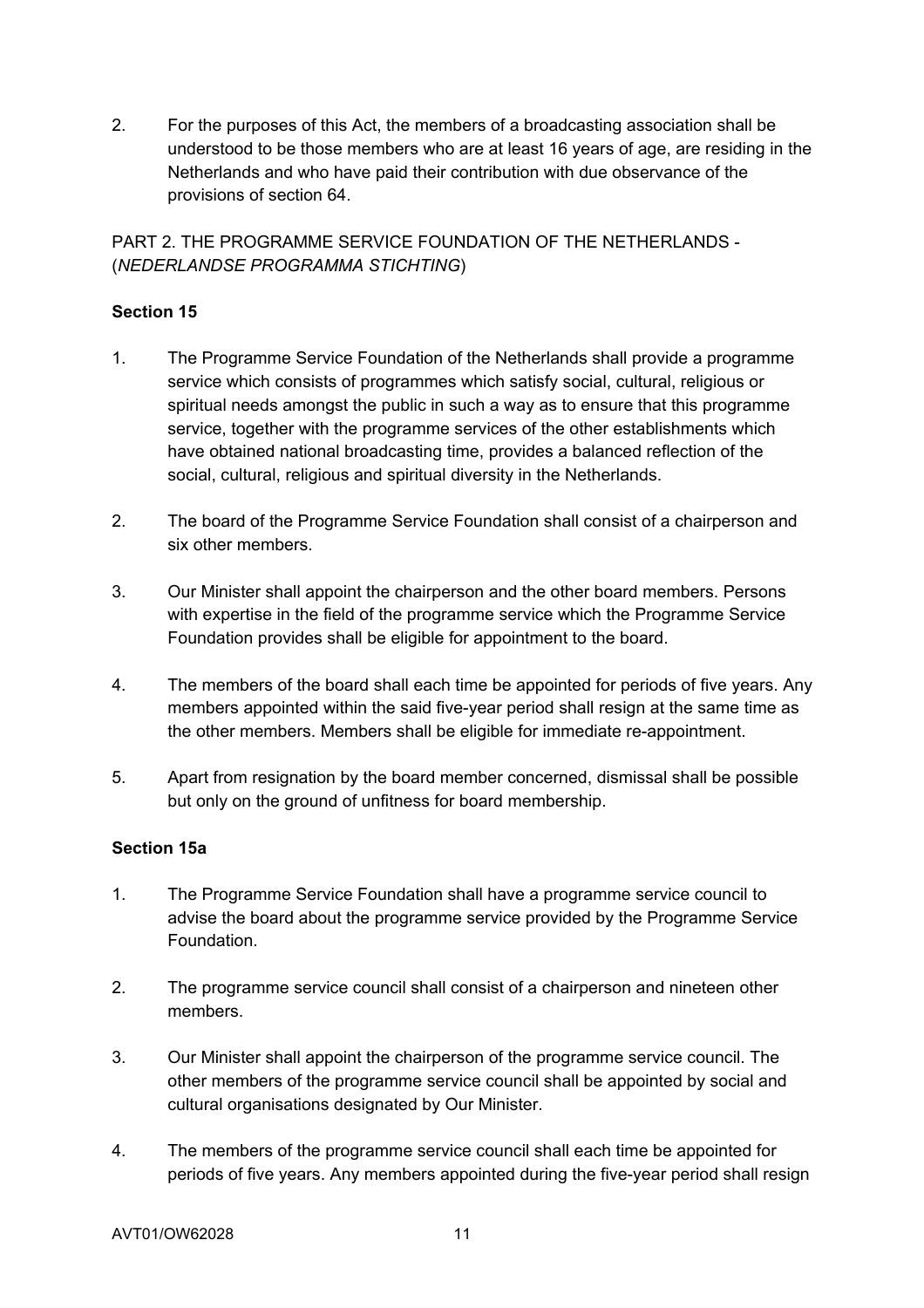2. For the purposes of this Act, the members of a broadcasting association shall be understood to be those members who are at least 16 years of age, are residing in the Netherlands and who have paid their contribution with due observance of the provisions of section 64.

PART 2. THE PROGRAMME SERVICE FOUNDATION OF THE NETHERLANDS - (*NEDERLANDSE PROGRAMMA STICHTING*)

**Section 15**

1. The Programme Service Foundation of the Netherlands shall provide a programme service which consists of programmes which satisfy social, cultural, religious or spiritual needs amongst the public in such a way as to ensure that this programme service, together with the programme services of the other establishments which have obtained national broadcasting time, provides a balanced reflection of the social, cultural, religious and spiritual diversity in the Netherlands.

2. The board of the Programme Service Foundation shall consist of a chairperson and six other members.

3. Our Minister shall appoint the chairperson and the other board members. Persons with expertise in the field of the programme service which the Programme Service Foundation provides shall be eligible for appointment to the board.

4. The members of the board shall each time be appointed for periods of five years. Any members appointed within the said five-year period shall resign at the same time as the other members. Members shall be eligible for immediate re-appointment.

5. Apart from resignation by the board member concerned, dismissal shall be possible but only on the ground of unfitness for board membership.

**Section 15a**

1. The Programme Service Foundation shall have a programme service council to advise the board about the programme service provided by the Programme Service Foundation.

2. The programme service council shall consist of a chairperson and nineteen other members.

3. Our Minister shall appoint the chairperson of the programme service council. The other members of the programme service council shall be appointed by social and cultural organisations designated by Our Minister.

4. The members of the programme service council shall each time be appointed for periods of five years. Any members appointed during the five-year period shall resign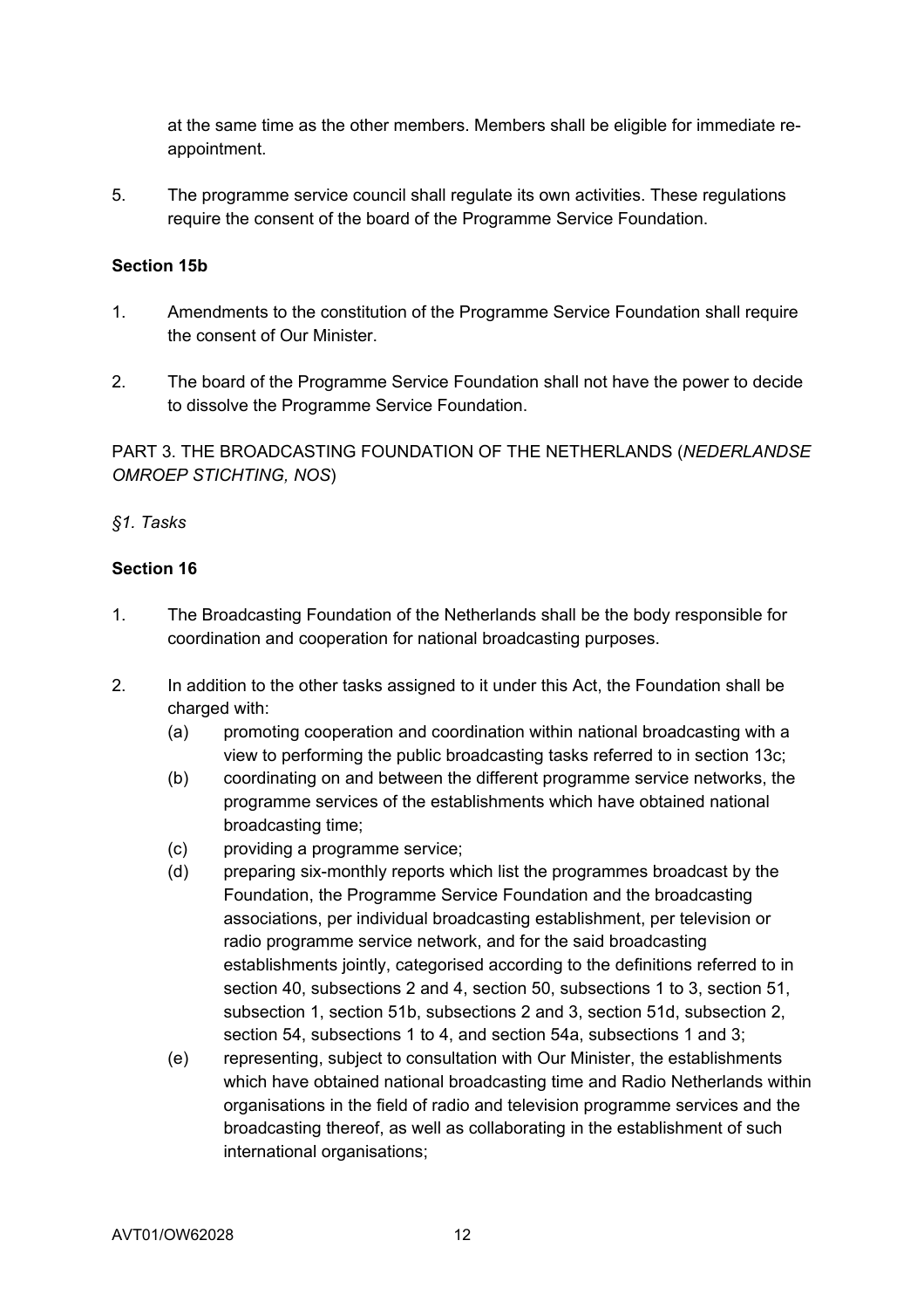at the same time as the other members. Members shall be eligible for immediate re-appointment.

5. The programme service council shall regulate its own activities. These regulations require the consent of the board of the Programme Service Foundation.

**Section 15b**

1. Amendments to the constitution of the Programme Service Foundation shall require the consent of Our Minister.

2. The board of the Programme Service Foundation shall not have the power to decide to dissolve the Programme Service Foundation.

PART 3. THE BROADCASTING FOUNDATION OF THE NETHERLANDS (*NEDERLANDSE OMROEP STICHTING, NOS*)

*§1. Tasks*

**Section 16**

1. The Broadcasting Foundation of the Netherlands shall be the body responsible for coordination and cooperation for national broadcasting purposes.

2. In addition to the other tasks assigned to it under this Act, the Foundation shall be charged with:
   (a) promoting cooperation and coordination within national broadcasting with a view to performing the public broadcasting tasks referred to in section 13c;
   (b) coordinating on and between the different programme service networks, the programme services of the establishments which have obtained national broadcasting time;
   (c) providing a programme service;
   (d) preparing six-monthly reports which list the programmes broadcast by the Foundation, the Programme Service Foundation and the broadcasting associations, per individual broadcasting establishment, per television or radio programme service network, and for the said broadcasting establishments jointly, categorised according to the definitions referred to in section 40, subsections 2 and 4, section 50, subsections 1 to 3, section 51, subsection 1, section 51b, subsections 2 and 3, section 51d, subsection 2, section 54, subsections 1 to 4, and section 54a, subsections 1 and 3;
   (e) representing, subject to consultation with Our Minister, the establishments which have obtained national broadcasting time and Radio Netherlands within organisations in the field of radio and television programme services and the broadcasting thereof, as well as collaborating in the establishment of such international organisations;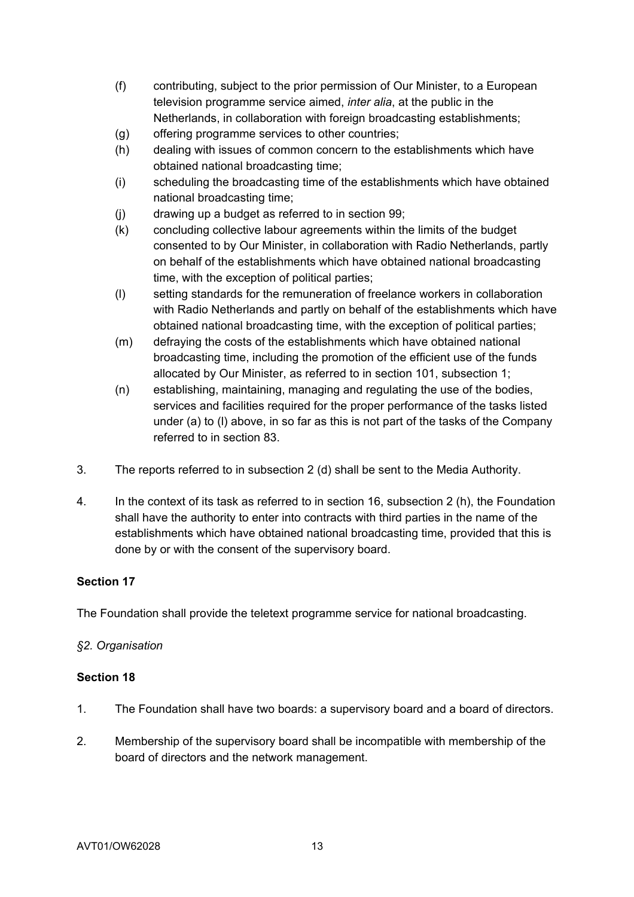(f) contributing, subject to the prior permission of Our Minister, to a European television programme service aimed, *inter alia*, at the public in the Netherlands, in collaboration with foreign broadcasting establishments;

(g) offering programme services to other countries;

(h) dealing with issues of common concern to the establishments which have obtained national broadcasting time;

(i) scheduling the broadcasting time of the establishments which have obtained national broadcasting time;

(j) drawing up a budget as referred to in section 99;

(k) concluding collective labour agreements within the limits of the budget consented to by Our Minister, in collaboration with Radio Netherlands, partly on behalf of the establishments which have obtained national broadcasting time, with the exception of political parties;

(l) setting standards for the remuneration of freelance workers in collaboration with Radio Netherlands and partly on behalf of the establishments which have obtained national broadcasting time, with the exception of political parties;

(m) defraying the costs of the establishments which have obtained national broadcasting time, including the promotion of the efficient use of the funds allocated by Our Minister, as referred to in section 101, subsection 1;

(n) establishing, maintaining, managing and regulating the use of the bodies, services and facilities required for the proper performance of the tasks listed under (a) to (l) above, in so far as this is not part of the tasks of the Company referred to in section 83.

3. The reports referred to in subsection 2 (d) shall be sent to the Media Authority.

4. In the context of its task as referred to in section 16, subsection 2 (h), the Foundation shall have the authority to enter into contracts with third parties in the name of the establishments which have obtained national broadcasting time, provided that this is done by or with the consent of the supervisory board.

**Section 17**

The Foundation shall provide the teletext programme service for national broadcasting.

*§2. Organisation*

**Section 18**

1. The Foundation shall have two boards: a supervisory board and a board of directors.

2. Membership of the supervisory board shall be incompatible with membership of the board of directors and the network management.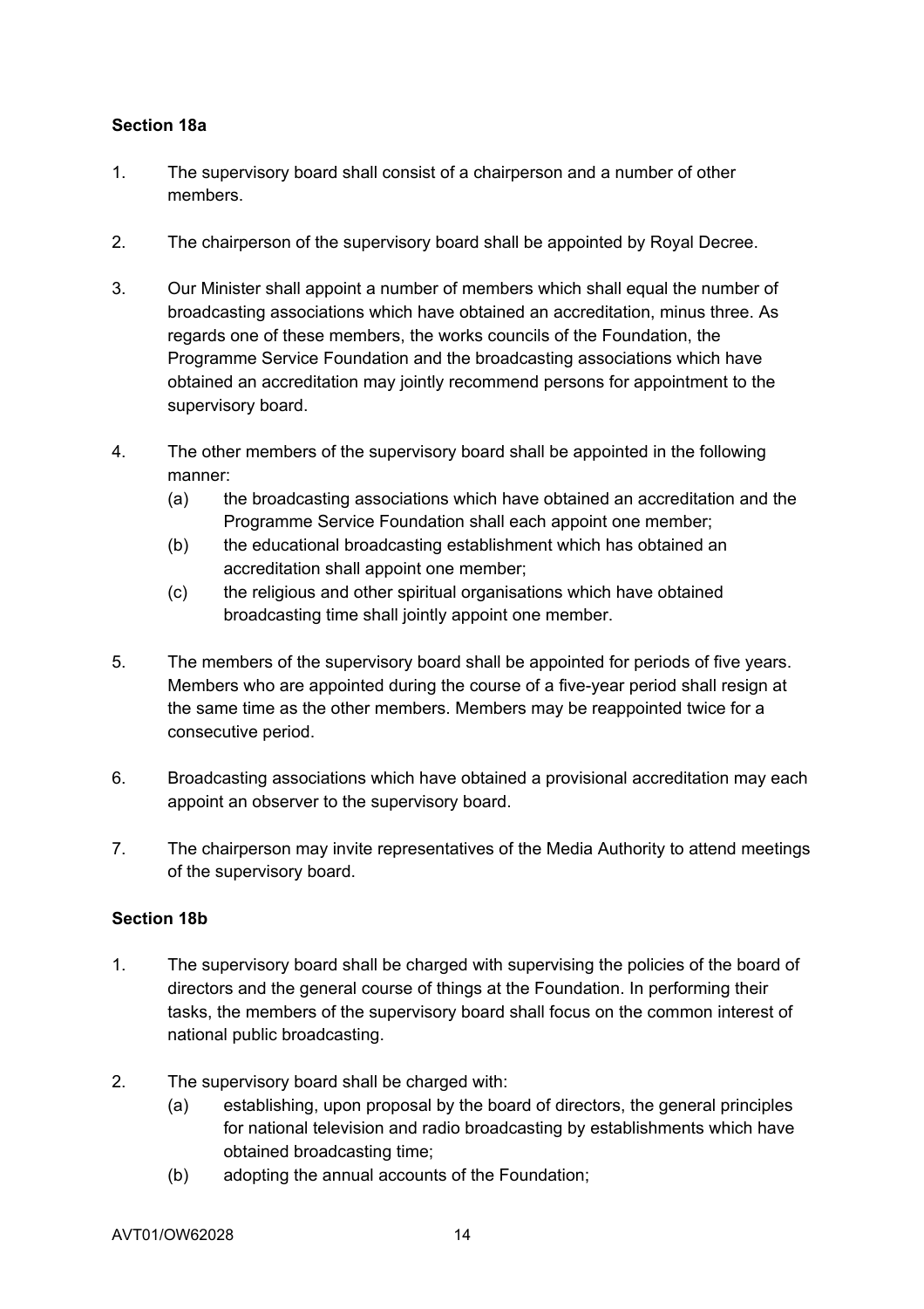**Section 18a**

1. The supervisory board shall consist of a chairperson and a number of other members.

2. The chairperson of the supervisory board shall be appointed by Royal Decree.

3. Our Minister shall appoint a number of members which shall equal the number of broadcasting associations which have obtained an accreditation, minus three. As regards one of these members, the works councils of the Foundation, the Programme Service Foundation and the broadcasting associations which have obtained an accreditation may jointly recommend persons for appointment to the supervisory board.

4. The other members of the supervisory board shall be appointed in the following manner:
   (a) the broadcasting associations which have obtained an accreditation and the Programme Service Foundation shall each appoint one member;
   (b) the educational broadcasting establishment which has obtained an accreditation shall appoint one member;
   (c) the religious and other spiritual organisations which have obtained broadcasting time shall jointly appoint one member.

5. The members of the supervisory board shall be appointed for periods of five years. Members who are appointed during the course of a five-year period shall resign at the same time as the other members. Members may be reappointed twice for a consecutive period.

6. Broadcasting associations which have obtained a provisional accreditation may each appoint an observer to the supervisory board.

7. The chairperson may invite representatives of the Media Authority to attend meetings of the supervisory board.

**Section 18b**

1. The supervisory board shall be charged with supervising the policies of the board of directors and the general course of things at the Foundation. In performing their tasks, the members of the supervisory board shall focus on the common interest of national public broadcasting.

2. The supervisory board shall be charged with:
   (a) establishing, upon proposal by the board of directors, the general principles for national television and radio broadcasting by establishments which have obtained broadcasting time;
   (b) adopting the annual accounts of the Foundation;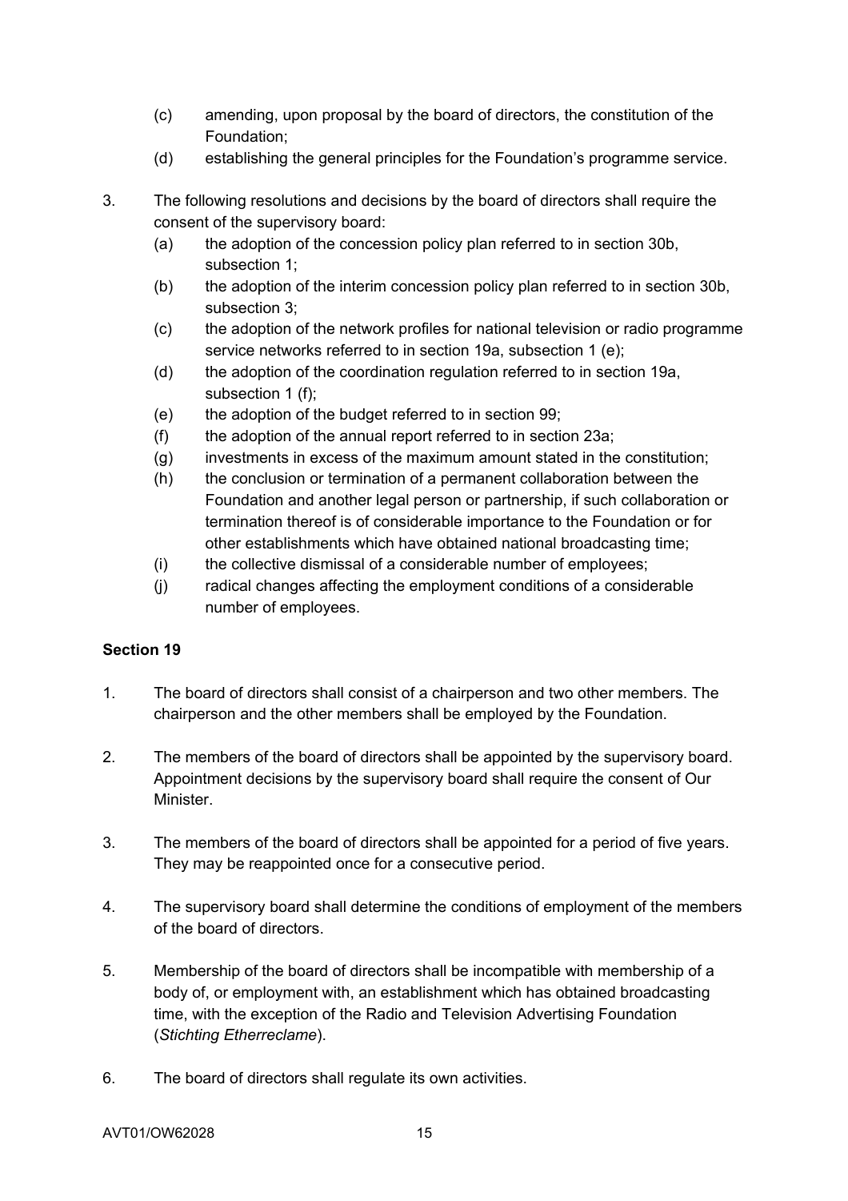(c) amending, upon proposal by the board of directors, the constitution of the Foundation;

(d) establishing the general principles for the Foundation's programme service.

3. The following resolutions and decisions by the board of directors shall require the consent of the supervisory board:

   (a) the adoption of the concession policy plan referred to in section 30b, subsection 1;

   (b) the adoption of the interim concession policy plan referred to in section 30b, subsection 3;

   (c) the adoption of the network profiles for national television or radio programme service networks referred to in section 19a, subsection 1 (e);

   (d) the adoption of the coordination regulation referred to in section 19a, subsection 1 (f);

   (e) the adoption of the budget referred to in section 99;

   (f) the adoption of the annual report referred to in section 23a;

   (g) investments in excess of the maximum amount stated in the constitution;

   (h) the conclusion or termination of a permanent collaboration between the Foundation and another legal person or partnership, if such collaboration or termination thereof is of considerable importance to the Foundation or for other establishments which have obtained national broadcasting time;

   (i) the collective dismissal of a considerable number of employees;

   (j) radical changes affecting the employment conditions of a considerable number of employees.

**Section 19**

1. The board of directors shall consist of a chairperson and two other members. The chairperson and the other members shall be employed by the Foundation.

2. The members of the board of directors shall be appointed by the supervisory board. Appointment decisions by the supervisory board shall require the consent of Our Minister.

3. The members of the board of directors shall be appointed for a period of five years. They may be reappointed once for a consecutive period.

4. The supervisory board shall determine the conditions of employment of the members of the board of directors.

5. Membership of the board of directors shall be incompatible with membership of a body of, or employment with, an establishment which has obtained broadcasting time, with the exception of the Radio and Television Advertising Foundation (*Stichting Etherreclame*).

6. The board of directors shall regulate its own activities.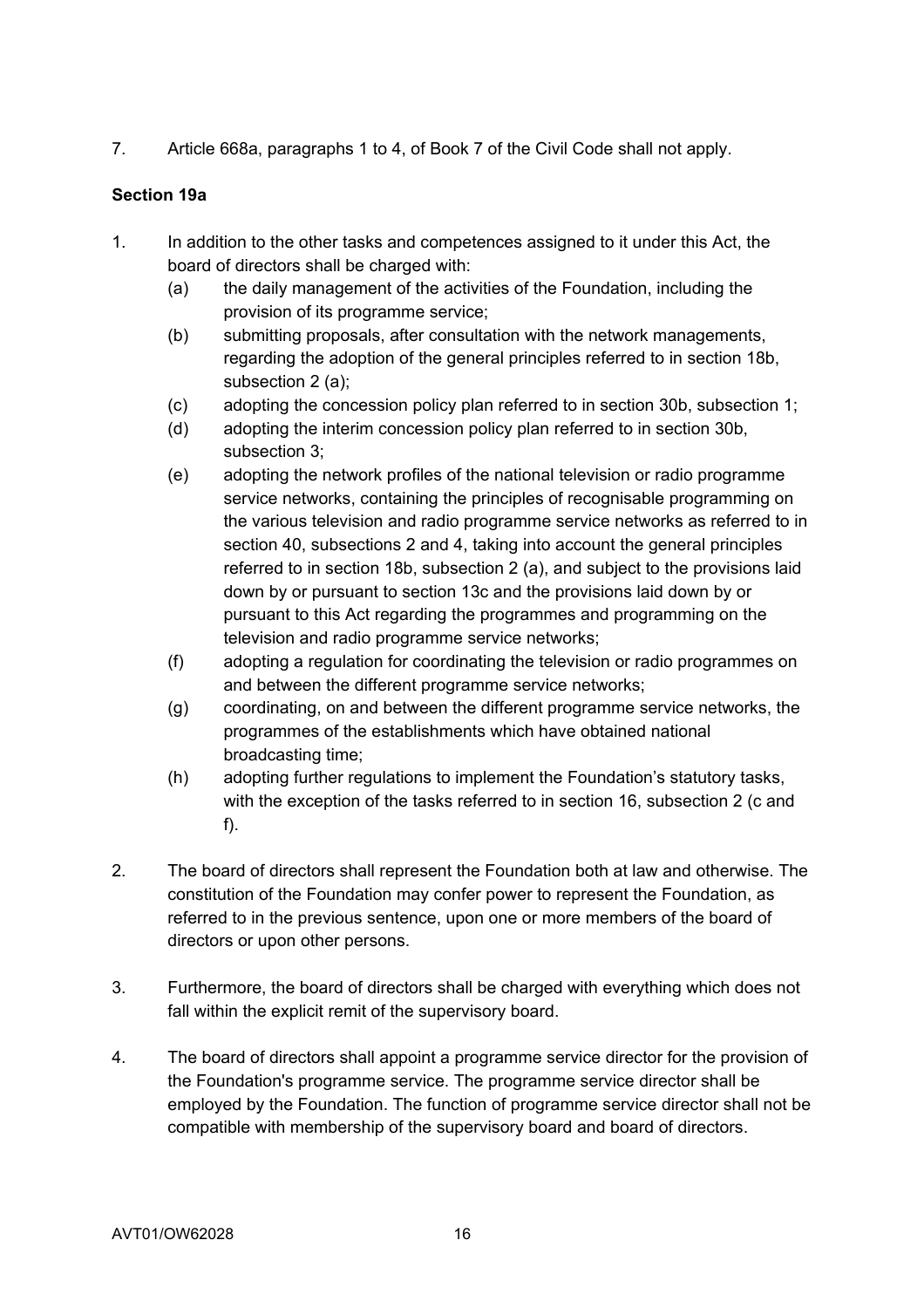7. Article 668a, paragraphs 1 to 4, of Book 7 of the Civil Code shall not apply.

**Section 19a**

1. In addition to the other tasks and competences assigned to it under this Act, the board of directors shall be charged with:
   (a) the daily management of the activities of the Foundation, including the provision of its programme service;
   (b) submitting proposals, after consultation with the network managements, regarding the adoption of the general principles referred to in section 18b, subsection 2 (a);
   (c) adopting the concession policy plan referred to in section 30b, subsection 1;
   (d) adopting the interim concession policy plan referred to in section 30b, subsection 3;
   (e) adopting the network profiles of the national television or radio programme service networks, containing the principles of recognisable programming on the various television and radio programme service networks as referred to in section 40, subsections 2 and 4, taking into account the general principles referred to in section 18b, subsection 2 (a), and subject to the provisions laid down by or pursuant to section 13c and the provisions laid down by or pursuant to this Act regarding the programmes and programming on the television and radio programme service networks;
   (f) adopting a regulation for coordinating the television or radio programmes on and between the different programme service networks;
   (g) coordinating, on and between the different programme service networks, the programmes of the establishments which have obtained national broadcasting time;
   (h) adopting further regulations to implement the Foundation's statutory tasks, with the exception of the tasks referred to in section 16, subsection 2 (c and f).

2. The board of directors shall represent the Foundation both at law and otherwise. The constitution of the Foundation may confer power to represent the Foundation, as referred to in the previous sentence, upon one or more members of the board of directors or upon other persons.

3. Furthermore, the board of directors shall be charged with everything which does not fall within the explicit remit of the supervisory board.

4. The board of directors shall appoint a programme service director for the provision of the Foundation's programme service. The programme service director shall be employed by the Foundation. The function of programme service director shall not be compatible with membership of the supervisory board and board of directors.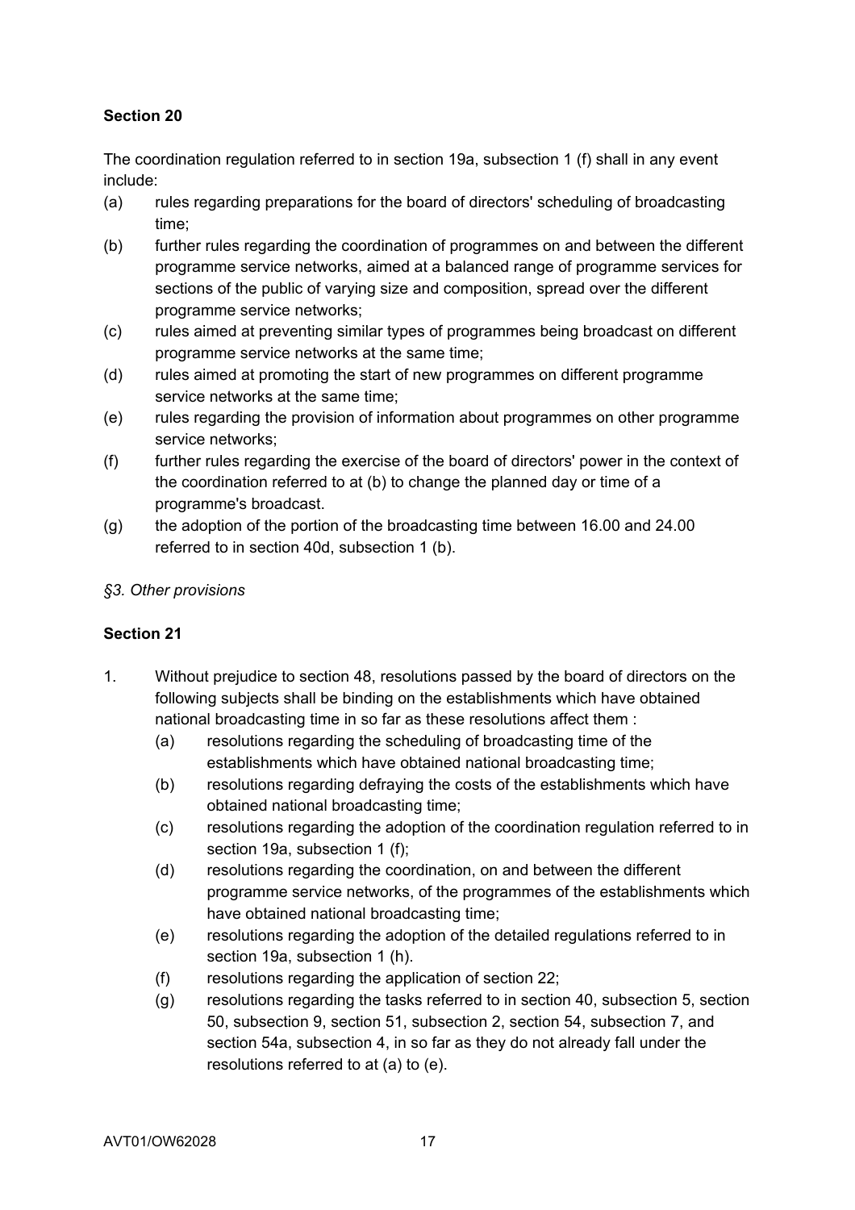**Section 20**

The coordination regulation referred to in section 19a, subsection 1 (f) shall in any event include:

(a) rules regarding preparations for the board of directors' scheduling of broadcasting time;

(b) further rules regarding the coordination of programmes on and between the different programme service networks, aimed at a balanced range of programme services for sections of the public of varying size and composition, spread over the different programme service networks;

(c) rules aimed at preventing similar types of programmes being broadcast on different programme service networks at the same time;

(d) rules aimed at promoting the start of new programmes on different programme service networks at the same time;

(e) rules regarding the provision of information about programmes on other programme service networks;

(f) further rules regarding the exercise of the board of directors' power in the context of the coordination referred to at (b) to change the planned day or time of a programme's broadcast.

(g) the adoption of the portion of the broadcasting time between 16.00 and 24.00 referred to in section 40d, subsection 1 (b).

*§3. Other provisions*

**Section 21**

1. Without prejudice to section 48, resolutions passed by the board of directors on the following subjects shall be binding on the establishments which have obtained national broadcasting time in so far as these resolutions affect them :
   (a) resolutions regarding the scheduling of broadcasting time of the establishments which have obtained national broadcasting time;
   (b) resolutions regarding defraying the costs of the establishments which have obtained national broadcasting time;
   (c) resolutions regarding the adoption of the coordination regulation referred to in section 19a, subsection 1 (f);
   (d) resolutions regarding the coordination, on and between the different programme service networks, of the programmes of the establishments which have obtained national broadcasting time;
   (e) resolutions regarding the adoption of the detailed regulations referred to in section 19a, subsection 1 (h).
   (f) resolutions regarding the application of section 22;
   (g) resolutions regarding the tasks referred to in section 40, subsection 5, section 50, subsection 9, section 51, subsection 2, section 54, subsection 7, and section 54a, subsection 4, in so far as they do not already fall under the resolutions referred to at (a) to (e).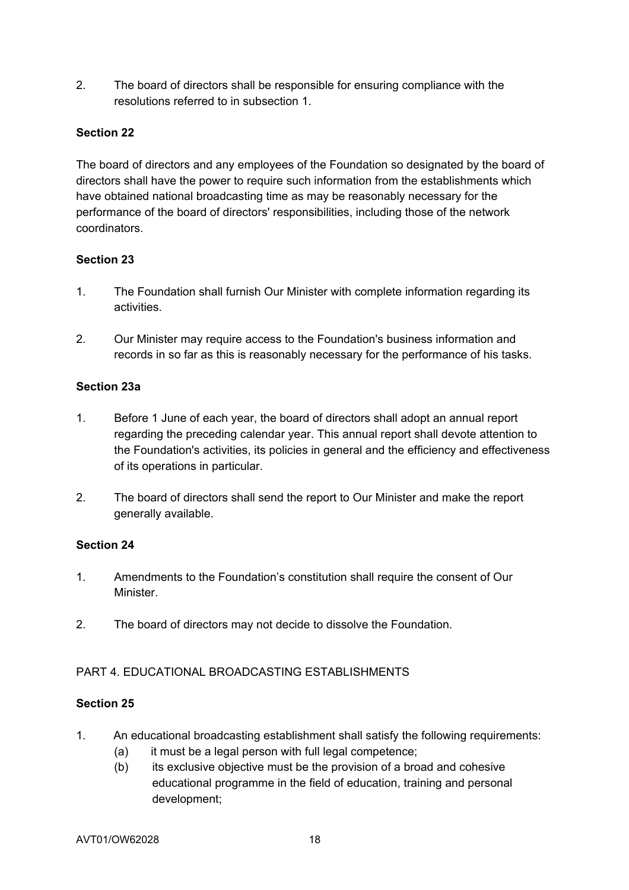2. The board of directors shall be responsible for ensuring compliance with the resolutions referred to in subsection 1.

**Section 22**

The board of directors and any employees of the Foundation so designated by the board of directors shall have the power to require such information from the establishments which have obtained national broadcasting time as may be reasonably necessary for the performance of the board of directors' responsibilities, including those of the network coordinators.

**Section 23**

1. The Foundation shall furnish Our Minister with complete information regarding its activities.

2. Our Minister may require access to the Foundation's business information and records in so far as this is reasonably necessary for the performance of his tasks.

**Section 23a**

1. Before 1 June of each year, the board of directors shall adopt an annual report regarding the preceding calendar year. This annual report shall devote attention to the Foundation's activities, its policies in general and the efficiency and effectiveness of its operations in particular.

2. The board of directors shall send the report to Our Minister and make the report generally available.

**Section 24**

1. Amendments to the Foundation's constitution shall require the consent of Our Minister.

2. The board of directors may not decide to dissolve the Foundation.

PART 4. EDUCATIONAL BROADCASTING ESTABLISHMENTS

**Section 25**

1. An educational broadcasting establishment shall satisfy the following requirements:
   (a) it must be a legal person with full legal competence;
   (b) its exclusive objective must be the provision of a broad and cohesive educational programme in the field of education, training and personal development;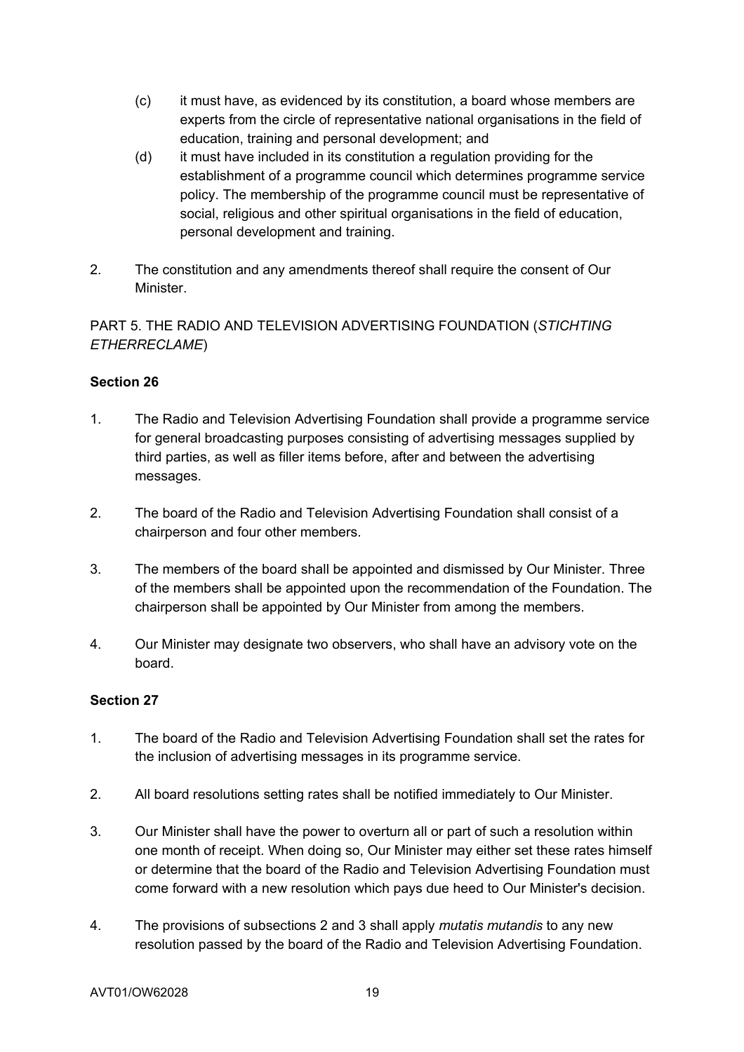(c) it must have, as evidenced by its constitution, a board whose members are experts from the circle of representative national organisations in the field of education, training and personal development; and

(d) it must have included in its constitution a regulation providing for the establishment of a programme council which determines programme service policy. The membership of the programme council must be representative of social, religious and other spiritual organisations in the field of education, personal development and training.

2. The constitution and any amendments thereof shall require the consent of Our Minister.

PART 5. THE RADIO AND TELEVISION ADVERTISING FOUNDATION (*STICHTING ETHERRECLAME*)

**Section 26**

1. The Radio and Television Advertising Foundation shall provide a programme service for general broadcasting purposes consisting of advertising messages supplied by third parties, as well as filler items before, after and between the advertising messages.

2. The board of the Radio and Television Advertising Foundation shall consist of a chairperson and four other members.

3. The members of the board shall be appointed and dismissed by Our Minister. Three of the members shall be appointed upon the recommendation of the Foundation. The chairperson shall be appointed by Our Minister from among the members.

4. Our Minister may designate two observers, who shall have an advisory vote on the board.

**Section 27**

1. The board of the Radio and Television Advertising Foundation shall set the rates for the inclusion of advertising messages in its programme service.

2. All board resolutions setting rates shall be notified immediately to Our Minister.

3. Our Minister shall have the power to overturn all or part of such a resolution within one month of receipt. When doing so, Our Minister may either set these rates himself or determine that the board of the Radio and Television Advertising Foundation must come forward with a new resolution which pays due heed to Our Minister's decision.

4. The provisions of subsections 2 and 3 shall apply *mutatis mutandis* to any new resolution passed by the board of the Radio and Television Advertising Foundation.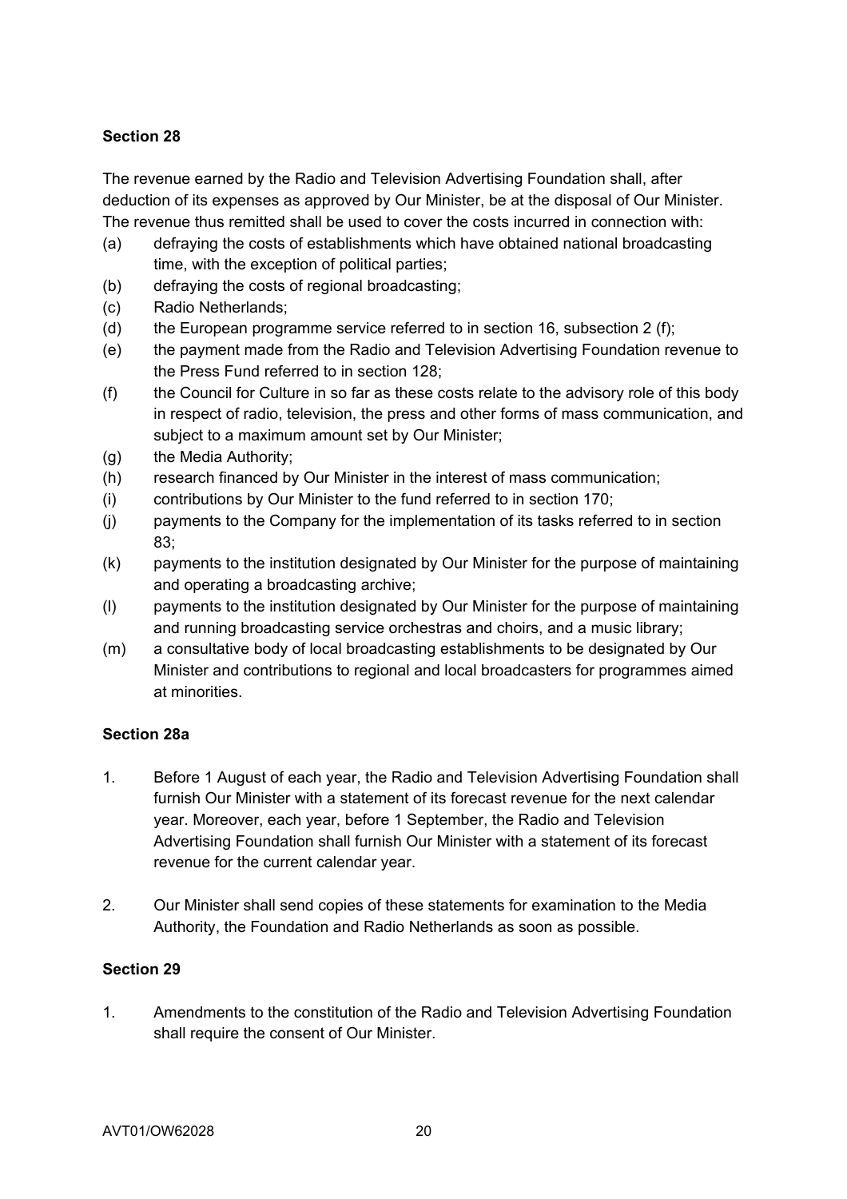**Section 28**

The revenue earned by the Radio and Television Advertising Foundation shall, after deduction of its expenses as approved by Our Minister, be at the disposal of Our Minister. The revenue thus remitted shall be used to cover the costs incurred in connection with:

(a) defraying the costs of establishments which have obtained national broadcasting time, with the exception of political parties;
(b) defraying the costs of regional broadcasting;
(c) Radio Netherlands;
(d) the European programme service referred to in section 16, subsection 2 (f);
(e) the payment made from the Radio and Television Advertising Foundation revenue to the Press Fund referred to in section 128;
(f) the Council for Culture in so far as these costs relate to the advisory role of this body in respect of radio, television, the press and other forms of mass communication, and subject to a maximum amount set by Our Minister;
(g) the Media Authority;
(h) research financed by Our Minister in the interest of mass communication;
(i) contributions by Our Minister to the fund referred to in section 170;
(j) payments to the Company for the implementation of its tasks referred to in section 83;
(k) payments to the institution designated by Our Minister for the purpose of maintaining and operating a broadcasting archive;
(l) payments to the institution designated by Our Minister for the purpose of maintaining and running broadcasting service orchestras and choirs, and a music library;
(m) a consultative body of local broadcasting establishments to be designated by Our Minister and contributions to regional and local broadcasters for programmes aimed at minorities.

**Section 28a**

1. Before 1 August of each year, the Radio and Television Advertising Foundation shall furnish Our Minister with a statement of its forecast revenue for the next calendar year. Moreover, each year, before 1 September, the Radio and Television Advertising Foundation shall furnish Our Minister with a statement of its forecast revenue for the current calendar year.

2. Our Minister shall send copies of these statements for examination to the Media Authority, the Foundation and Radio Netherlands as soon as possible.

**Section 29**

1. Amendments to the constitution of the Radio and Television Advertising Foundation shall require the consent of Our Minister.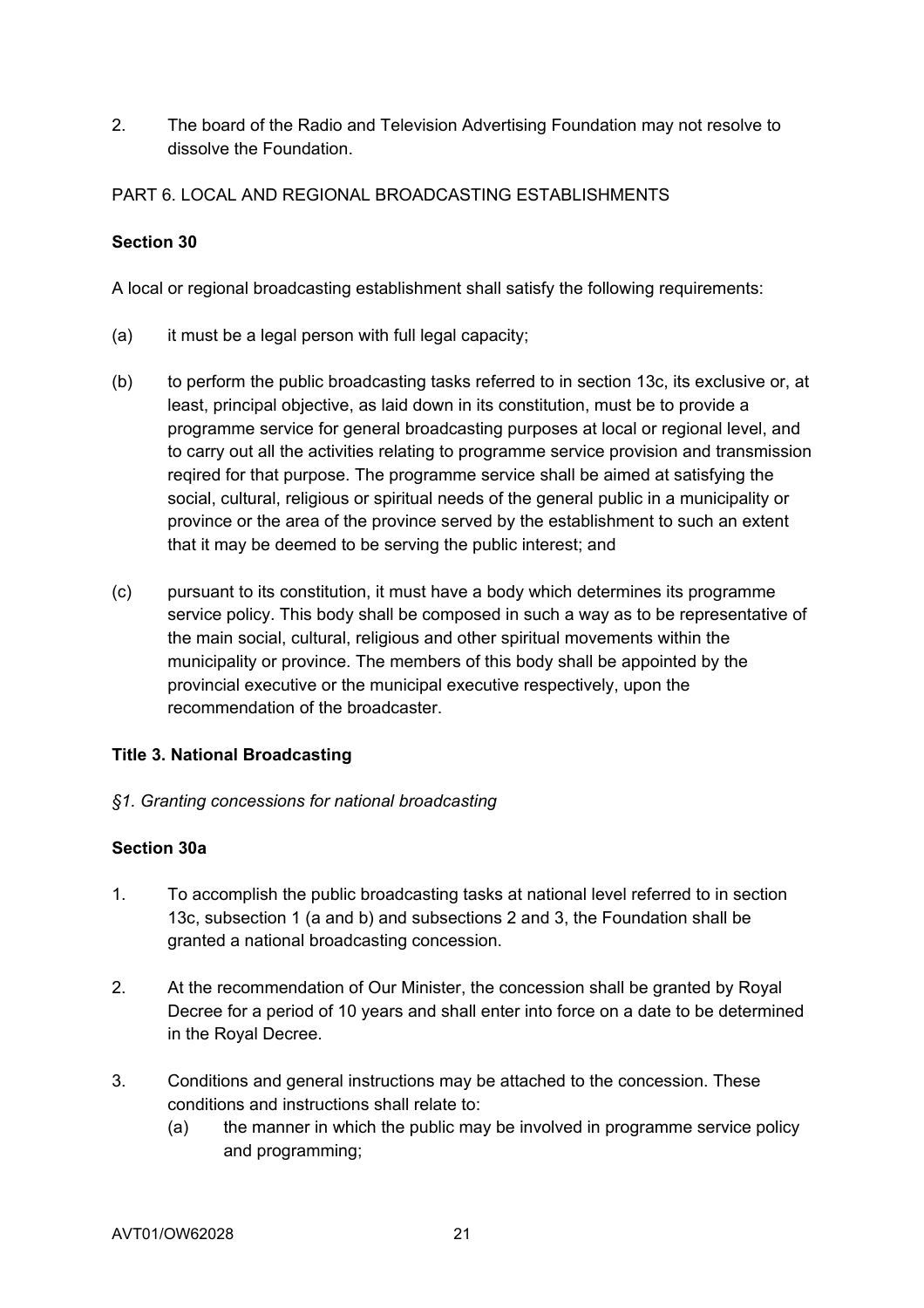2. The board of the Radio and Television Advertising Foundation may not resolve to dissolve the Foundation.

PART 6. LOCAL AND REGIONAL BROADCASTING ESTABLISHMENTS

**Section 30**

A local or regional broadcasting establishment shall satisfy the following requirements:

(a) it must be a legal person with full legal capacity;

(b) to perform the public broadcasting tasks referred to in section 13c, its exclusive or, at least, principal objective, as laid down in its constitution, must be to provide a programme service for general broadcasting purposes at local or regional level, and to carry out all the activities relating to programme service provision and transmission reqired for that purpose. The programme service shall be aimed at satisfying the social, cultural, religious or spiritual needs of the general public in a municipality or province or the area of the province served by the establishment to such an extent that it may be deemed to be serving the public interest; and

(c) pursuant to its constitution, it must have a body which determines its programme service policy. This body shall be composed in such a way as to be representative of the main social, cultural, religious and other spiritual movements within the municipality or province. The members of this body shall be appointed by the provincial executive or the municipal executive respectively, upon the recommendation of the broadcaster.

**Title 3. National Broadcasting**

*§1. Granting concessions for national broadcasting*

**Section 30a**

1. To accomplish the public broadcasting tasks at national level referred to in section 13c, subsection 1 (a and b) and subsections 2 and 3, the Foundation shall be granted a national broadcasting concession.

2. At the recommendation of Our Minister, the concession shall be granted by Royal Decree for a period of 10 years and shall enter into force on a date to be determined in the Royal Decree.

3. Conditions and general instructions may be attached to the concession. These conditions and instructions shall relate to:
   (a) the manner in which the public may be involved in programme service policy and programming;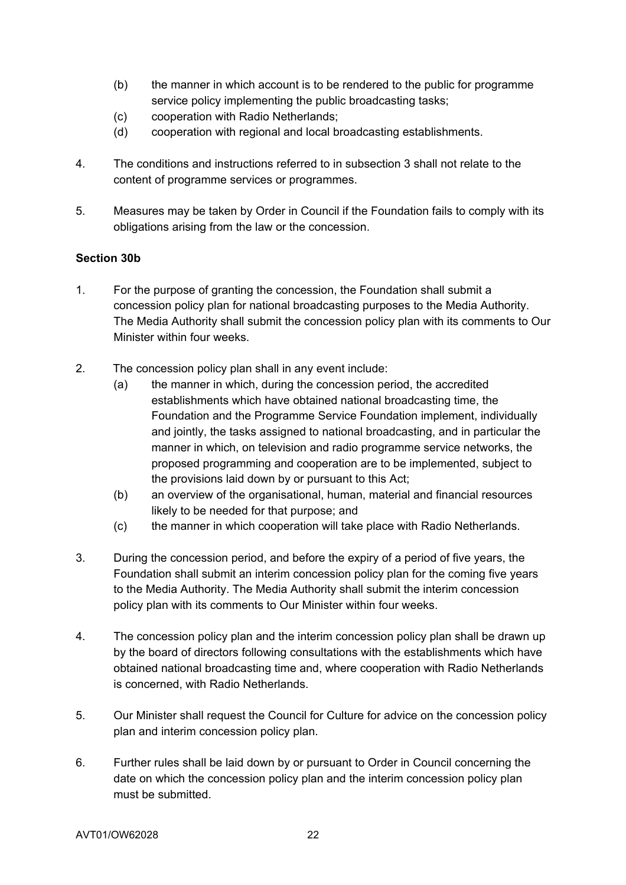(b) the manner in which account is to be rendered to the public for programme service policy implementing the public broadcasting tasks;

(c) cooperation with Radio Netherlands;

(d) cooperation with regional and local broadcasting establishments.

4. The conditions and instructions referred to in subsection 3 shall not relate to the content of programme services or programmes.

5. Measures may be taken by Order in Council if the Foundation fails to comply with its obligations arising from the law or the concession.

**Section 30b**

1. For the purpose of granting the concession, the Foundation shall submit a concession policy plan for national broadcasting purposes to the Media Authority. The Media Authority shall submit the concession policy plan with its comments to Our Minister within four weeks.

2. The concession policy plan shall in any event include:
   (a) the manner in which, during the concession period, the accredited establishments which have obtained national broadcasting time, the Foundation and the Programme Service Foundation implement, individually and jointly, the tasks assigned to national broadcasting, and in particular the manner in which, on television and radio programme service networks, the proposed programming and cooperation are to be implemented, subject to the provisions laid down by or pursuant to this Act;
   (b) an overview of the organisational, human, material and financial resources likely to be needed for that purpose; and
   (c) the manner in which cooperation will take place with Radio Netherlands.

3. During the concession period, and before the expiry of a period of five years, the Foundation shall submit an interim concession policy plan for the coming five years to the Media Authority. The Media Authority shall submit the interim concession policy plan with its comments to Our Minister within four weeks.

4. The concession policy plan and the interim concession policy plan shall be drawn up by the board of directors following consultations with the establishments which have obtained national broadcasting time and, where cooperation with Radio Netherlands is concerned, with Radio Netherlands.

5. Our Minister shall request the Council for Culture for advice on the concession policy plan and interim concession policy plan.

6. Further rules shall be laid down by or pursuant to Order in Council concerning the date on which the concession policy plan and the interim concession policy plan must be submitted.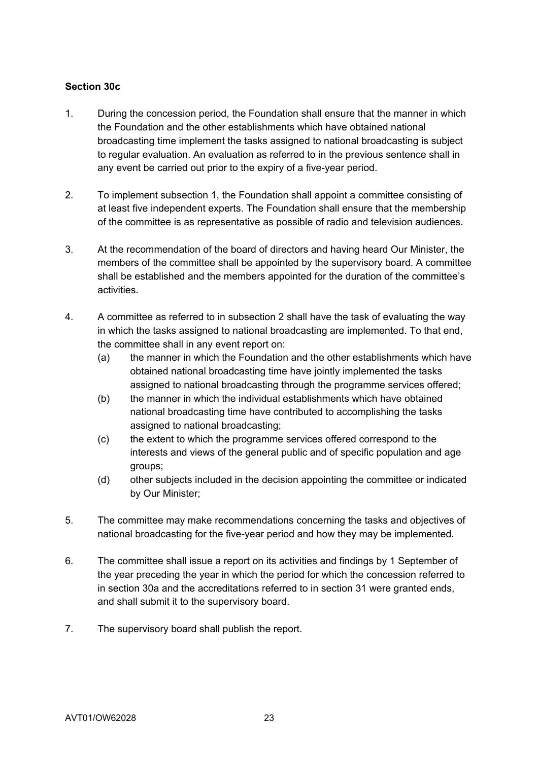**Section 30c**

1. During the concession period, the Foundation shall ensure that the manner in which the Foundation and the other establishments which have obtained national broadcasting time implement the tasks assigned to national broadcasting is subject to regular evaluation. An evaluation as referred to in the previous sentence shall in any event be carried out prior to the expiry of a five-year period.

2. To implement subsection 1, the Foundation shall appoint a committee consisting of at least five independent experts. The Foundation shall ensure that the membership of the committee is as representative as possible of radio and television audiences.

3. At the recommendation of the board of directors and having heard Our Minister, the members of the committee shall be appointed by the supervisory board. A committee shall be established and the members appointed for the duration of the committee's activities.

4. A committee as referred to in subsection 2 shall have the task of evaluating the way in which the tasks assigned to national broadcasting are implemented. To that end, the committee shall in any event report on:
   (a) the manner in which the Foundation and the other establishments which have obtained national broadcasting time have jointly implemented the tasks assigned to national broadcasting through the programme services offered;
   (b) the manner in which the individual establishments which have obtained national broadcasting time have contributed to accomplishing the tasks assigned to national broadcasting;
   (c) the extent to which the programme services offered correspond to the interests and views of the general public and of specific population and age groups;
   (d) other subjects included in the decision appointing the committee or indicated by Our Minister;

5. The committee may make recommendations concerning the tasks and objectives of national broadcasting for the five-year period and how they may be implemented.

6. The committee shall issue a report on its activities and findings by 1 September of the year preceding the year in which the period for which the concession referred to in section 30a and the accreditations referred to in section 31 were granted ends, and shall submit it to the supervisory board.

7. The supervisory board shall publish the report.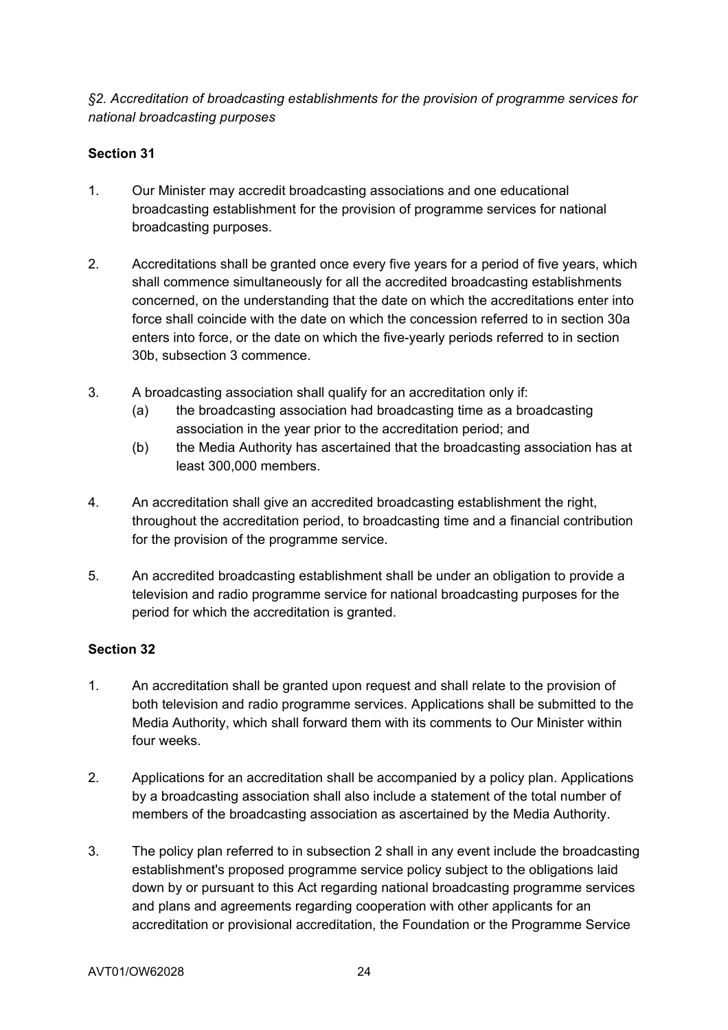*§2. Accreditation of broadcasting establishments for the provision of programme services for national broadcasting purposes*

**Section 31**

1. Our Minister may accredit broadcasting associations and one educational broadcasting establishment for the provision of programme services for national broadcasting purposes.

2. Accreditations shall be granted once every five years for a period of five years, which shall commence simultaneously for all the accredited broadcasting establishments concerned, on the understanding that the date on which the accreditations enter into force shall coincide with the date on which the concession referred to in section 30a enters into force, or the date on which the five-yearly periods referred to in section 30b, subsection 3 commence.

3. A broadcasting association shall qualify for an accreditation only if:
   (a) the broadcasting association had broadcasting time as a broadcasting association in the year prior to the accreditation period; and
   (b) the Media Authority has ascertained that the broadcasting association has at least 300,000 members.

4. An accreditation shall give an accredited broadcasting establishment the right, throughout the accreditation period, to broadcasting time and a financial contribution for the provision of the programme service.

5. An accredited broadcasting establishment shall be under an obligation to provide a television and radio programme service for national broadcasting purposes for the period for which the accreditation is granted.

**Section 32**

1. An accreditation shall be granted upon request and shall relate to the provision of both television and radio programme services. Applications shall be submitted to the Media Authority, which shall forward them with its comments to Our Minister within four weeks.

2. Applications for an accreditation shall be accompanied by a policy plan. Applications by a broadcasting association shall also include a statement of the total number of members of the broadcasting association as ascertained by the Media Authority.

3. The policy plan referred to in subsection 2 shall in any event include the broadcasting establishment's proposed programme service policy subject to the obligations laid down by or pursuant to this Act regarding national broadcasting programme services and plans and agreements regarding cooperation with other applicants for an accreditation or provisional accreditation, the Foundation or the Programme Service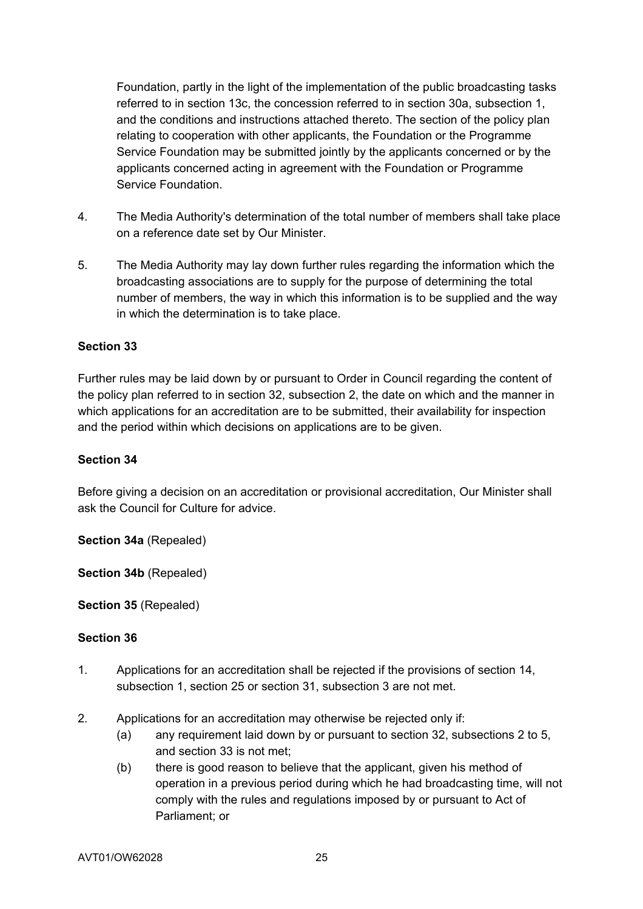Foundation, partly in the light of the implementation of the public broadcasting tasks referred to in section 13c, the concession referred to in section 30a, subsection 1, and the conditions and instructions attached thereto. The section of the policy plan relating to cooperation with other applicants, the Foundation or the Programme Service Foundation may be submitted jointly by the applicants concerned or by the applicants concerned acting in agreement with the Foundation or Programme Service Foundation.

4. The Media Authority's determination of the total number of members shall take place on a reference date set by Our Minister.

5. The Media Authority may lay down further rules regarding the information which the broadcasting associations are to supply for the purpose of determining the total number of members, the way in which this information is to be supplied and the way in which the determination is to take place.

**Section 33**

Further rules may be laid down by or pursuant to Order in Council regarding the content of the policy plan referred to in section 32, subsection 2, the date on which and the manner in which applications for an accreditation are to be submitted, their availability for inspection and the period within which decisions on applications are to be given.

**Section 34**

Before giving a decision on an accreditation or provisional accreditation, Our Minister shall ask the Council for Culture for advice.

**Section 34a** (Repealed)

**Section 34b** (Repealed)

**Section 35** (Repealed)

**Section 36**

1. Applications for an accreditation shall be rejected if the provisions of section 14, subsection 1, section 25 or section 31, subsection 3 are not met.

2. Applications for an accreditation may otherwise be rejected only if:
   - (a) any requirement laid down by or pursuant to section 32, subsections 2 to 5, and section 33 is not met;
   - (b) there is good reason to believe that the applicant, given his method of operation in a previous period during which he had broadcasting time, will not comply with the rules and regulations imposed by or pursuant to Act of Parliament; or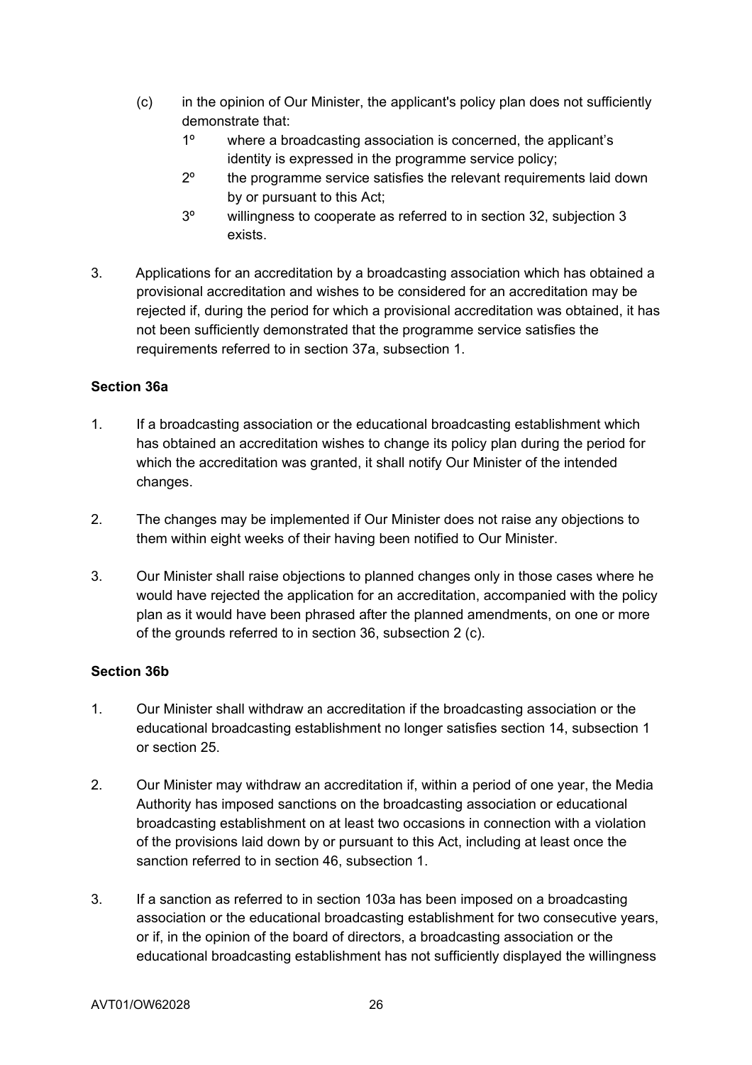(c) in the opinion of Our Minister, the applicant's policy plan does not sufficiently demonstrate that:

1º where a broadcasting association is concerned, the applicant's identity is expressed in the programme service policy;

2º the programme service satisfies the relevant requirements laid down by or pursuant to this Act;

3º willingness to cooperate as referred to in section 32, subjection 3 exists.

3. Applications for an accreditation by a broadcasting association which has obtained a provisional accreditation and wishes to be considered for an accreditation may be rejected if, during the period for which a provisional accreditation was obtained, it has not been sufficiently demonstrated that the programme service satisfies the requirements referred to in section 37a, subsection 1.

**Section 36a**

1. If a broadcasting association or the educational broadcasting establishment which has obtained an accreditation wishes to change its policy plan during the period for which the accreditation was granted, it shall notify Our Minister of the intended changes.

2. The changes may be implemented if Our Minister does not raise any objections to them within eight weeks of their having been notified to Our Minister.

3. Our Minister shall raise objections to planned changes only in those cases where he would have rejected the application for an accreditation, accompanied with the policy plan as it would have been phrased after the planned amendments, on one or more of the grounds referred to in section 36, subsection 2 (c).

**Section 36b**

1. Our Minister shall withdraw an accreditation if the broadcasting association or the educational broadcasting establishment no longer satisfies section 14, subsection 1 or section 25.

2. Our Minister may withdraw an accreditation if, within a period of one year, the Media Authority has imposed sanctions on the broadcasting association or educational broadcasting establishment on at least two occasions in connection with a violation of the provisions laid down by or pursuant to this Act, including at least once the sanction referred to in section 46, subsection 1.

3. If a sanction as referred to in section 103a has been imposed on a broadcasting association or the educational broadcasting establishment for two consecutive years, or if, in the opinion of the board of directors, a broadcasting association or the educational broadcasting establishment has not sufficiently displayed the willingness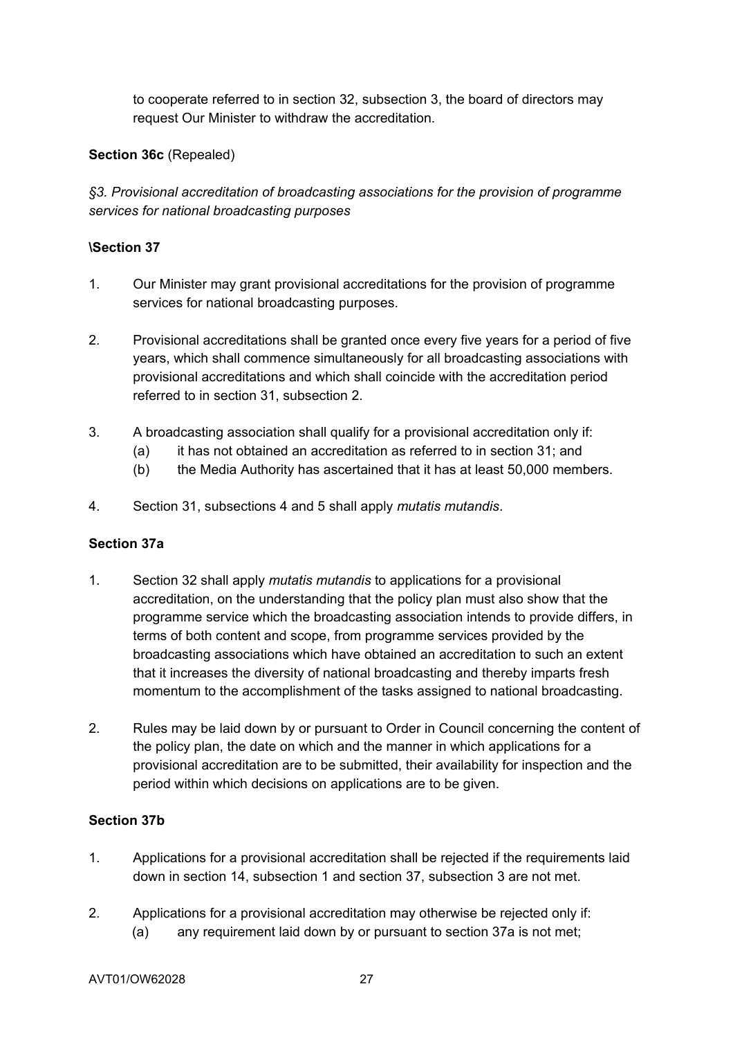to cooperate referred to in section 32, subsection 3, the board of directors may request Our Minister to withdraw the accreditation.

**Section 36c** (Repealed)

*§3. Provisional accreditation of broadcasting associations for the provision of programme services for national broadcasting purposes*

**\Section 37**

1. Our Minister may grant provisional accreditations for the provision of programme services for national broadcasting purposes.

2. Provisional accreditations shall be granted once every five years for a period of five years, which shall commence simultaneously for all broadcasting associations with provisional accreditations and which shall coincide with the accreditation period referred to in section 31, subsection 2.

3. A broadcasting association shall qualify for a provisional accreditation only if:
   (a) it has not obtained an accreditation as referred to in section 31; and
   (b) the Media Authority has ascertained that it has at least 50,000 members.

4. Section 31, subsections 4 and 5 shall apply *mutatis mutandis*.

**Section 37a**

1. Section 32 shall apply *mutatis mutandis* to applications for a provisional accreditation, on the understanding that the policy plan must also show that the programme service which the broadcasting association intends to provide differs, in terms of both content and scope, from programme services provided by the broadcasting associations which have obtained an accreditation to such an extent that it increases the diversity of national broadcasting and thereby imparts fresh momentum to the accomplishment of the tasks assigned to national broadcasting.

2. Rules may be laid down by or pursuant to Order in Council concerning the content of the policy plan, the date on which and the manner in which applications for a provisional accreditation are to be submitted, their availability for inspection and the period within which decisions on applications are to be given.

**Section 37b**

1. Applications for a provisional accreditation shall be rejected if the requirements laid down in section 14, subsection 1 and section 37, subsection 3 are not met.

2. Applications for a provisional accreditation may otherwise be rejected only if:
   (a) any requirement laid down by or pursuant to section 37a is not met;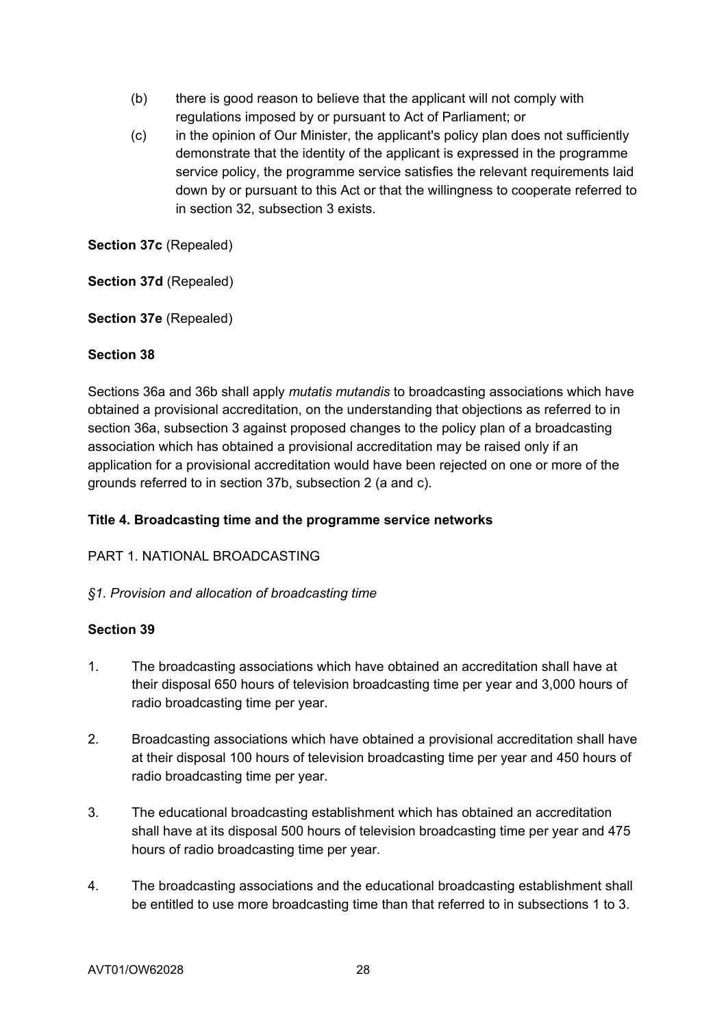(b) there is good reason to believe that the applicant will not comply with regulations imposed by or pursuant to Act of Parliament; or

(c) in the opinion of Our Minister, the applicant's policy plan does not sufficiently demonstrate that the identity of the applicant is expressed in the programme service policy, the programme service satisfies the relevant requirements laid down by or pursuant to this Act or that the willingness to cooperate referred to in section 32, subsection 3 exists.

**Section 37c** (Repealed)

**Section 37d** (Repealed)

**Section 37e** (Repealed)

**Section 38**

Sections 36a and 36b shall apply *mutatis mutandis* to broadcasting associations which have obtained a provisional accreditation, on the understanding that objections as referred to in section 36a, subsection 3 against proposed changes to the policy plan of a broadcasting association which has obtained a provisional accreditation may be raised only if an application for a provisional accreditation would have been rejected on one or more of the grounds referred to in section 37b, subsection 2 (a and c).

## Title 4. Broadcasting time and the programme service networks

PART 1. NATIONAL BROADCASTING

*§1. Provision and allocation of broadcasting time*

**Section 39**

1. The broadcasting associations which have obtained an accreditation shall have at their disposal 650 hours of television broadcasting time per year and 3,000 hours of radio broadcasting time per year.

2. Broadcasting associations which have obtained a provisional accreditation shall have at their disposal 100 hours of television broadcasting time per year and 450 hours of radio broadcasting time per year.

3. The educational broadcasting establishment which has obtained an accreditation shall have at its disposal 500 hours of television broadcasting time per year and 475 hours of radio broadcasting time per year.

4. The broadcasting associations and the educational broadcasting establishment shall be entitled to use more broadcasting time than that referred to in subsections 1 to 3.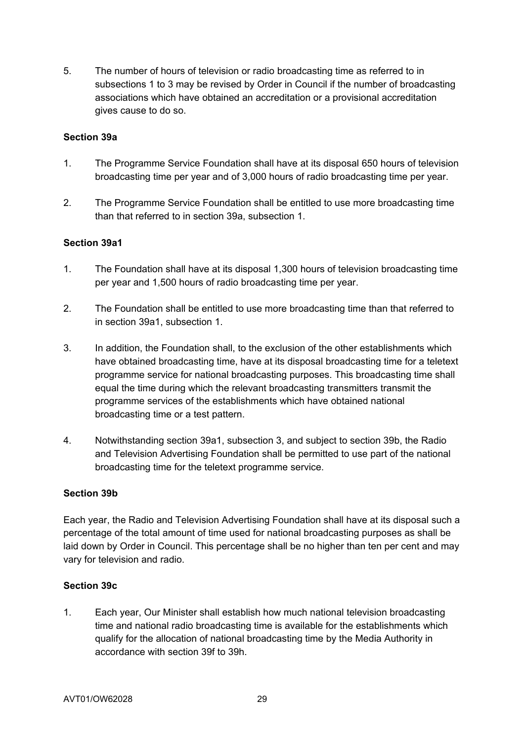5. The number of hours of television or radio broadcasting time as referred to in subsections 1 to 3 may be revised by Order in Council if the number of broadcasting associations which have obtained an accreditation or a provisional accreditation gives cause to do so.

**Section 39a**

1. The Programme Service Foundation shall have at its disposal 650 hours of television broadcasting time per year and of 3,000 hours of radio broadcasting time per year.

2. The Programme Service Foundation shall be entitled to use more broadcasting time than that referred to in section 39a, subsection 1.

**Section 39a1**

1. The Foundation shall have at its disposal 1,300 hours of television broadcasting time per year and 1,500 hours of radio broadcasting time per year.

2. The Foundation shall be entitled to use more broadcasting time than that referred to in section 39a1, subsection 1.

3. In addition, the Foundation shall, to the exclusion of the other establishments which have obtained broadcasting time, have at its disposal broadcasting time for a teletext programme service for national broadcasting purposes. This broadcasting time shall equal the time during which the relevant broadcasting transmitters transmit the programme services of the establishments which have obtained national broadcasting time or a test pattern.

4. Notwithstanding section 39a1, subsection 3, and subject to section 39b, the Radio and Television Advertising Foundation shall be permitted to use part of the national broadcasting time for the teletext programme service.

**Section 39b**

Each year, the Radio and Television Advertising Foundation shall have at its disposal such a percentage of the total amount of time used for national broadcasting purposes as shall be laid down by Order in Council. This percentage shall be no higher than ten per cent and may vary for television and radio.

**Section 39c**

1. Each year, Our Minister shall establish how much national television broadcasting time and national radio broadcasting time is available for the establishments which qualify for the allocation of national broadcasting time by the Media Authority in accordance with section 39f to 39h.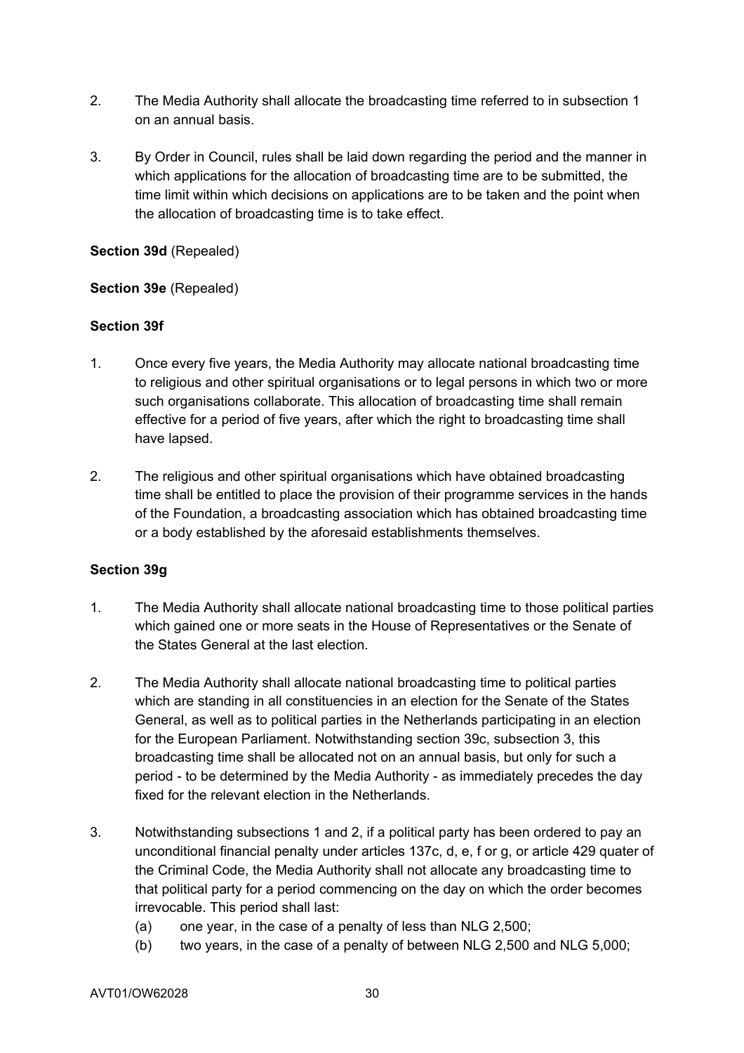2. The Media Authority shall allocate the broadcasting time referred to in subsection 1 on an annual basis.

3. By Order in Council, rules shall be laid down regarding the period and the manner in which applications for the allocation of broadcasting time are to be submitted, the time limit within which decisions on applications are to be taken and the point when the allocation of broadcasting time is to take effect.

**Section 39d** (Repealed)

**Section 39e** (Repealed)

**Section 39f**

1. Once every five years, the Media Authority may allocate national broadcasting time to religious and other spiritual organisations or to legal persons in which two or more such organisations collaborate. This allocation of broadcasting time shall remain effective for a period of five years, after which the right to broadcasting time shall have lapsed.

2. The religious and other spiritual organisations which have obtained broadcasting time shall be entitled to place the provision of their programme services in the hands of the Foundation, a broadcasting association which has obtained broadcasting time or a body established by the aforesaid establishments themselves.

**Section 39g**

1. The Media Authority shall allocate national broadcasting time to those political parties which gained one or more seats in the House of Representatives or the Senate of the States General at the last election.

2. The Media Authority shall allocate national broadcasting time to political parties which are standing in all constituencies in an election for the Senate of the States General, as well as to political parties in the Netherlands participating in an election for the European Parliament. Notwithstanding section 39c, subsection 3, this broadcasting time shall be allocated not on an annual basis, but only for such a period - to be determined by the Media Authority - as immediately precedes the day fixed for the relevant election in the Netherlands.

3. Notwithstanding subsections 1 and 2, if a political party has been ordered to pay an unconditional financial penalty under articles 137c, d, e, f or g, or article 429 quater of the Criminal Code, the Media Authority shall not allocate any broadcasting time to that political party for a period commencing on the day on which the order becomes irrevocable. This period shall last:
   (a) one year, in the case of a penalty of less than NLG 2,500;
   (b) two years, in the case of a penalty of between NLG 2,500 and NLG 5,000;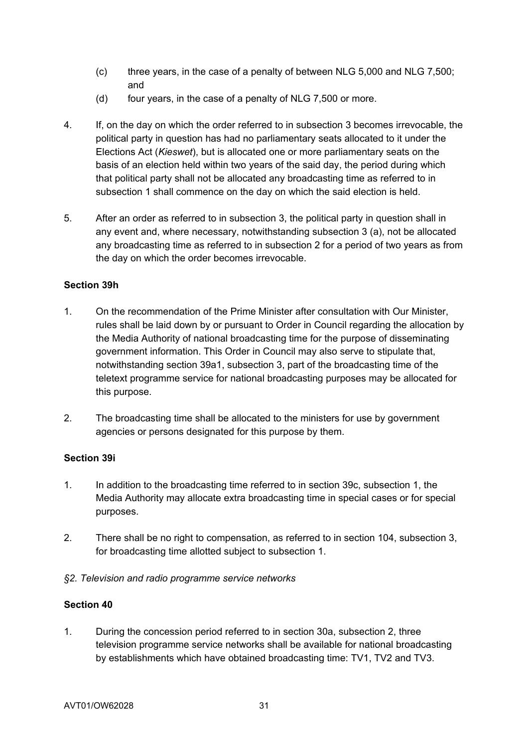(c) three years, in the case of a penalty of between NLG 5,000 and NLG 7,500; and

(d) four years, in the case of a penalty of NLG 7,500 or more.

4. If, on the day on which the order referred to in subsection 3 becomes irrevocable, the political party in question has had no parliamentary seats allocated to it under the Elections Act (*Kieswet*), but is allocated one or more parliamentary seats on the basis of an election held within two years of the said day, the period during which that political party shall not be allocated any broadcasting time as referred to in subsection 1 shall commence on the day on which the said election is held.

5. After an order as referred to in subsection 3, the political party in question shall in any event and, where necessary, notwithstanding subsection 3 (a), not be allocated any broadcasting time as referred to in subsection 2 for a period of two years as from the day on which the order becomes irrevocable.

**Section 39h**

1. On the recommendation of the Prime Minister after consultation with Our Minister, rules shall be laid down by or pursuant to Order in Council regarding the allocation by the Media Authority of national broadcasting time for the purpose of disseminating government information. This Order in Council may also serve to stipulate that, notwithstanding section 39a1, subsection 3, part of the broadcasting time of the teletext programme service for national broadcasting purposes may be allocated for this purpose.

2. The broadcasting time shall be allocated to the ministers for use by government agencies or persons designated for this purpose by them.

**Section 39i**

1. In addition to the broadcasting time referred to in section 39c, subsection 1, the Media Authority may allocate extra broadcasting time in special cases or for special purposes.

2. There shall be no right to compensation, as referred to in section 104, subsection 3, for broadcasting time allotted subject to subsection 1.

*§2. Television and radio programme service networks*

**Section 40**

1. During the concession period referred to in section 30a, subsection 2, three television programme service networks shall be available for national broadcasting by establishments which have obtained broadcasting time: TV1, TV2 and TV3.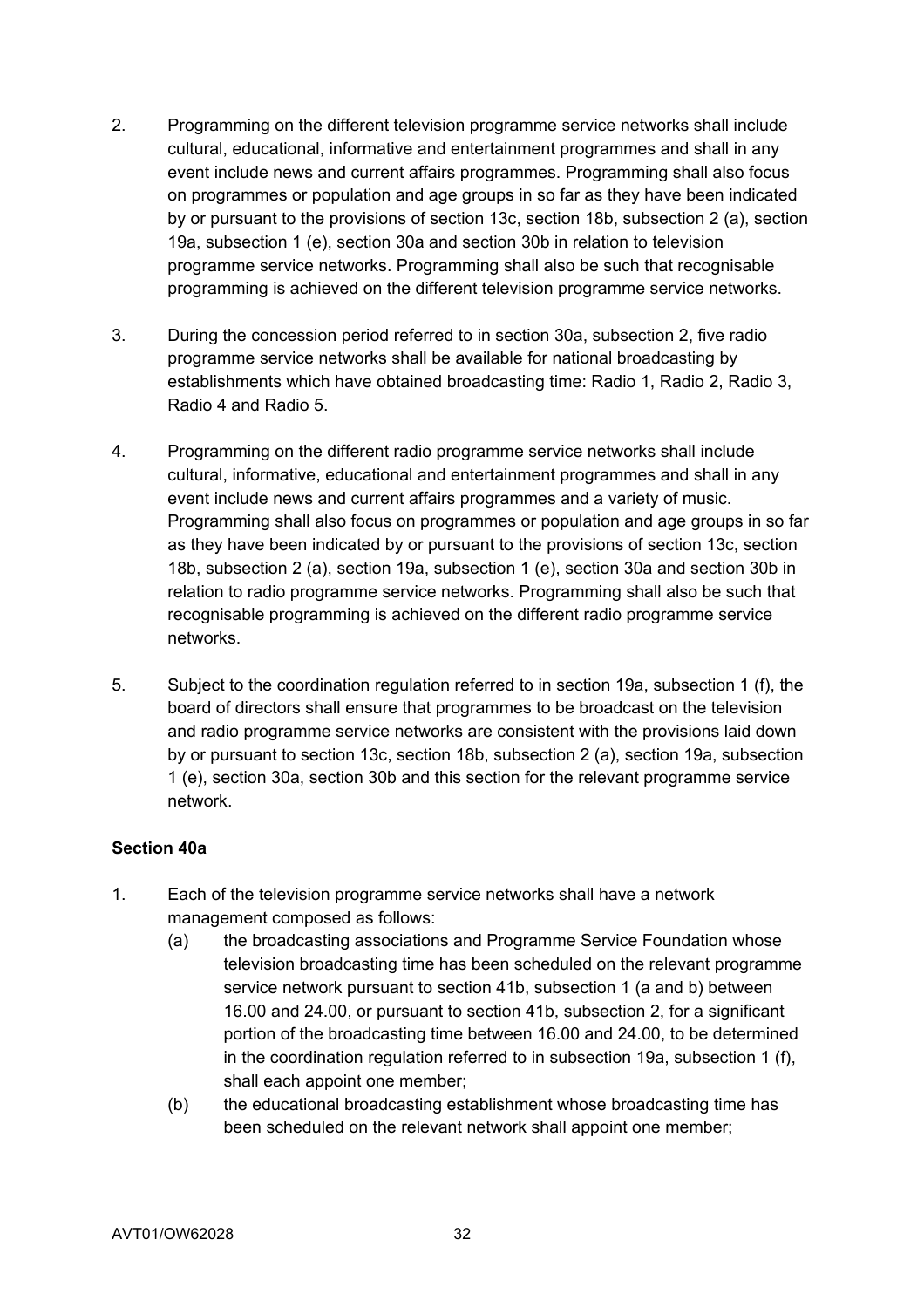2. Programming on the different television programme service networks shall include cultural, educational, informative and entertainment programmes and shall in any event include news and current affairs programmes. Programming shall also focus on programmes or population and age groups in so far as they have been indicated by or pursuant to the provisions of section 13c, section 18b, subsection 2 (a), section 19a, subsection 1 (e), section 30a and section 30b in relation to television programme service networks. Programming shall also be such that recognisable programming is achieved on the different television programme service networks.

3. During the concession period referred to in section 30a, subsection 2, five radio programme service networks shall be available for national broadcasting by establishments which have obtained broadcasting time: Radio 1, Radio 2, Radio 3, Radio 4 and Radio 5.

4. Programming on the different radio programme service networks shall include cultural, informative, educational and entertainment programmes and shall in any event include news and current affairs programmes and a variety of music. Programming shall also focus on programmes or population and age groups in so far as they have been indicated by or pursuant to the provisions of section 13c, section 18b, subsection 2 (a), section 19a, subsection 1 (e), section 30a and section 30b in relation to radio programme service networks. Programming shall also be such that recognisable programming is achieved on the different radio programme service networks.

5. Subject to the coordination regulation referred to in section 19a, subsection 1 (f), the board of directors shall ensure that programmes to be broadcast on the television and radio programme service networks are consistent with the provisions laid down by or pursuant to section 13c, section 18b, subsection 2 (a), section 19a, subsection 1 (e), section 30a, section 30b and this section for the relevant programme service network.

**Section 40a**

1. Each of the television programme service networks shall have a network management composed as follows:
   (a) the broadcasting associations and Programme Service Foundation whose television broadcasting time has been scheduled on the relevant programme service network pursuant to section 41b, subsection 1 (a and b) between 16.00 and 24.00, or pursuant to section 41b, subsection 2, for a significant portion of the broadcasting time between 16.00 and 24.00, to be determined in the coordination regulation referred to in subsection 19a, subsection 1 (f), shall each appoint one member;
   (b) the educational broadcasting establishment whose broadcasting time has been scheduled on the relevant network shall appoint one member;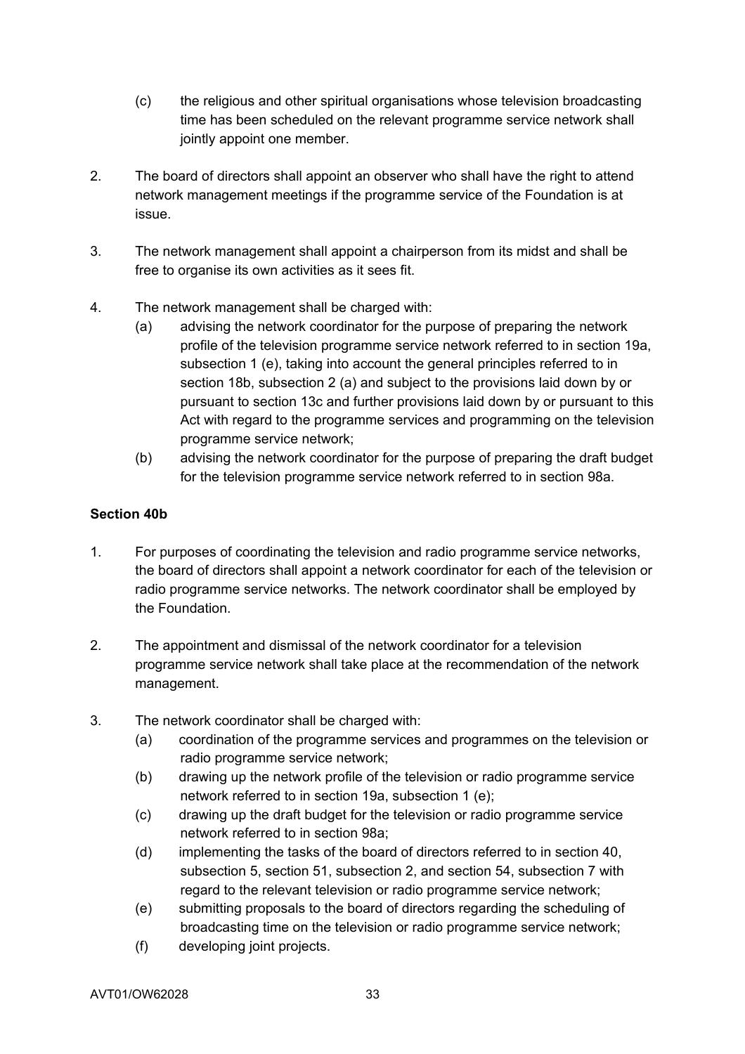(c) the religious and other spiritual organisations whose television broadcasting time has been scheduled on the relevant programme service network shall jointly appoint one member.

2. The board of directors shall appoint an observer who shall have the right to attend network management meetings if the programme service of the Foundation is at issue.

3. The network management shall appoint a chairperson from its midst and shall be free to organise its own activities as it sees fit.

4. The network management shall be charged with:
   (a) advising the network coordinator for the purpose of preparing the network profile of the television programme service network referred to in section 19a, subsection 1 (e), taking into account the general principles referred to in section 18b, subsection 2 (a) and subject to the provisions laid down by or pursuant to section 13c and further provisions laid down by or pursuant to this Act with regard to the programme services and programming on the television programme service network;
   (b) advising the network coordinator for the purpose of preparing the draft budget for the television programme service network referred to in section 98a.

**Section 40b**

1. For purposes of coordinating the television and radio programme service networks, the board of directors shall appoint a network coordinator for each of the television or radio programme service networks. The network coordinator shall be employed by the Foundation.

2. The appointment and dismissal of the network coordinator for a television programme service network shall take place at the recommendation of the network management.

3. The network coordinator shall be charged with:
   (a) coordination of the programme services and programmes on the television or radio programme service network;
   (b) drawing up the network profile of the television or radio programme service network referred to in section 19a, subsection 1 (e);
   (c) drawing up the draft budget for the television or radio programme service network referred to in section 98a;
   (d) implementing the tasks of the board of directors referred to in section 40, subsection 5, section 51, subsection 2, and section 54, subsection 7 with regard to the relevant television or radio programme service network;
   (e) submitting proposals to the board of directors regarding the scheduling of broadcasting time on the television or radio programme service network;
   (f) developing joint projects.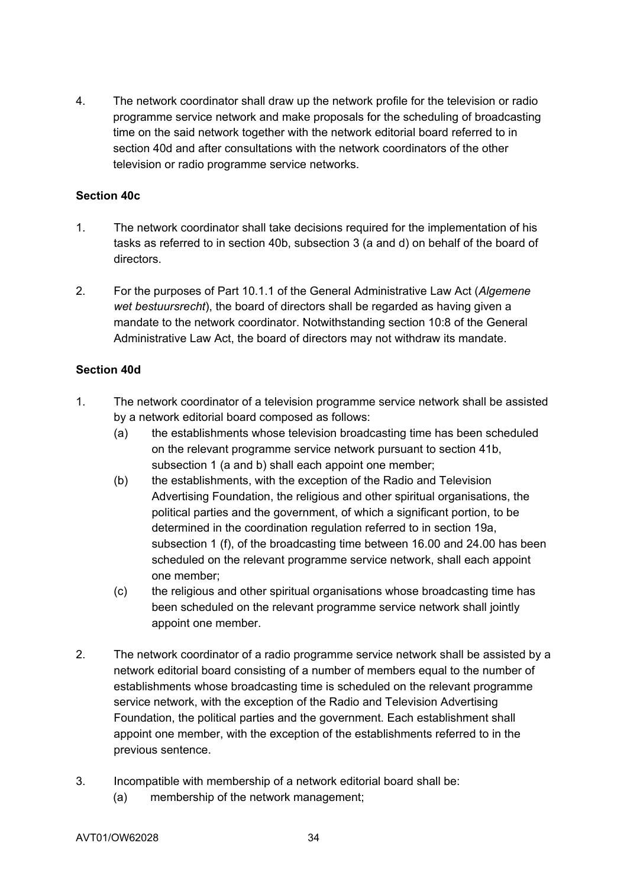4. The network coordinator shall draw up the network profile for the television or radio programme service network and make proposals for the scheduling of broadcasting time on the said network together with the network editorial board referred to in section 40d and after consultations with the network coordinators of the other television or radio programme service networks.

**Section 40c**

1. The network coordinator shall take decisions required for the implementation of his tasks as referred to in section 40b, subsection 3 (a and d) on behalf of the board of directors.

2. For the purposes of Part 10.1.1 of the General Administrative Law Act (*Algemene wet bestuursrecht*), the board of directors shall be regarded as having given a mandate to the network coordinator. Notwithstanding section 10:8 of the General Administrative Law Act, the board of directors may not withdraw its mandate.

**Section 40d**

1. The network coordinator of a television programme service network shall be assisted by a network editorial board composed as follows:
   (a) the establishments whose television broadcasting time has been scheduled on the relevant programme service network pursuant to section 41b, subsection 1 (a and b) shall each appoint one member;
   (b) the establishments, with the exception of the Radio and Television Advertising Foundation, the religious and other spiritual organisations, the political parties and the government, of which a significant portion, to be determined in the coordination regulation referred to in section 19a, subsection 1 (f), of the broadcasting time between 16.00 and 24.00 has been scheduled on the relevant programme service network, shall each appoint one member;
   (c) the religious and other spiritual organisations whose broadcasting time has been scheduled on the relevant programme service network shall jointly appoint one member.

2. The network coordinator of a radio programme service network shall be assisted by a network editorial board consisting of a number of members equal to the number of establishments whose broadcasting time is scheduled on the relevant programme service network, with the exception of the Radio and Television Advertising Foundation, the political parties and the government. Each establishment shall appoint one member, with the exception of the establishments referred to in the previous sentence.

3. Incompatible with membership of a network editorial board shall be:
   (a) membership of the network management;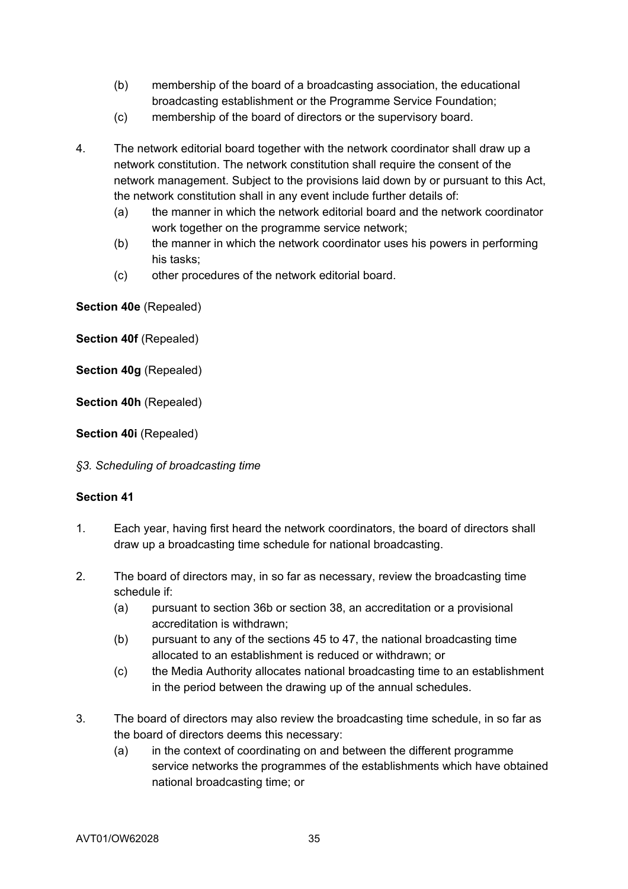(b) membership of the board of a broadcasting association, the educational broadcasting establishment or the Programme Service Foundation;

(c) membership of the board of directors or the supervisory board.

4. The network editorial board together with the network coordinator shall draw up a network constitution. The network constitution shall require the consent of the network management. Subject to the provisions laid down by or pursuant to this Act, the network constitution shall in any event include further details of:
   (a) the manner in which the network editorial board and the network coordinator work together on the programme service network;
   (b) the manner in which the network coordinator uses his powers in performing his tasks;
   (c) other procedures of the network editorial board.

**Section 40e** (Repealed)

**Section 40f** (Repealed)

**Section 40g** (Repealed)

**Section 40h** (Repealed)

**Section 40i** (Repealed)

*§3. Scheduling of broadcasting time*

**Section 41**

1. Each year, having first heard the network coordinators, the board of directors shall draw up a broadcasting time schedule for national broadcasting.

2. The board of directors may, in so far as necessary, review the broadcasting time schedule if:
   (a) pursuant to section 36b or section 38, an accreditation or a provisional accreditation is withdrawn;
   (b) pursuant to any of the sections 45 to 47, the national broadcasting time allocated to an establishment is reduced or withdrawn; or
   (c) the Media Authority allocates national broadcasting time to an establishment in the period between the drawing up of the annual schedules.

3. The board of directors may also review the broadcasting time schedule, in so far as the board of directors deems this necessary:
   (a) in the context of coordinating on and between the different programme service networks the programmes of the establishments which have obtained national broadcasting time; or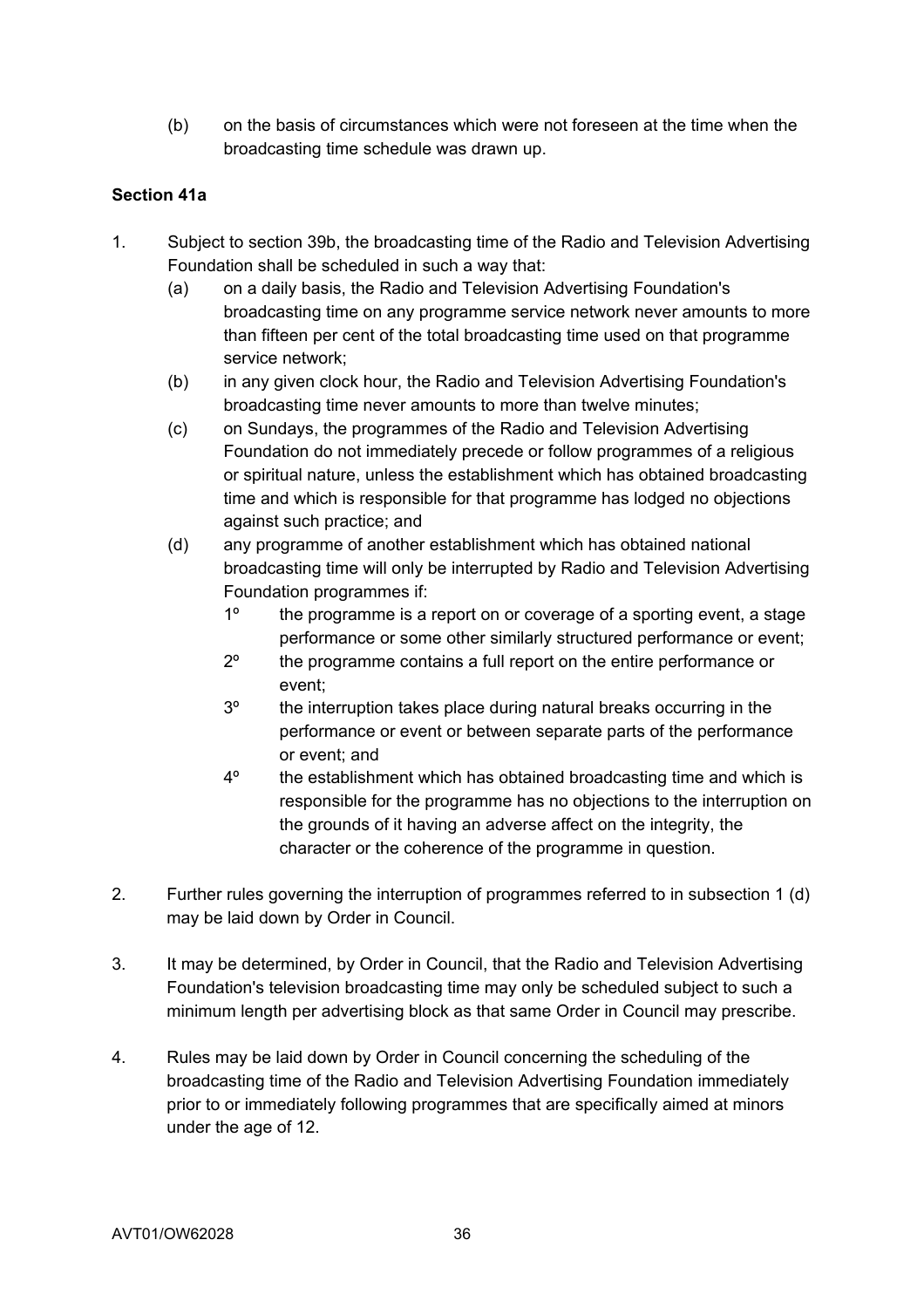(b) on the basis of circumstances which were not foreseen at the time when the broadcasting time schedule was drawn up.

**Section 41a**

1. Subject to section 39b, the broadcasting time of the Radio and Television Advertising Foundation shall be scheduled in such a way that:
   (a) on a daily basis, the Radio and Television Advertising Foundation's broadcasting time on any programme service network never amounts to more than fifteen per cent of the total broadcasting time used on that programme service network;
   (b) in any given clock hour, the Radio and Television Advertising Foundation's broadcasting time never amounts to more than twelve minutes;
   (c) on Sundays, the programmes of the Radio and Television Advertising Foundation do not immediately precede or follow programmes of a religious or spiritual nature, unless the establishment which has obtained broadcasting time and which is responsible for that programme has lodged no objections against such practice; and
   (d) any programme of another establishment which has obtained national broadcasting time will only be interrupted by Radio and Television Advertising Foundation programmes if:
      1º the programme is a report on or coverage of a sporting event, a stage performance or some other similarly structured performance or event;
      2º the programme contains a full report on the entire performance or event;
      3º the interruption takes place during natural breaks occurring in the performance or event or between separate parts of the performance or event; and
      4º the establishment which has obtained broadcasting time and which is responsible for the programme has no objections to the interruption on the grounds of it having an adverse affect on the integrity, the character or the coherence of the programme in question.

2. Further rules governing the interruption of programmes referred to in subsection 1 (d) may be laid down by Order in Council.

3. It may be determined, by Order in Council, that the Radio and Television Advertising Foundation's television broadcasting time may only be scheduled subject to such a minimum length per advertising block as that same Order in Council may prescribe.

4. Rules may be laid down by Order in Council concerning the scheduling of the broadcasting time of the Radio and Television Advertising Foundation immediately prior to or immediately following programmes that are specifically aimed at minors under the age of 12.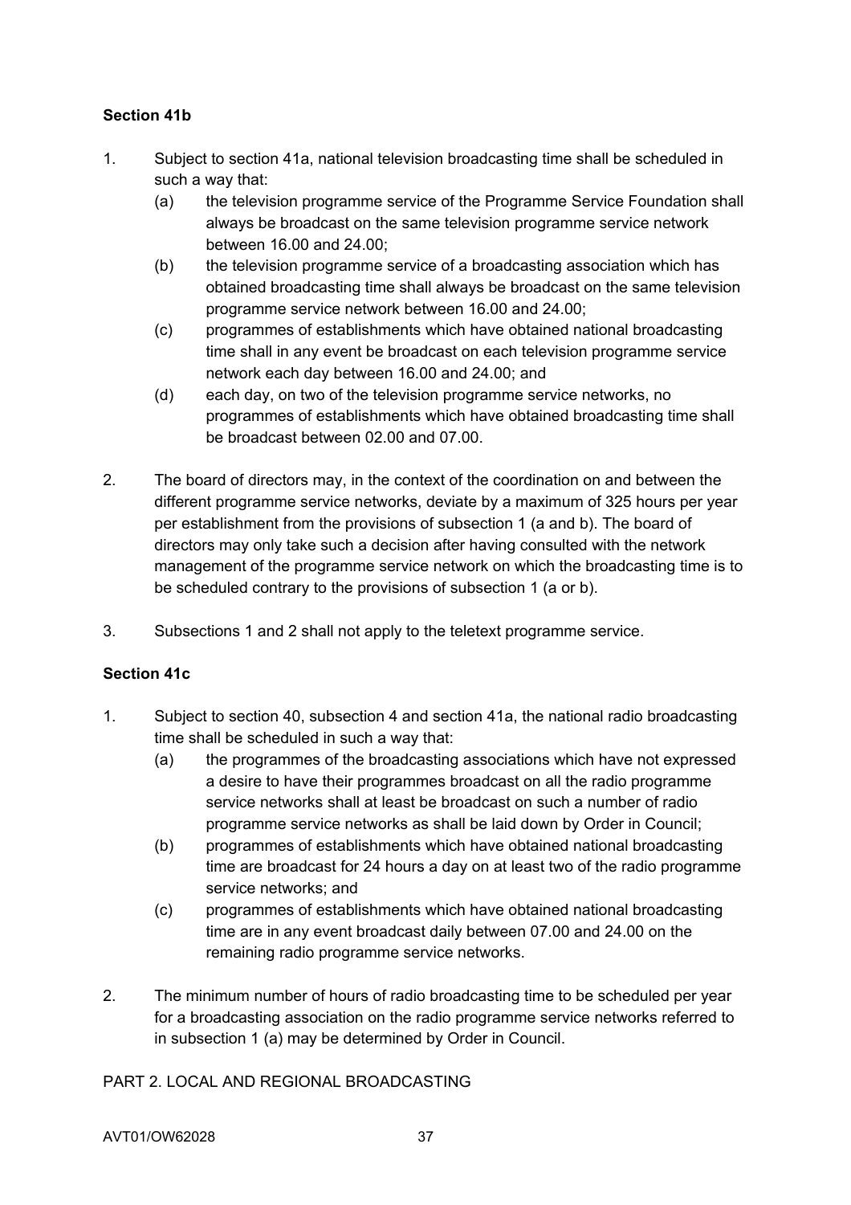**Section 41b**

1. Subject to section 41a, national television broadcasting time shall be scheduled in such a way that:
   (a) the television programme service of the Programme Service Foundation shall always be broadcast on the same television programme service network between 16.00 and 24.00;
   (b) the television programme service of a broadcasting association which has obtained broadcasting time shall always be broadcast on the same television programme service network between 16.00 and 24.00;
   (c) programmes of establishments which have obtained national broadcasting time shall in any event be broadcast on each television programme service network each day between 16.00 and 24.00; and
   (d) each day, on two of the television programme service networks, no programmes of establishments which have obtained broadcasting time shall be broadcast between 02.00 and 07.00.

2. The board of directors may, in the context of the coordination on and between the different programme service networks, deviate by a maximum of 325 hours per year per establishment from the provisions of subsection 1 (a and b). The board of directors may only take such a decision after having consulted with the network management of the programme service network on which the broadcasting time is to be scheduled contrary to the provisions of subsection 1 (a or b).

3. Subsections 1 and 2 shall not apply to the teletext programme service.

**Section 41c**

1. Subject to section 40, subsection 4 and section 41a, the national radio broadcasting time shall be scheduled in such a way that:
   (a) the programmes of the broadcasting associations which have not expressed a desire to have their programmes broadcast on all the radio programme service networks shall at least be broadcast on such a number of radio programme service networks as shall be laid down by Order in Council;
   (b) programmes of establishments which have obtained national broadcasting time are broadcast for 24 hours a day on at least two of the radio programme service networks; and
   (c) programmes of establishments which have obtained national broadcasting time are in any event broadcast daily between 07.00 and 24.00 on the remaining radio programme service networks.

2. The minimum number of hours of radio broadcasting time to be scheduled per year for a broadcasting association on the radio programme service networks referred to in subsection 1 (a) may be determined by Order in Council.

PART 2. LOCAL AND REGIONAL BROADCASTING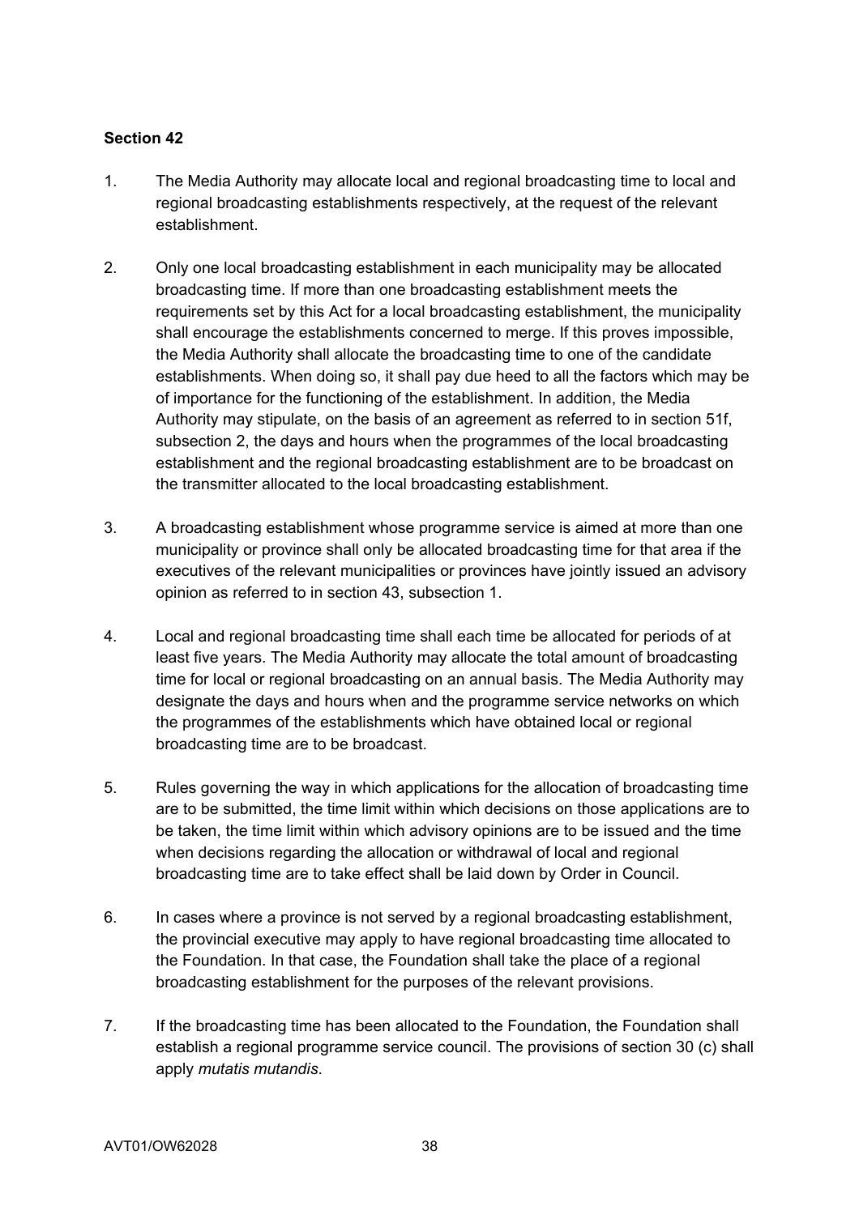**Section 42**

1. The Media Authority may allocate local and regional broadcasting time to local and regional broadcasting establishments respectively, at the request of the relevant establishment.

2. Only one local broadcasting establishment in each municipality may be allocated broadcasting time. If more than one broadcasting establishment meets the requirements set by this Act for a local broadcasting establishment, the municipality shall encourage the establishments concerned to merge. If this proves impossible, the Media Authority shall allocate the broadcasting time to one of the candidate establishments. When doing so, it shall pay due heed to all the factors which may be of importance for the functioning of the establishment. In addition, the Media Authority may stipulate, on the basis of an agreement as referred to in section 51f, subsection 2, the days and hours when the programmes of the local broadcasting establishment and the regional broadcasting establishment are to be broadcast on the transmitter allocated to the local broadcasting establishment.

3. A broadcasting establishment whose programme service is aimed at more than one municipality or province shall only be allocated broadcasting time for that area if the executives of the relevant municipalities or provinces have jointly issued an advisory opinion as referred to in section 43, subsection 1.

4. Local and regional broadcasting time shall each time be allocated for periods of at least five years. The Media Authority may allocate the total amount of broadcasting time for local or regional broadcasting on an annual basis. The Media Authority may designate the days and hours when and the programme service networks on which the programmes of the establishments which have obtained local or regional broadcasting time are to be broadcast.

5. Rules governing the way in which applications for the allocation of broadcasting time are to be submitted, the time limit within which decisions on those applications are to be taken, the time limit within which advisory opinions are to be issued and the time when decisions regarding the allocation or withdrawal of local and regional broadcasting time are to take effect shall be laid down by Order in Council.

6. In cases where a province is not served by a regional broadcasting establishment, the provincial executive may apply to have regional broadcasting time allocated to the Foundation. In that case, the Foundation shall take the place of a regional broadcasting establishment for the purposes of the relevant provisions.

7. If the broadcasting time has been allocated to the Foundation, the Foundation shall establish a regional programme service council. The provisions of section 30 (c) shall apply *mutatis mutandis*.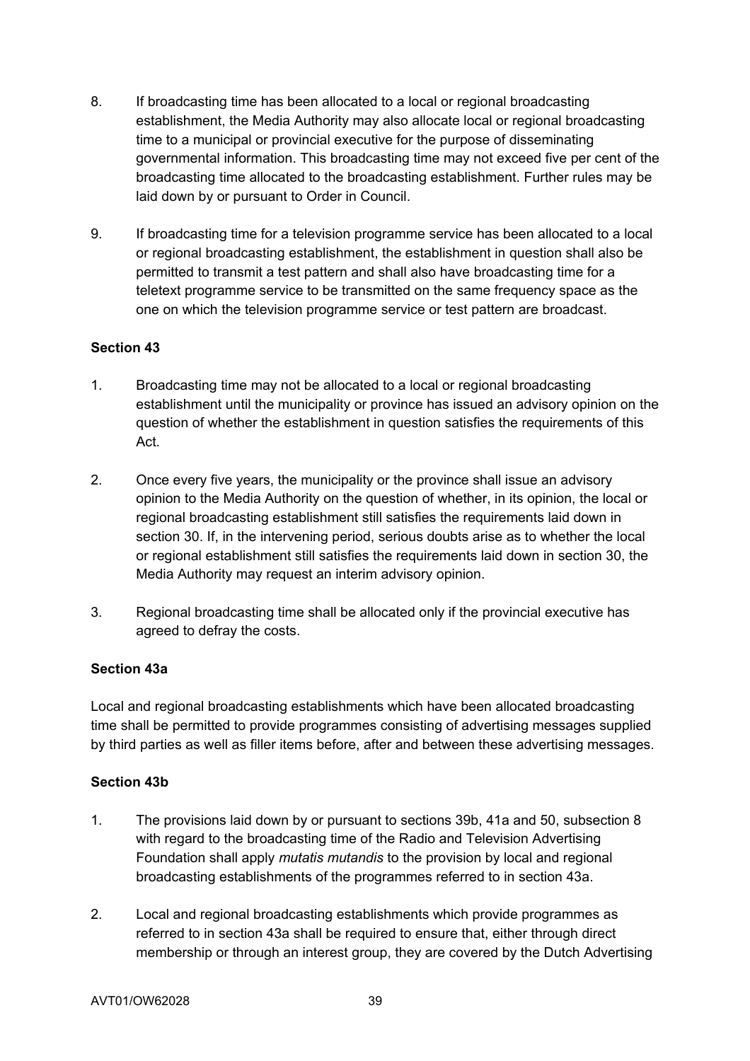8. If broadcasting time has been allocated to a local or regional broadcasting establishment, the Media Authority may also allocate local or regional broadcasting time to a municipal or provincial executive for the purpose of disseminating governmental information. This broadcasting time may not exceed five per cent of the broadcasting time allocated to the broadcasting establishment. Further rules may be laid down by or pursuant to Order in Council.

9. If broadcasting time for a television programme service has been allocated to a local or regional broadcasting establishment, the establishment in question shall also be permitted to transmit a test pattern and shall also have broadcasting time for a teletext programme service to be transmitted on the same frequency space as the one on which the television programme service or test pattern are broadcast.

**Section 43**

1. Broadcasting time may not be allocated to a local or regional broadcasting establishment until the municipality or province has issued an advisory opinion on the question of whether the establishment in question satisfies the requirements of this Act.

2. Once every five years, the municipality or the province shall issue an advisory opinion to the Media Authority on the question of whether, in its opinion, the local or regional broadcasting establishment still satisfies the requirements laid down in section 30. If, in the intervening period, serious doubts arise as to whether the local or regional establishment still satisfies the requirements laid down in section 30, the Media Authority may request an interim advisory opinion.

3. Regional broadcasting time shall be allocated only if the provincial executive has agreed to defray the costs.

**Section 43a**

Local and regional broadcasting establishments which have been allocated broadcasting time shall be permitted to provide programmes consisting of advertising messages supplied by third parties as well as filler items before, after and between these advertising messages.

**Section 43b**

1. The provisions laid down by or pursuant to sections 39b, 41a and 50, subsection 8 with regard to the broadcasting time of the Radio and Television Advertising Foundation shall apply *mutatis mutandis* to the provision by local and regional broadcasting establishments of the programmes referred to in section 43a.

2. Local and regional broadcasting establishments which provide programmes as referred to in section 43a shall be required to ensure that, either through direct membership or through an interest group, they are covered by the Dutch Advertising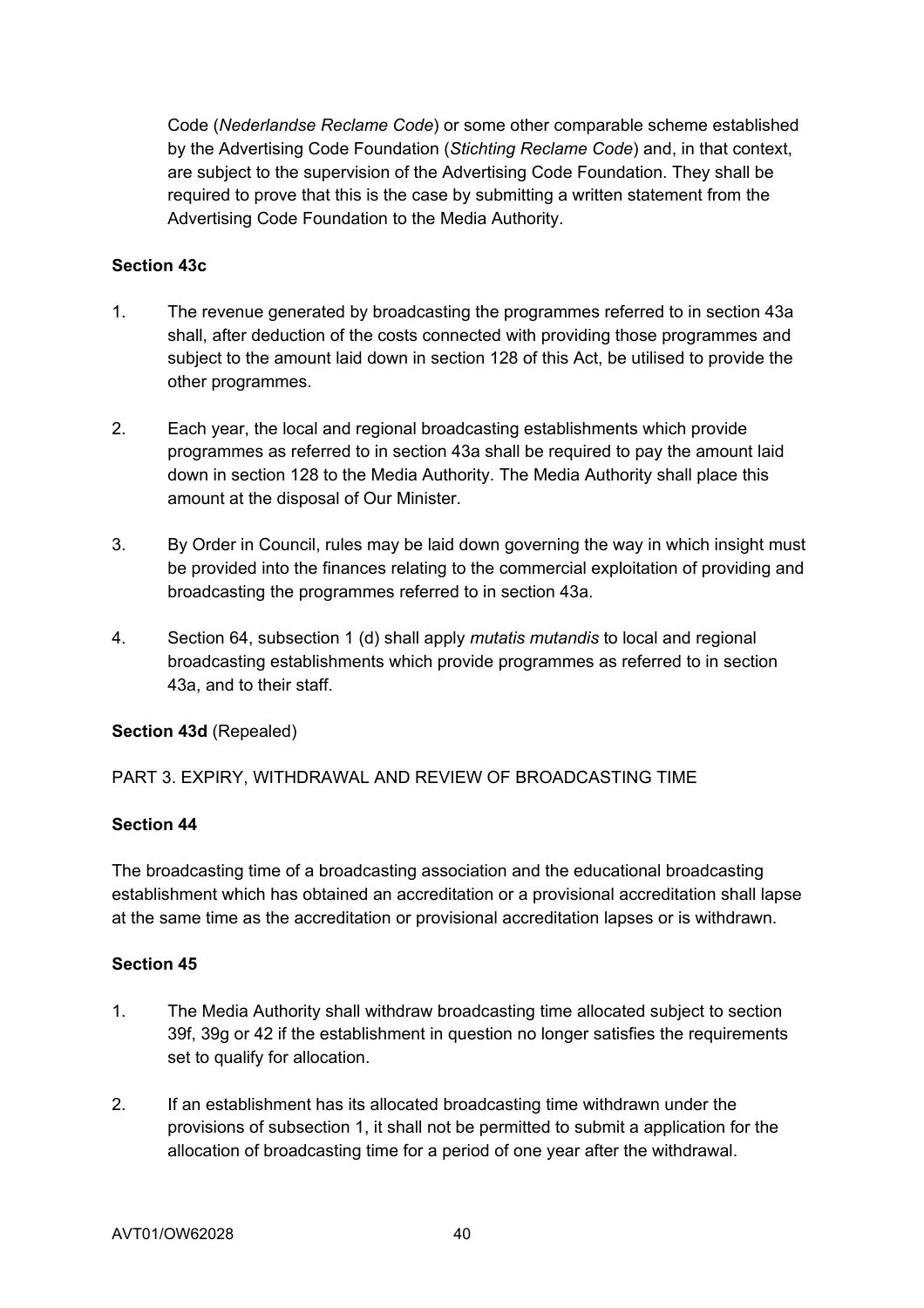Code (*Nederlandse Reclame Code*) or some other comparable scheme established by the Advertising Code Foundation (*Stichting Reclame Code*) and, in that context, are subject to the supervision of the Advertising Code Foundation. They shall be required to prove that this is the case by submitting a written statement from the Advertising Code Foundation to the Media Authority.

**Section 43c**

1. The revenue generated by broadcasting the programmes referred to in section 43a shall, after deduction of the costs connected with providing those programmes and subject to the amount laid down in section 128 of this Act, be utilised to provide the other programmes.

2. Each year, the local and regional broadcasting establishments which provide programmes as referred to in section 43a shall be required to pay the amount laid down in section 128 to the Media Authority. The Media Authority shall place this amount at the disposal of Our Minister.

3. By Order in Council, rules may be laid down governing the way in which insight must be provided into the finances relating to the commercial exploitation of providing and broadcasting the programmes referred to in section 43a.

4. Section 64, subsection 1 (d) shall apply *mutatis mutandis* to local and regional broadcasting establishments which provide programmes as referred to in section 43a, and to their staff.

**Section 43d** (Repealed)

PART 3. EXPIRY, WITHDRAWAL AND REVIEW OF BROADCASTING TIME

**Section 44**

The broadcasting time of a broadcasting association and the educational broadcasting establishment which has obtained an accreditation or a provisional accreditation shall lapse at the same time as the accreditation or provisional accreditation lapses or is withdrawn.

**Section 45**

1. The Media Authority shall withdraw broadcasting time allocated subject to section 39f, 39g or 42 if the establishment in question no longer satisfies the requirements set to qualify for allocation.

2. If an establishment has its allocated broadcasting time withdrawn under the provisions of subsection 1, it shall not be permitted to submit a application for the allocation of broadcasting time for a period of one year after the withdrawal.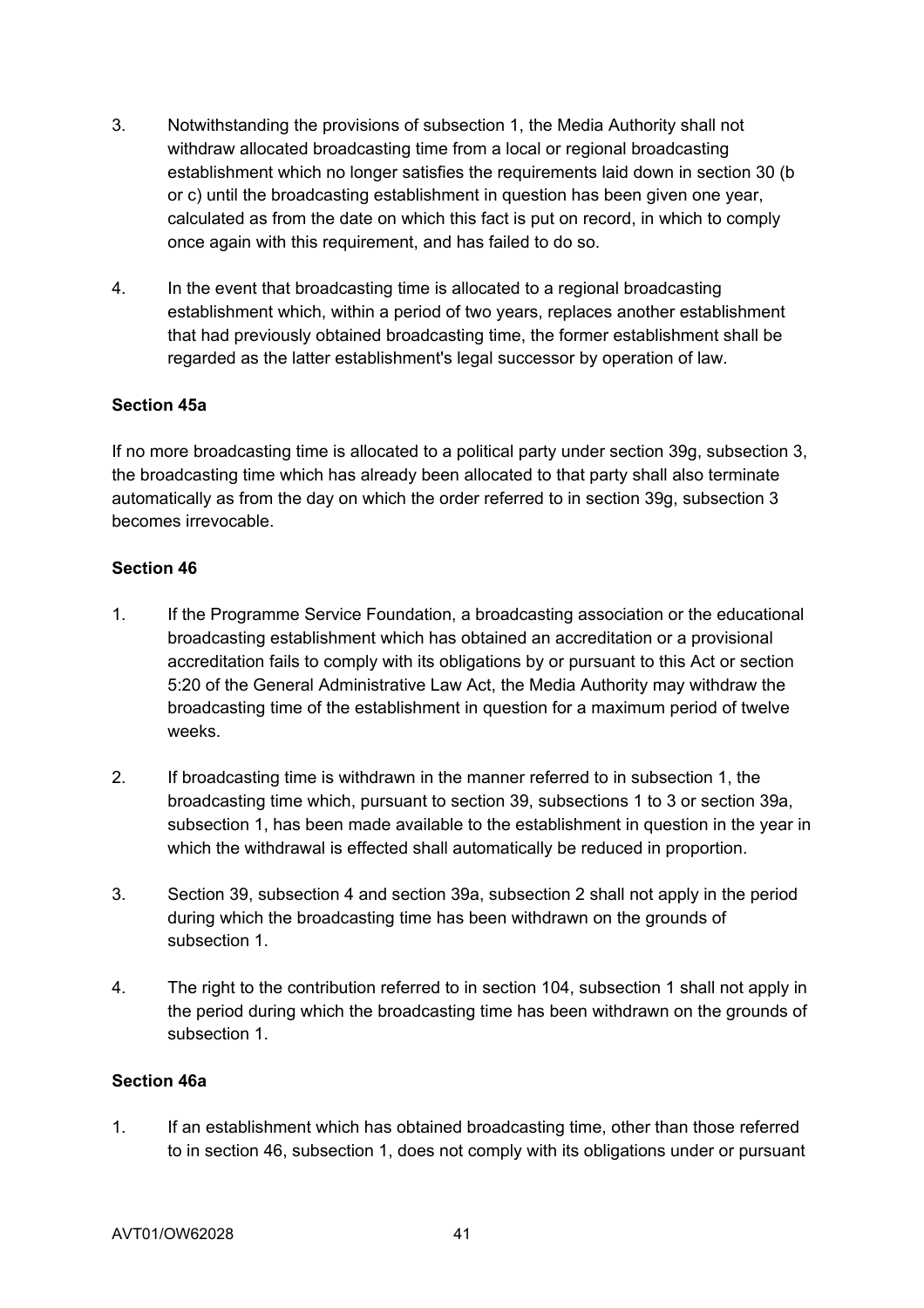3. Notwithstanding the provisions of subsection 1, the Media Authority shall not withdraw allocated broadcasting time from a local or regional broadcasting establishment which no longer satisfies the requirements laid down in section 30 (b or c) until the broadcasting establishment in question has been given one year, calculated as from the date on which this fact is put on record, in which to comply once again with this requirement, and has failed to do so.

4. In the event that broadcasting time is allocated to a regional broadcasting establishment which, within a period of two years, replaces another establishment that had previously obtained broadcasting time, the former establishment shall be regarded as the latter establishment's legal successor by operation of law.

**Section 45a**

If no more broadcasting time is allocated to a political party under section 39g, subsection 3, the broadcasting time which has already been allocated to that party shall also terminate automatically as from the day on which the order referred to in section 39g, subsection 3 becomes irrevocable.

**Section 46**

1. If the Programme Service Foundation, a broadcasting association or the educational broadcasting establishment which has obtained an accreditation or a provisional accreditation fails to comply with its obligations by or pursuant to this Act or section 5:20 of the General Administrative Law Act, the Media Authority may withdraw the broadcasting time of the establishment in question for a maximum period of twelve weeks.

2. If broadcasting time is withdrawn in the manner referred to in subsection 1, the broadcasting time which, pursuant to section 39, subsections 1 to 3 or section 39a, subsection 1, has been made available to the establishment in question in the year in which the withdrawal is effected shall automatically be reduced in proportion.

3. Section 39, subsection 4 and section 39a, subsection 2 shall not apply in the period during which the broadcasting time has been withdrawn on the grounds of subsection 1.

4. The right to the contribution referred to in section 104, subsection 1 shall not apply in the period during which the broadcasting time has been withdrawn on the grounds of subsection 1.

**Section 46a**

1. If an establishment which has obtained broadcasting time, other than those referred to in section 46, subsection 1, does not comply with its obligations under or pursuant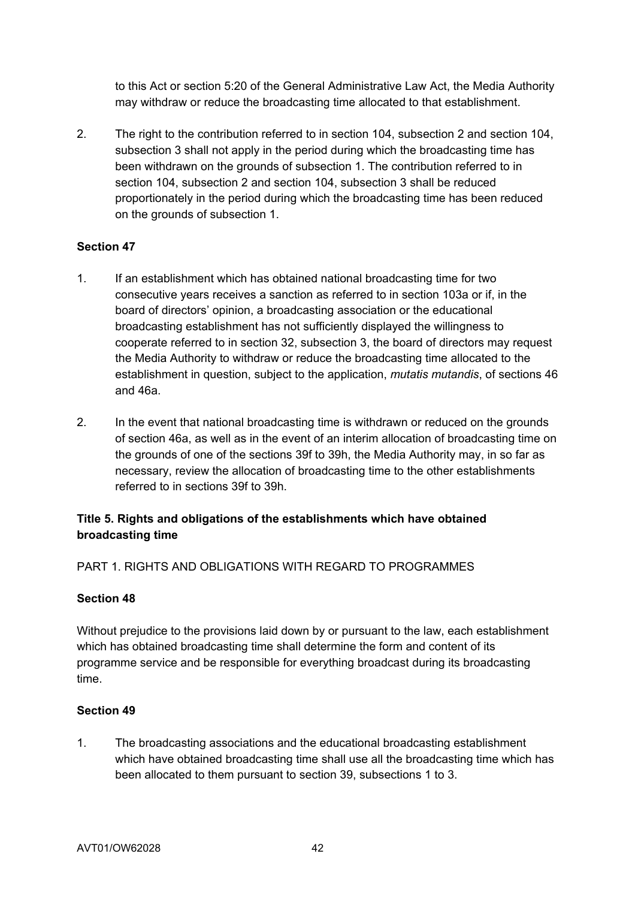to this Act or section 5:20 of the General Administrative Law Act, the Media Authority may withdraw or reduce the broadcasting time allocated to that establishment.

2. The right to the contribution referred to in section 104, subsection 2 and section 104, subsection 3 shall not apply in the period during which the broadcasting time has been withdrawn on the grounds of subsection 1. The contribution referred to in section 104, subsection 2 and section 104, subsection 3 shall be reduced proportionately in the period during which the broadcasting time has been reduced on the grounds of subsection 1.

**Section 47**

1. If an establishment which has obtained national broadcasting time for two consecutive years receives a sanction as referred to in section 103a or if, in the board of directors' opinion, a broadcasting association or the educational broadcasting establishment has not sufficiently displayed the willingness to cooperate referred to in section 32, subsection 3, the board of directors may request the Media Authority to withdraw or reduce the broadcasting time allocated to the establishment in question, subject to the application, *mutatis mutandis*, of sections 46 and 46a.

2. In the event that national broadcasting time is withdrawn or reduced on the grounds of section 46a, as well as in the event of an interim allocation of broadcasting time on the grounds of one of the sections 39f to 39h, the Media Authority may, in so far as necessary, review the allocation of broadcasting time to the other establishments referred to in sections 39f to 39h.

## Title 5. Rights and obligations of the establishments which have obtained broadcasting time

PART 1. RIGHTS AND OBLIGATIONS WITH REGARD TO PROGRAMMES

**Section 48**

Without prejudice to the provisions laid down by or pursuant to the law, each establishment which has obtained broadcasting time shall determine the form and content of its programme service and be responsible for everything broadcast during its broadcasting time.

**Section 49**

1. The broadcasting associations and the educational broadcasting establishment which have obtained broadcasting time shall use all the broadcasting time which has been allocated to them pursuant to section 39, subsections 1 to 3.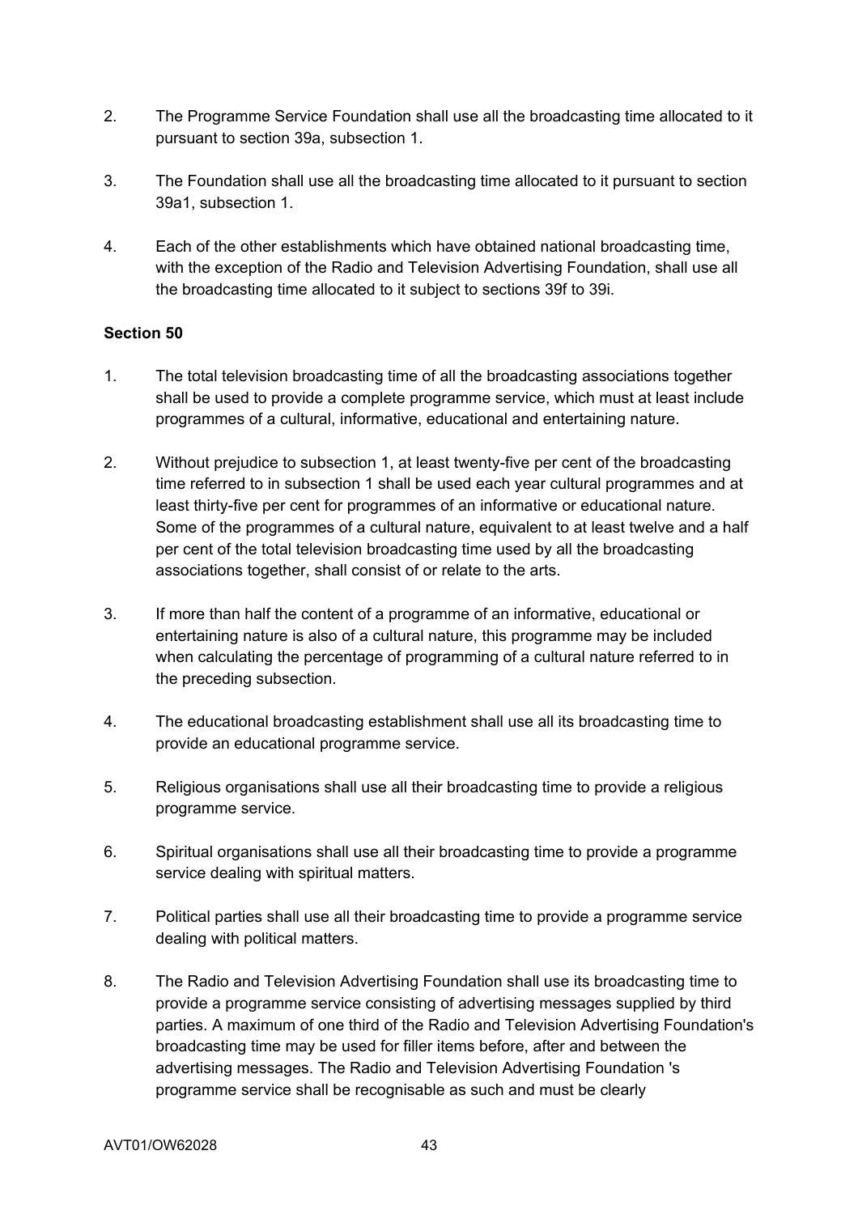2. The Programme Service Foundation shall use all the broadcasting time allocated to it pursuant to section 39a, subsection 1.

3. The Foundation shall use all the broadcasting time allocated to it pursuant to section 39a1, subsection 1.

4. Each of the other establishments which have obtained national broadcasting time, with the exception of the Radio and Television Advertising Foundation, shall use all the broadcasting time allocated to it subject to sections 39f to 39i.

**Section 50**

1. The total television broadcasting time of all the broadcasting associations together shall be used to provide a complete programme service, which must at least include programmes of a cultural, informative, educational and entertaining nature.

2. Without prejudice to subsection 1, at least twenty-five per cent of the broadcasting time referred to in subsection 1 shall be used each year cultural programmes and at least thirty-five per cent for programmes of an informative or educational nature. Some of the programmes of a cultural nature, equivalent to at least twelve and a half per cent of the total television broadcasting time used by all the broadcasting associations together, shall consist of or relate to the arts.

3. If more than half the content of a programme of an informative, educational or entertaining nature is also of a cultural nature, this programme may be included when calculating the percentage of programming of a cultural nature referred to in the preceding subsection.

4. The educational broadcasting establishment shall use all its broadcasting time to provide an educational programme service.

5. Religious organisations shall use all their broadcasting time to provide a religious programme service.

6. Spiritual organisations shall use all their broadcasting time to provide a programme service dealing with spiritual matters.

7. Political parties shall use all their broadcasting time to provide a programme service dealing with political matters.

8. The Radio and Television Advertising Foundation shall use its broadcasting time to provide a programme service consisting of advertising messages supplied by third parties. A maximum of one third of the Radio and Television Advertising Foundation's broadcasting time may be used for filler items before, after and between the advertising messages. The Radio and Television Advertising Foundation 's programme service shall be recognisable as such and must be clearly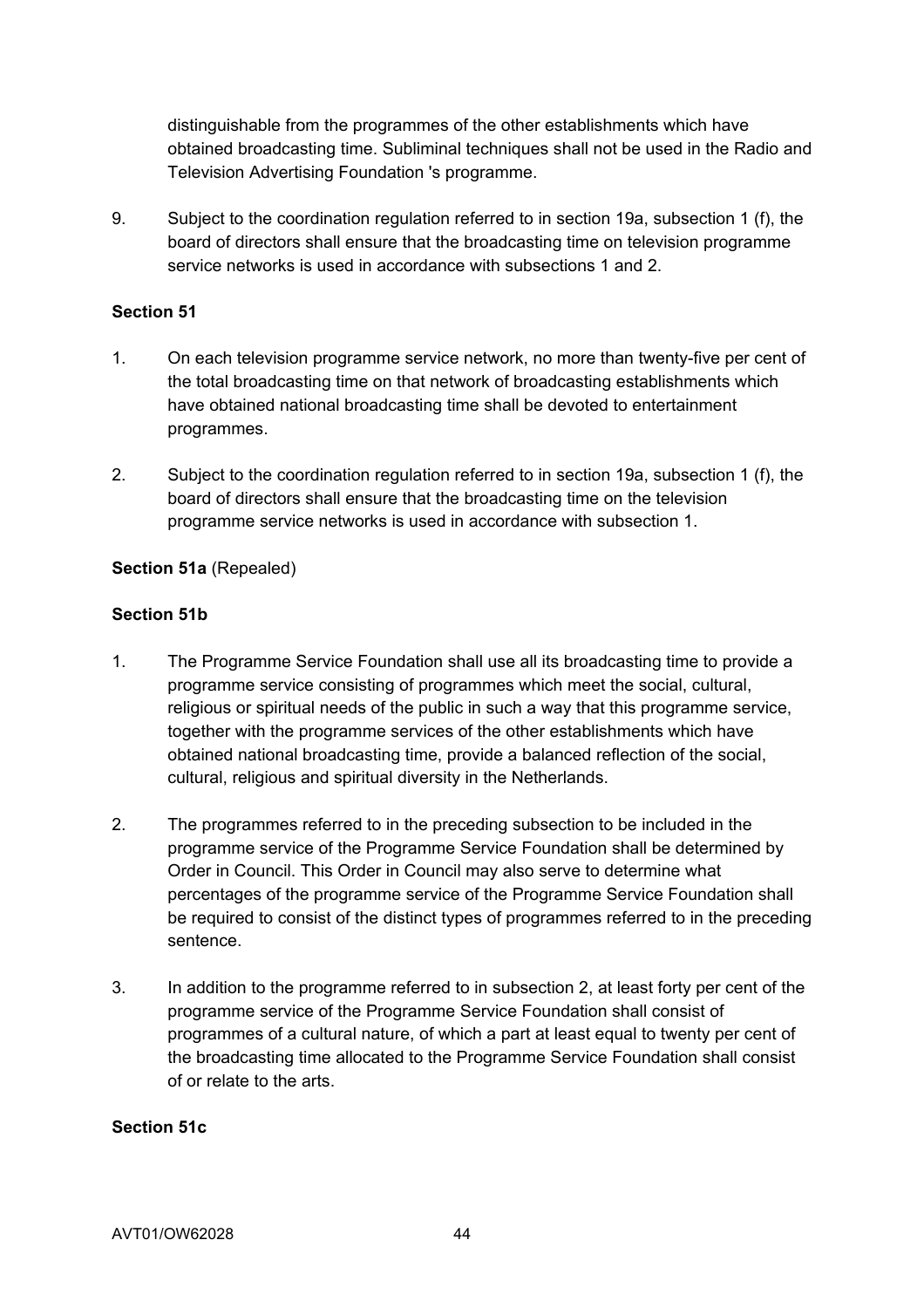distinguishable from the programmes of the other establishments which have obtained broadcasting time. Subliminal techniques shall not be used in the Radio and Television Advertising Foundation 's programme.

9. Subject to the coordination regulation referred to in section 19a, subsection 1 (f), the board of directors shall ensure that the broadcasting time on television programme service networks is used in accordance with subsections 1 and 2.

**Section 51**

1. On each television programme service network, no more than twenty-five per cent of the total broadcasting time on that network of broadcasting establishments which have obtained national broadcasting time shall be devoted to entertainment programmes.

2. Subject to the coordination regulation referred to in section 19a, subsection 1 (f), the board of directors shall ensure that the broadcasting time on the television programme service networks is used in accordance with subsection 1.

**Section 51a** (Repealed)

**Section 51b**

1. The Programme Service Foundation shall use all its broadcasting time to provide a programme service consisting of programmes which meet the social, cultural, religious or spiritual needs of the public in such a way that this programme service, together with the programme services of the other establishments which have obtained national broadcasting time, provide a balanced reflection of the social, cultural, religious and spiritual diversity in the Netherlands.

2. The programmes referred to in the preceding subsection to be included in the programme service of the Programme Service Foundation shall be determined by Order in Council. This Order in Council may also serve to determine what percentages of the programme service of the Programme Service Foundation shall be required to consist of the distinct types of programmes referred to in the preceding sentence.

3. In addition to the programme referred to in subsection 2, at least forty per cent of the programme service of the Programme Service Foundation shall consist of programmes of a cultural nature, of which a part at least equal to twenty per cent of the broadcasting time allocated to the Programme Service Foundation shall consist of or relate to the arts.

**Section 51c**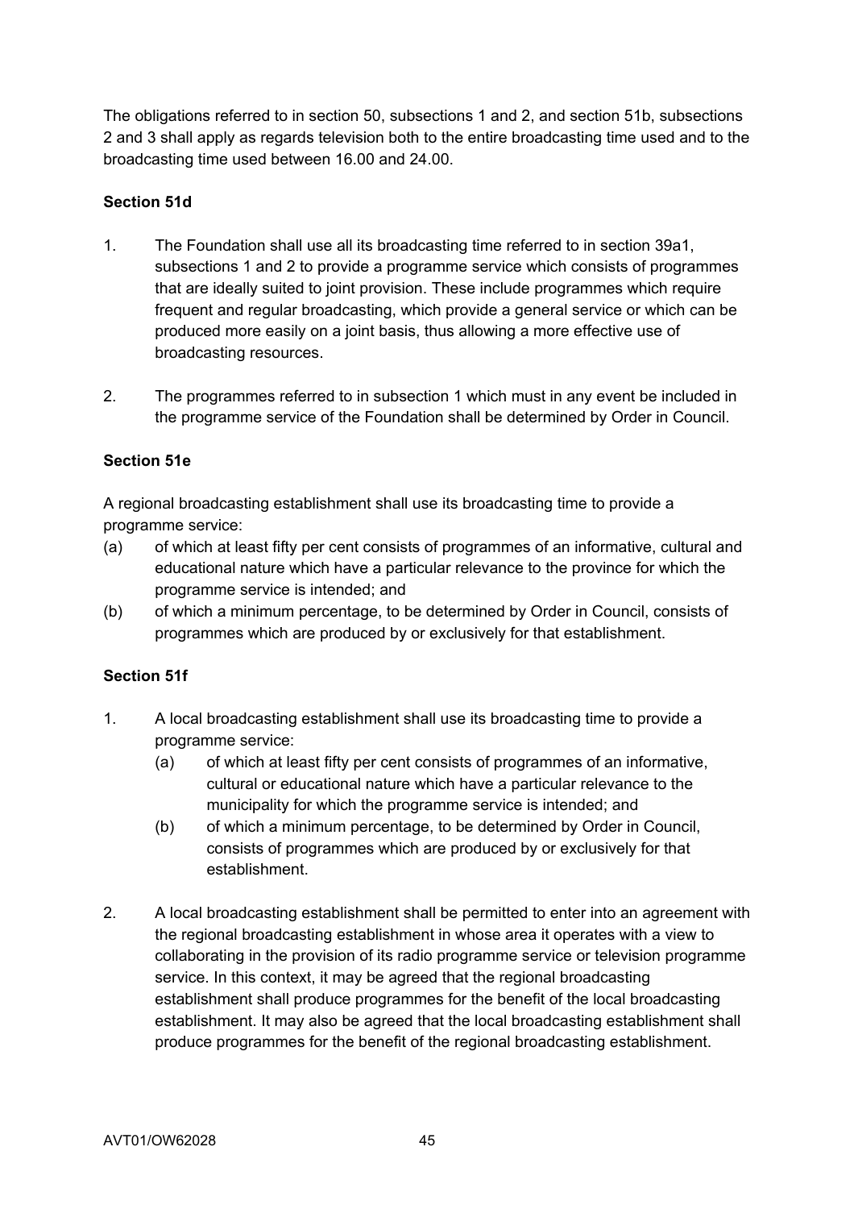The obligations referred to in section 50, subsections 1 and 2, and section 51b, subsections 2 and 3 shall apply as regards television both to the entire broadcasting time used and to the broadcasting time used between 16.00 and 24.00.

**Section 51d**

1. The Foundation shall use all its broadcasting time referred to in section 39a1, subsections 1 and 2 to provide a programme service which consists of programmes that are ideally suited to joint provision. These include programmes which require frequent and regular broadcasting, which provide a general service or which can be produced more easily on a joint basis, thus allowing a more effective use of broadcasting resources.

2. The programmes referred to in subsection 1 which must in any event be included in the programme service of the Foundation shall be determined by Order in Council.

**Section 51e**

A regional broadcasting establishment shall use its broadcasting time to provide a programme service:

(a) of which at least fifty per cent consists of programmes of an informative, cultural and educational nature which have a particular relevance to the province for which the programme service is intended; and

(b) of which a minimum percentage, to be determined by Order in Council, consists of programmes which are produced by or exclusively for that establishment.

**Section 51f**

1. A local broadcasting establishment shall use its broadcasting time to provide a programme service:

   (a) of which at least fifty per cent consists of programmes of an informative, cultural or educational nature which have a particular relevance to the municipality for which the programme service is intended; and

   (b) of which a minimum percentage, to be determined by Order in Council, consists of programmes which are produced by or exclusively for that establishment.

2. A local broadcasting establishment shall be permitted to enter into an agreement with the regional broadcasting establishment in whose area it operates with a view to collaborating in the provision of its radio programme service or television programme service. In this context, it may be agreed that the regional broadcasting establishment shall produce programmes for the benefit of the local broadcasting establishment. It may also be agreed that the local broadcasting establishment shall produce programmes for the benefit of the regional broadcasting establishment.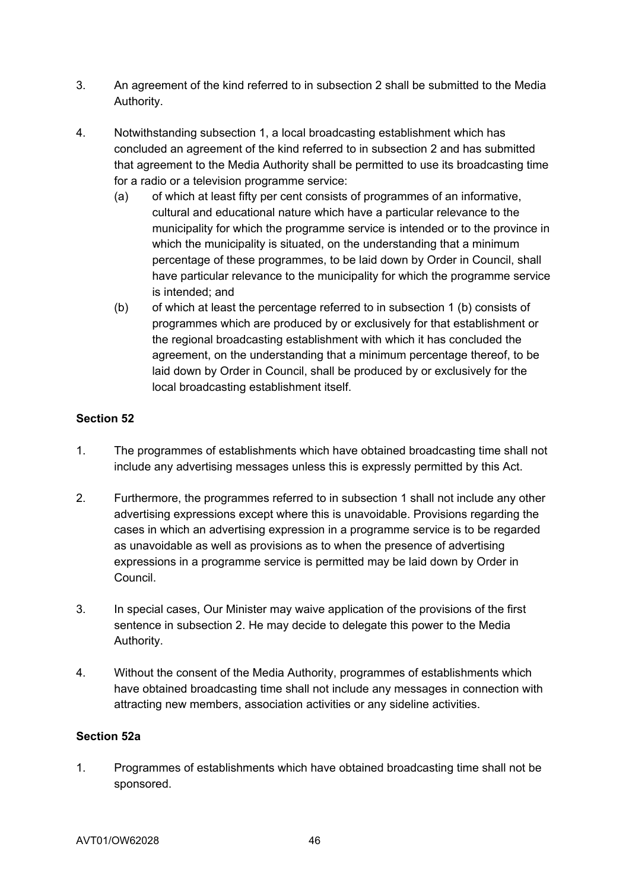3. An agreement of the kind referred to in subsection 2 shall be submitted to the Media Authority.

4. Notwithstanding subsection 1, a local broadcasting establishment which has concluded an agreement of the kind referred to in subsection 2 and has submitted that agreement to the Media Authority shall be permitted to use its broadcasting time for a radio or a television programme service:
   (a) of which at least fifty per cent consists of programmes of an informative, cultural and educational nature which have a particular relevance to the municipality for which the programme service is intended or to the province in which the municipality is situated, on the understanding that a minimum percentage of these programmes, to be laid down by Order in Council, shall have particular relevance to the municipality for which the programme service is intended; and
   (b) of which at least the percentage referred to in subsection 1 (b) consists of programmes which are produced by or exclusively for that establishment or the regional broadcasting establishment with which it has concluded the agreement, on the understanding that a minimum percentage thereof, to be laid down by Order in Council, shall be produced by or exclusively for the local broadcasting establishment itself.

**Section 52**

1. The programmes of establishments which have obtained broadcasting time shall not include any advertising messages unless this is expressly permitted by this Act.

2. Furthermore, the programmes referred to in subsection 1 shall not include any other advertising expressions except where this is unavoidable. Provisions regarding the cases in which an advertising expression in a programme service is to be regarded as unavoidable as well as provisions as to when the presence of advertising expressions in a programme service is permitted may be laid down by Order in Council.

3. In special cases, Our Minister may waive application of the provisions of the first sentence in subsection 2. He may decide to delegate this power to the Media Authority.

4. Without the consent of the Media Authority, programmes of establishments which have obtained broadcasting time shall not include any messages in connection with attracting new members, association activities or any sideline activities.

**Section 52a**

1. Programmes of establishments which have obtained broadcasting time shall not be sponsored.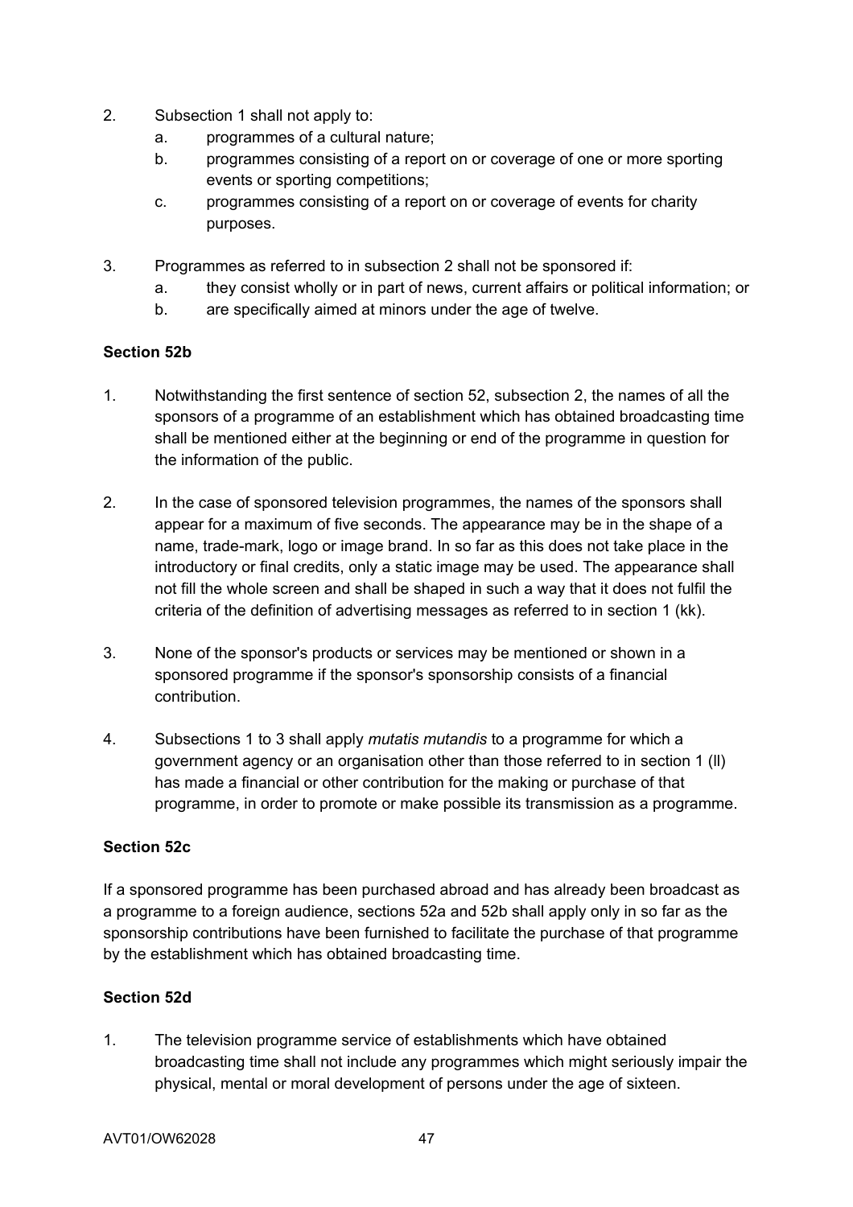2. Subsection 1 shall not apply to:
   a. programmes of a cultural nature;
   b. programmes consisting of a report on or coverage of one or more sporting events or sporting competitions;
   c. programmes consisting of a report on or coverage of events for charity purposes.

3. Programmes as referred to in subsection 2 shall not be sponsored if:
   a. they consist wholly or in part of news, current affairs or political information; or
   b. are specifically aimed at minors under the age of twelve.

**Section 52b**

1. Notwithstanding the first sentence of section 52, subsection 2, the names of all the sponsors of a programme of an establishment which has obtained broadcasting time shall be mentioned either at the beginning or end of the programme in question for the information of the public.

2. In the case of sponsored television programmes, the names of the sponsors shall appear for a maximum of five seconds. The appearance may be in the shape of a name, trade-mark, logo or image brand. In so far as this does not take place in the introductory or final credits, only a static image may be used. The appearance shall not fill the whole screen and shall be shaped in such a way that it does not fulfil the criteria of the definition of advertising messages as referred to in section 1 (kk).

3. None of the sponsor's products or services may be mentioned or shown in a sponsored programme if the sponsor's sponsorship consists of a financial contribution.

4. Subsections 1 to 3 shall apply *mutatis mutandis* to a programme for which a government agency or an organisation other than those referred to in section 1 (ll) has made a financial or other contribution for the making or purchase of that programme, in order to promote or make possible its transmission as a programme.

**Section 52c**

If a sponsored programme has been purchased abroad and has already been broadcast as a programme to a foreign audience, sections 52a and 52b shall apply only in so far as the sponsorship contributions have been furnished to facilitate the purchase of that programme by the establishment which has obtained broadcasting time.

**Section 52d**

1. The television programme service of establishments which have obtained broadcasting time shall not include any programmes which might seriously impair the physical, mental or moral development of persons under the age of sixteen.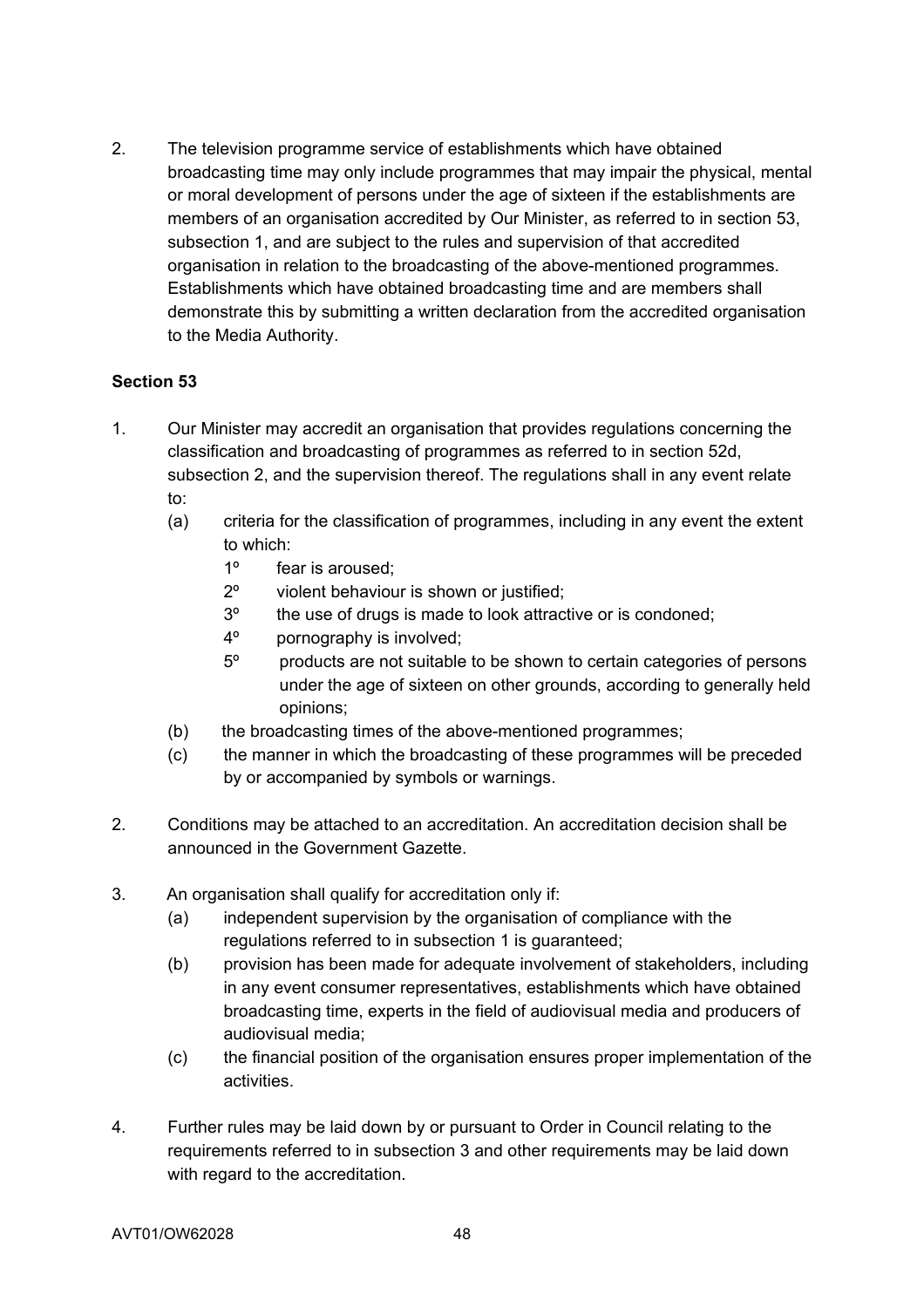2. The television programme service of establishments which have obtained broadcasting time may only include programmes that may impair the physical, mental or moral development of persons under the age of sixteen if the establishments are members of an organisation accredited by Our Minister, as referred to in section 53, subsection 1, and are subject to the rules and supervision of that accredited organisation in relation to the broadcasting of the above-mentioned programmes. Establishments which have obtained broadcasting time and are members shall demonstrate this by submitting a written declaration from the accredited organisation to the Media Authority.

**Section 53**

1. Our Minister may accredit an organisation that provides regulations concerning the classification and broadcasting of programmes as referred to in section 52d, subsection 2, and the supervision thereof. The regulations shall in any event relate to:
   (a) criteria for the classification of programmes, including in any event the extent to which:
      1º fear is aroused;
      2º violent behaviour is shown or justified;
      3º the use of drugs is made to look attractive or is condoned;
      4º pornography is involved;
      5º products are not suitable to be shown to certain categories of persons under the age of sixteen on other grounds, according to generally held opinions;
   (b) the broadcasting times of the above-mentioned programmes;
   (c) the manner in which the broadcasting of these programmes will be preceded by or accompanied by symbols or warnings.

2. Conditions may be attached to an accreditation. An accreditation decision shall be announced in the Government Gazette.

3. An organisation shall qualify for accreditation only if:
   (a) independent supervision by the organisation of compliance with the regulations referred to in subsection 1 is guaranteed;
   (b) provision has been made for adequate involvement of stakeholders, including in any event consumer representatives, establishments which have obtained broadcasting time, experts in the field of audiovisual media and producers of audiovisual media;
   (c) the financial position of the organisation ensures proper implementation of the activities.

4. Further rules may be laid down by or pursuant to Order in Council relating to the requirements referred to in subsection 3 and other requirements may be laid down with regard to the accreditation.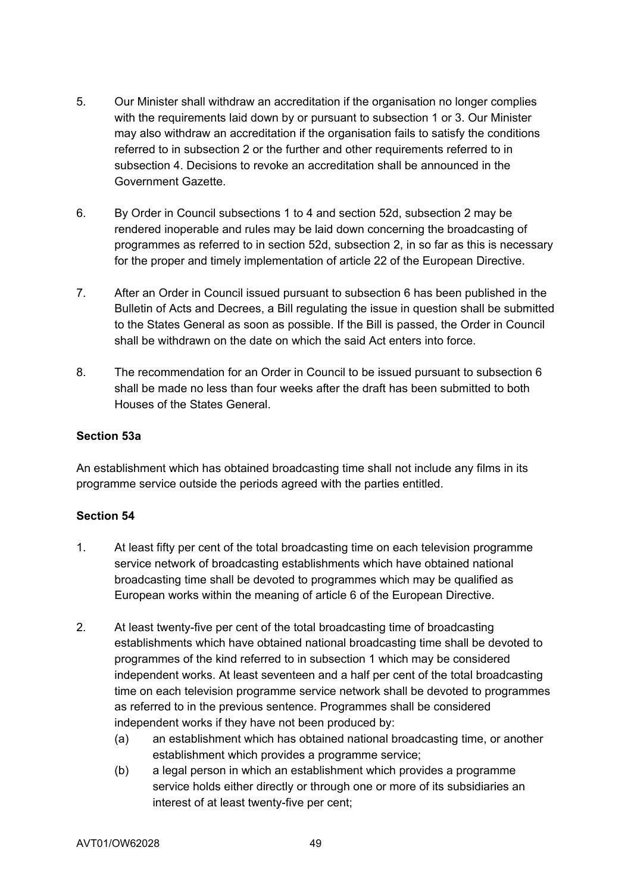5. Our Minister shall withdraw an accreditation if the organisation no longer complies with the requirements laid down by or pursuant to subsection 1 or 3. Our Minister may also withdraw an accreditation if the organisation fails to satisfy the conditions referred to in subsection 2 or the further and other requirements referred to in subsection 4. Decisions to revoke an accreditation shall be announced in the Government Gazette.

6. By Order in Council subsections 1 to 4 and section 52d, subsection 2 may be rendered inoperable and rules may be laid down concerning the broadcasting of programmes as referred to in section 52d, subsection 2, in so far as this is necessary for the proper and timely implementation of article 22 of the European Directive.

7. After an Order in Council issued pursuant to subsection 6 has been published in the Bulletin of Acts and Decrees, a Bill regulating the issue in question shall be submitted to the States General as soon as possible. If the Bill is passed, the Order in Council shall be withdrawn on the date on which the said Act enters into force.

8. The recommendation for an Order in Council to be issued pursuant to subsection 6 shall be made no less than four weeks after the draft has been submitted to both Houses of the States General.

**Section 53a**

An establishment which has obtained broadcasting time shall not include any films in its programme service outside the periods agreed with the parties entitled.

**Section 54**

1. At least fifty per cent of the total broadcasting time on each television programme service network of broadcasting establishments which have obtained national broadcasting time shall be devoted to programmes which may be qualified as European works within the meaning of article 6 of the European Directive.

2. At least twenty-five per cent of the total broadcasting time of broadcasting establishments which have obtained national broadcasting time shall be devoted to programmes of the kind referred to in subsection 1 which may be considered independent works. At least seventeen and a half per cent of the total broadcasting time on each television programme service network shall be devoted to programmes as referred to in the previous sentence. Programmes shall be considered independent works if they have not been produced by:
   (a) an establishment which has obtained national broadcasting time, or another establishment which provides a programme service;
   (b) a legal person in which an establishment which provides a programme service holds either directly or through one or more of its subsidiaries an interest of at least twenty-five per cent;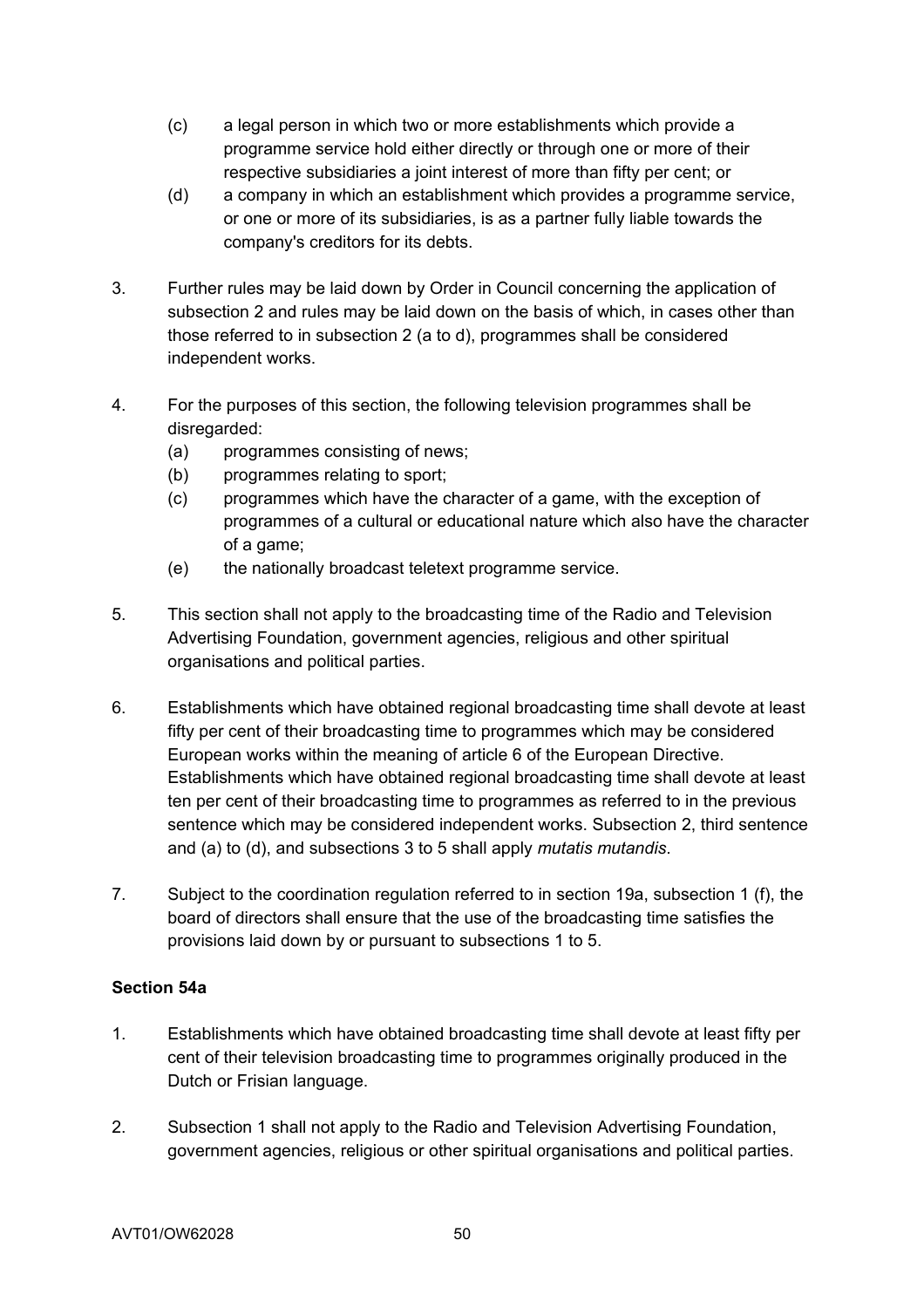(c) a legal person in which two or more establishments which provide a programme service hold either directly or through one or more of their respective subsidiaries a joint interest of more than fifty per cent; or

(d) a company in which an establishment which provides a programme service, or one or more of its subsidiaries, is as a partner fully liable towards the company's creditors for its debts.

3. Further rules may be laid down by Order in Council concerning the application of subsection 2 and rules may be laid down on the basis of which, in cases other than those referred to in subsection 2 (a to d), programmes shall be considered independent works.

4. For the purposes of this section, the following television programmes shall be disregarded:
   (a) programmes consisting of news;
   (b) programmes relating to sport;
   (c) programmes which have the character of a game, with the exception of programmes of a cultural or educational nature which also have the character of a game;
   (e) the nationally broadcast teletext programme service.

5. This section shall not apply to the broadcasting time of the Radio and Television Advertising Foundation, government agencies, religious and other spiritual organisations and political parties.

6. Establishments which have obtained regional broadcasting time shall devote at least fifty per cent of their broadcasting time to programmes which may be considered European works within the meaning of article 6 of the European Directive. Establishments which have obtained regional broadcasting time shall devote at least ten per cent of their broadcasting time to programmes as referred to in the previous sentence which may be considered independent works. Subsection 2, third sentence and (a) to (d), and subsections 3 to 5 shall apply *mutatis mutandis*.

7. Subject to the coordination regulation referred to in section 19a, subsection 1 (f), the board of directors shall ensure that the use of the broadcasting time satisfies the provisions laid down by or pursuant to subsections 1 to 5.

**Section 54a**

1. Establishments which have obtained broadcasting time shall devote at least fifty per cent of their television broadcasting time to programmes originally produced in the Dutch or Frisian language.

2. Subsection 1 shall not apply to the Radio and Television Advertising Foundation, government agencies, religious or other spiritual organisations and political parties.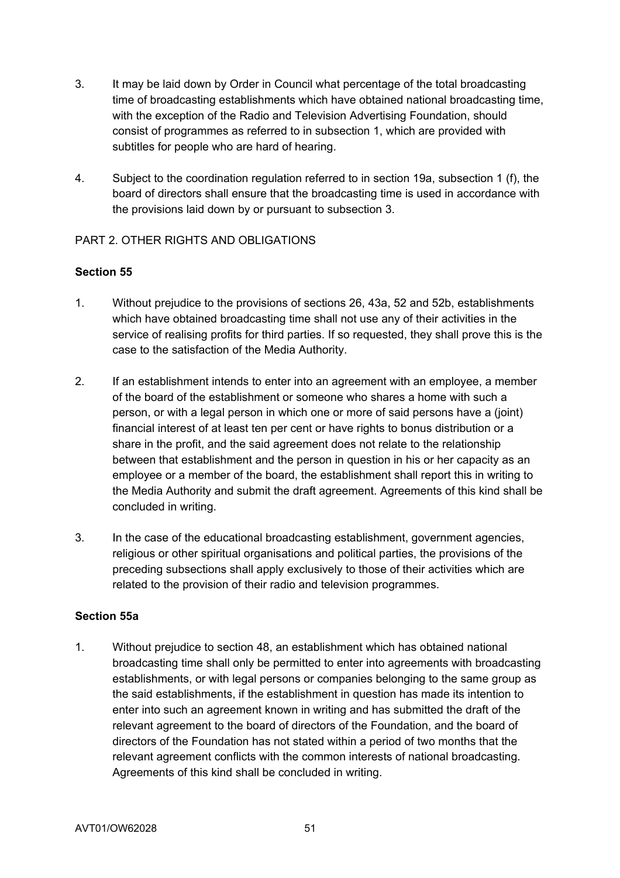3. It may be laid down by Order in Council what percentage of the total broadcasting time of broadcasting establishments which have obtained national broadcasting time, with the exception of the Radio and Television Advertising Foundation, should consist of programmes as referred to in subsection 1, which are provided with subtitles for people who are hard of hearing.

4. Subject to the coordination regulation referred to in section 19a, subsection 1 (f), the board of directors shall ensure that the broadcasting time is used in accordance with the provisions laid down by or pursuant to subsection 3.

PART 2. OTHER RIGHTS AND OBLIGATIONS

**Section 55**

1. Without prejudice to the provisions of sections 26, 43a, 52 and 52b, establishments which have obtained broadcasting time shall not use any of their activities in the service of realising profits for third parties. If so requested, they shall prove this is the case to the satisfaction of the Media Authority.

2. If an establishment intends to enter into an agreement with an employee, a member of the board of the establishment or someone who shares a home with such a person, or with a legal person in which one or more of said persons have a (joint) financial interest of at least ten per cent or have rights to bonus distribution or a share in the profit, and the said agreement does not relate to the relationship between that establishment and the person in question in his or her capacity as an employee or a member of the board, the establishment shall report this in writing to the Media Authority and submit the draft agreement. Agreements of this kind shall be concluded in writing.

3. In the case of the educational broadcasting establishment, government agencies, religious or other spiritual organisations and political parties, the provisions of the preceding subsections shall apply exclusively to those of their activities which are related to the provision of their radio and television programmes.

**Section 55a**

1. Without prejudice to section 48, an establishment which has obtained national broadcasting time shall only be permitted to enter into agreements with broadcasting establishments, or with legal persons or companies belonging to the same group as the said establishments, if the establishment in question has made its intention to enter into such an agreement known in writing and has submitted the draft of the relevant agreement to the board of directors of the Foundation, and the board of directors of the Foundation has not stated within a period of two months that the relevant agreement conflicts with the common interests of national broadcasting. Agreements of this kind shall be concluded in writing.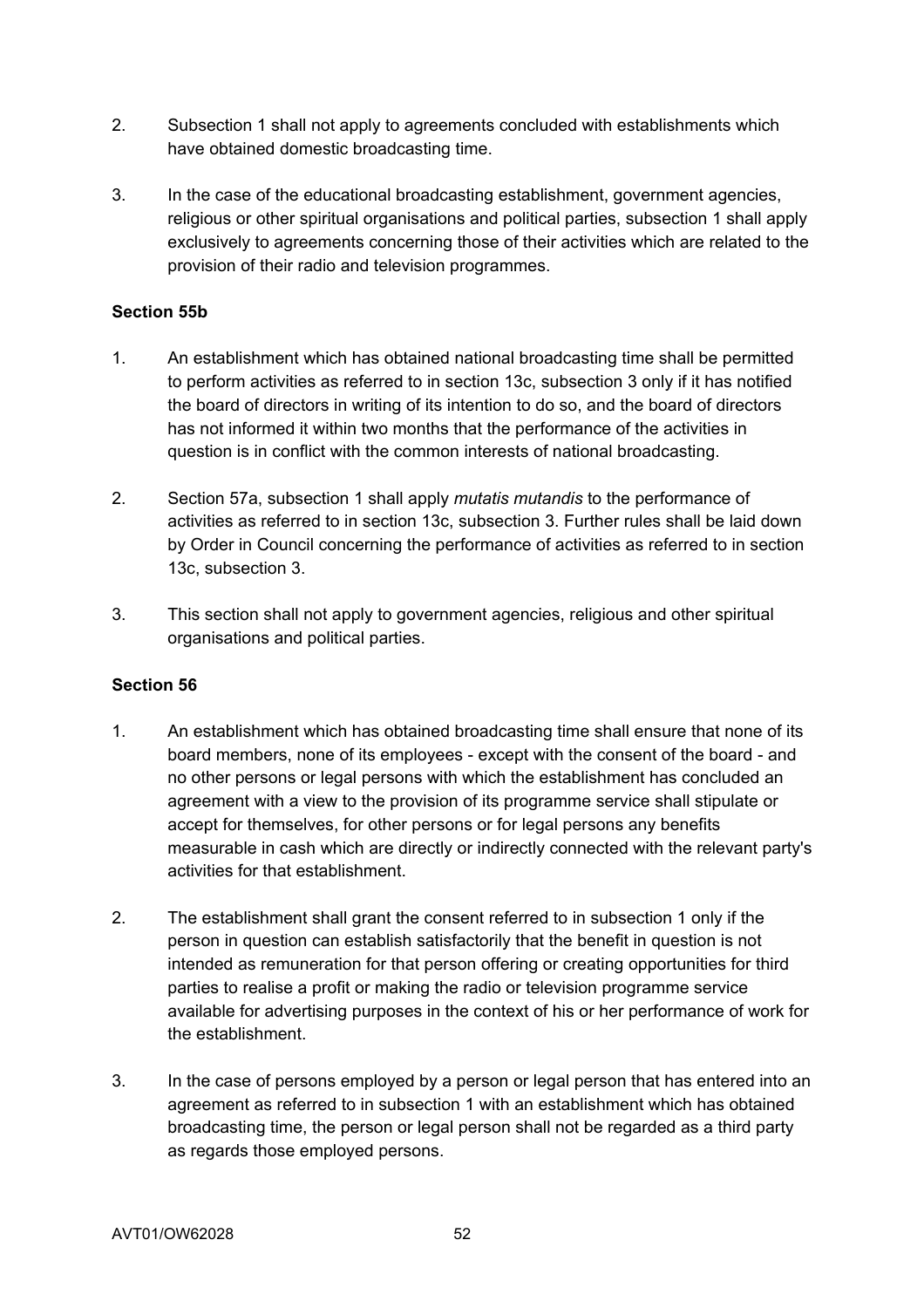2. Subsection 1 shall not apply to agreements concluded with establishments which have obtained domestic broadcasting time.

3. In the case of the educational broadcasting establishment, government agencies, religious or other spiritual organisations and political parties, subsection 1 shall apply exclusively to agreements concerning those of their activities which are related to the provision of their radio and television programmes.

**Section 55b**

1. An establishment which has obtained national broadcasting time shall be permitted to perform activities as referred to in section 13c, subsection 3 only if it has notified the board of directors in writing of its intention to do so, and the board of directors has not informed it within two months that the performance of the activities in question is in conflict with the common interests of national broadcasting.

2. Section 57a, subsection 1 shall apply *mutatis mutandis* to the performance of activities as referred to in section 13c, subsection 3. Further rules shall be laid down by Order in Council concerning the performance of activities as referred to in section 13c, subsection 3.

3. This section shall not apply to government agencies, religious and other spiritual organisations and political parties.

**Section 56**

1. An establishment which has obtained broadcasting time shall ensure that none of its board members, none of its employees - except with the consent of the board - and no other persons or legal persons with which the establishment has concluded an agreement with a view to the provision of its programme service shall stipulate or accept for themselves, for other persons or for legal persons any benefits measurable in cash which are directly or indirectly connected with the relevant party's activities for that establishment.

2. The establishment shall grant the consent referred to in subsection 1 only if the person in question can establish satisfactorily that the benefit in question is not intended as remuneration for that person offering or creating opportunities for third parties to realise a profit or making the radio or television programme service available for advertising purposes in the context of his or her performance of work for the establishment.

3. In the case of persons employed by a person or legal person that has entered into an agreement as referred to in subsection 1 with an establishment which has obtained broadcasting time, the person or legal person shall not be regarded as a third party as regards those employed persons.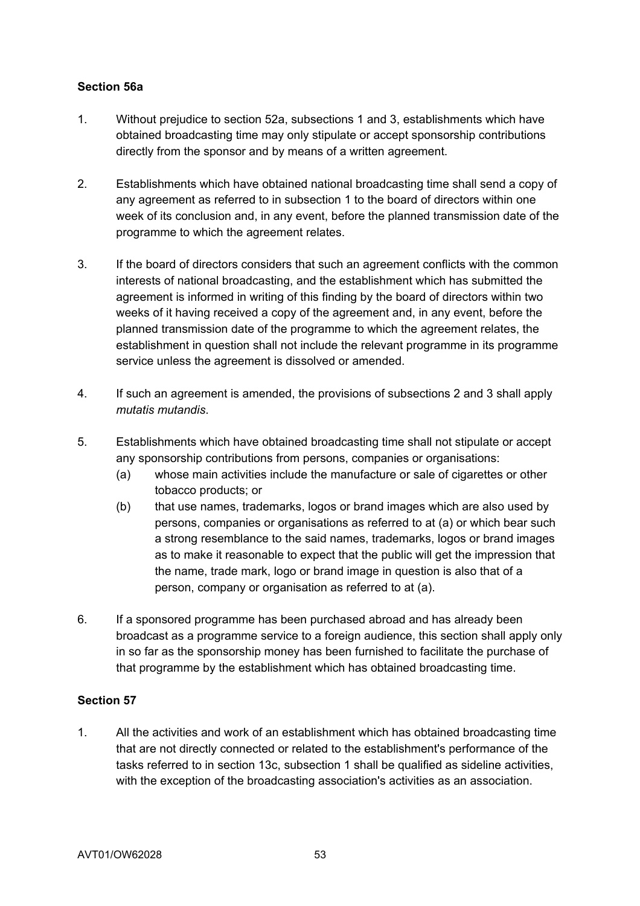**Section 56a**

1. Without prejudice to section 52a, subsections 1 and 3, establishments which have obtained broadcasting time may only stipulate or accept sponsorship contributions directly from the sponsor and by means of a written agreement.

2. Establishments which have obtained national broadcasting time shall send a copy of any agreement as referred to in subsection 1 to the board of directors within one week of its conclusion and, in any event, before the planned transmission date of the programme to which the agreement relates.

3. If the board of directors considers that such an agreement conflicts with the common interests of national broadcasting, and the establishment which has submitted the agreement is informed in writing of this finding by the board of directors within two weeks of it having received a copy of the agreement and, in any event, before the planned transmission date of the programme to which the agreement relates, the establishment in question shall not include the relevant programme in its programme service unless the agreement is dissolved or amended.

4. If such an agreement is amended, the provisions of subsections 2 and 3 shall apply *mutatis mutandis*.

5. Establishments which have obtained broadcasting time shall not stipulate or accept any sponsorship contributions from persons, companies or organisations:
   (a) whose main activities include the manufacture or sale of cigarettes or other tobacco products; or
   (b) that use names, trademarks, logos or brand images which are also used by persons, companies or organisations as referred to at (a) or which bear such a strong resemblance to the said names, trademarks, logos or brand images as to make it reasonable to expect that the public will get the impression that the name, trade mark, logo or brand image in question is also that of a person, company or organisation as referred to at (a).

6. If a sponsored programme has been purchased abroad and has already been broadcast as a programme service to a foreign audience, this section shall apply only in so far as the sponsorship money has been furnished to facilitate the purchase of that programme by the establishment which has obtained broadcasting time.

**Section 57**

1. All the activities and work of an establishment which has obtained broadcasting time that are not directly connected or related to the establishment's performance of the tasks referred to in section 13c, subsection 1 shall be qualified as sideline activities, with the exception of the broadcasting association's activities as an association.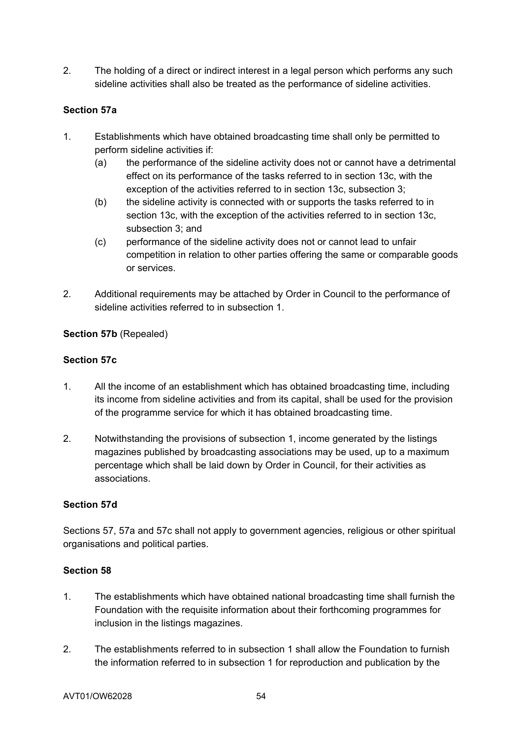2. The holding of a direct or indirect interest in a legal person which performs any such sideline activities shall also be treated as the performance of sideline activities.

**Section 57a**

1. Establishments which have obtained broadcasting time shall only be permitted to perform sideline activities if:
   (a) the performance of the sideline activity does not or cannot have a detrimental effect on its performance of the tasks referred to in section 13c, with the exception of the activities referred to in section 13c, subsection 3;
   (b) the sideline activity is connected with or supports the tasks referred to in section 13c, with the exception of the activities referred to in section 13c, subsection 3; and
   (c) performance of the sideline activity does not or cannot lead to unfair competition in relation to other parties offering the same or comparable goods or services.

2. Additional requirements may be attached by Order in Council to the performance of sideline activities referred to in subsection 1.

**Section 57b** (Repealed)

**Section 57c**

1. All the income of an establishment which has obtained broadcasting time, including its income from sideline activities and from its capital, shall be used for the provision of the programme service for which it has obtained broadcasting time.

2. Notwithstanding the provisions of subsection 1, income generated by the listings magazines published by broadcasting associations may be used, up to a maximum percentage which shall be laid down by Order in Council, for their activities as associations.

**Section 57d**

Sections 57, 57a and 57c shall not apply to government agencies, religious or other spiritual organisations and political parties.

**Section 58**

1. The establishments which have obtained national broadcasting time shall furnish the Foundation with the requisite information about their forthcoming programmes for inclusion in the listings magazines.

2. The establishments referred to in subsection 1 shall allow the Foundation to furnish the information referred to in subsection 1 for reproduction and publication by the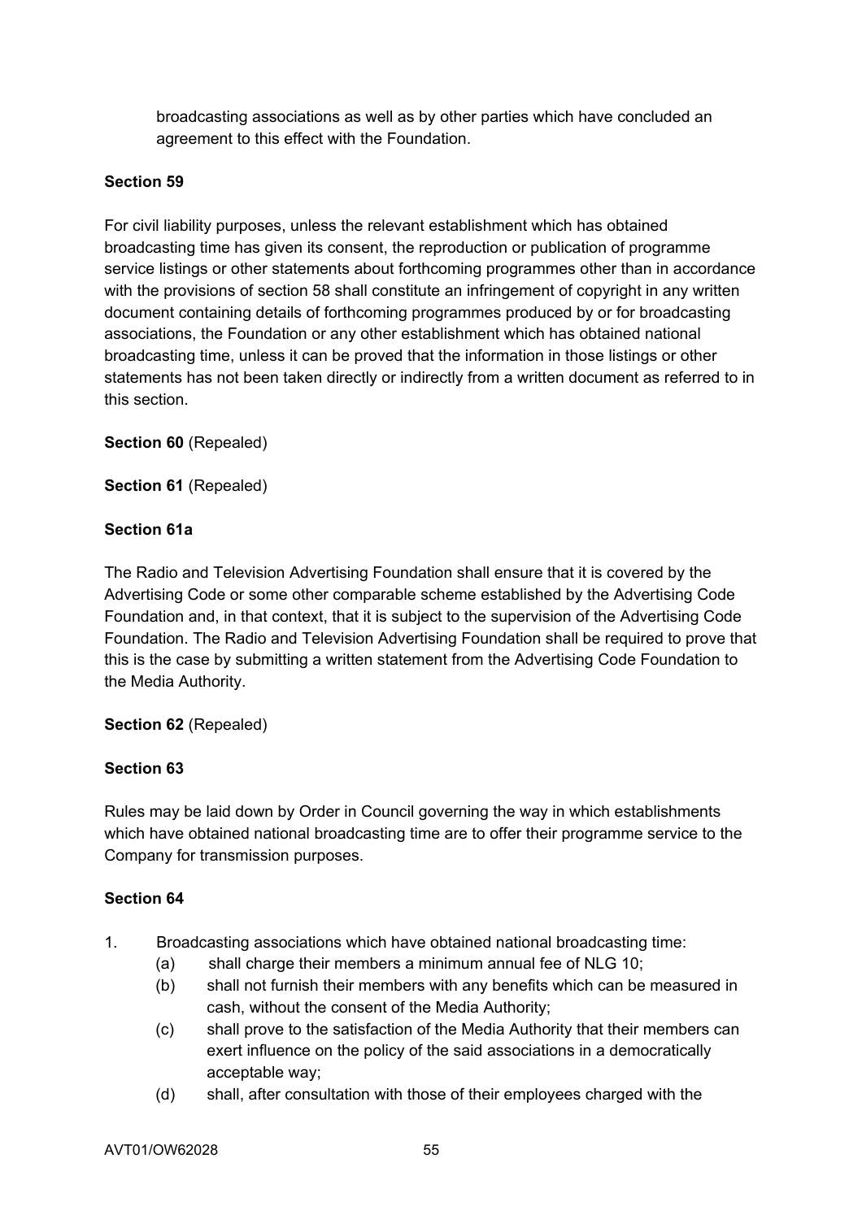broadcasting associations as well as by other parties which have concluded an agreement to this effect with the Foundation.

**Section 59**

For civil liability purposes, unless the relevant establishment which has obtained broadcasting time has given its consent, the reproduction or publication of programme service listings or other statements about forthcoming programmes other than in accordance with the provisions of section 58 shall constitute an infringement of copyright in any written document containing details of forthcoming programmes produced by or for broadcasting associations, the Foundation or any other establishment which has obtained national broadcasting time, unless it can be proved that the information in those listings or other statements has not been taken directly or indirectly from a written document as referred to in this section.

**Section 60** (Repealed)

**Section 61** (Repealed)

**Section 61a**

The Radio and Television Advertising Foundation shall ensure that it is covered by the Advertising Code or some other comparable scheme established by the Advertising Code Foundation and, in that context, that it is subject to the supervision of the Advertising Code Foundation. The Radio and Television Advertising Foundation shall be required to prove that this is the case by submitting a written statement from the Advertising Code Foundation to the Media Authority.

**Section 62** (Repealed)

**Section 63**

Rules may be laid down by Order in Council governing the way in which establishments which have obtained national broadcasting time are to offer their programme service to the Company for transmission purposes.

**Section 64**

1. Broadcasting associations which have obtained national broadcasting time:
   - (a) shall charge their members a minimum annual fee of NLG 10;
   - (b) shall not furnish their members with any benefits which can be measured in cash, without the consent of the Media Authority;
   - (c) shall prove to the satisfaction of the Media Authority that their members can exert influence on the policy of the said associations in a democratically acceptable way;
   - (d) shall, after consultation with those of their employees charged with the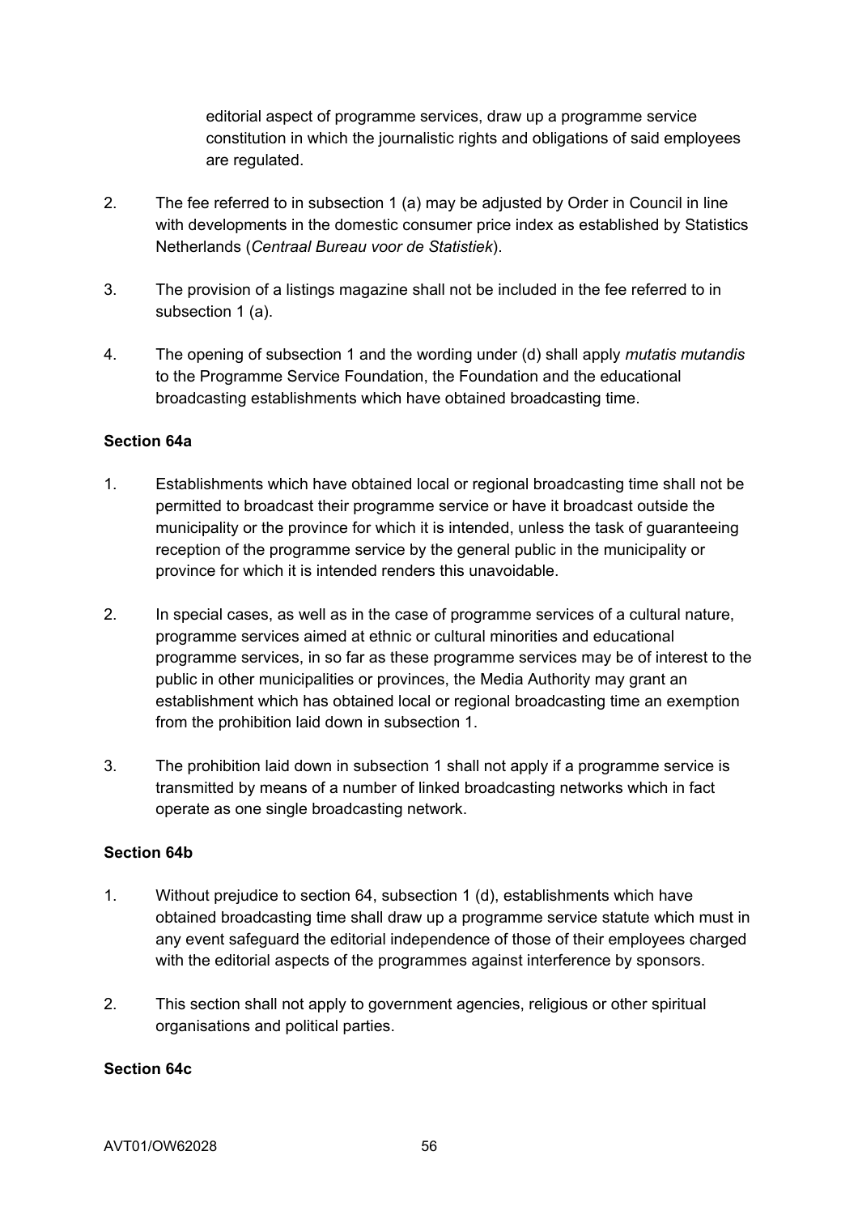editorial aspect of programme services, draw up a programme service constitution in which the journalistic rights and obligations of said employees are regulated.

2. The fee referred to in subsection 1 (a) may be adjusted by Order in Council in line with developments in the domestic consumer price index as established by Statistics Netherlands (*Centraal Bureau voor de Statistiek*).

3. The provision of a listings magazine shall not be included in the fee referred to in subsection 1 (a).

4. The opening of subsection 1 and the wording under (d) shall apply *mutatis mutandis* to the Programme Service Foundation, the Foundation and the educational broadcasting establishments which have obtained broadcasting time.

**Section 64a**

1. Establishments which have obtained local or regional broadcasting time shall not be permitted to broadcast their programme service or have it broadcast outside the municipality or the province for which it is intended, unless the task of guaranteeing reception of the programme service by the general public in the municipality or province for which it is intended renders this unavoidable.

2. In special cases, as well as in the case of programme services of a cultural nature, programme services aimed at ethnic or cultural minorities and educational programme services, in so far as these programme services may be of interest to the public in other municipalities or provinces, the Media Authority may grant an establishment which has obtained local or regional broadcasting time an exemption from the prohibition laid down in subsection 1.

3. The prohibition laid down in subsection 1 shall not apply if a programme service is transmitted by means of a number of linked broadcasting networks which in fact operate as one single broadcasting network.

**Section 64b**

1. Without prejudice to section 64, subsection 1 (d), establishments which have obtained broadcasting time shall draw up a programme service statute which must in any event safeguard the editorial independence of those of their employees charged with the editorial aspects of the programmes against interference by sponsors.

2. This section shall not apply to government agencies, religious or other spiritual organisations and political parties.

**Section 64c**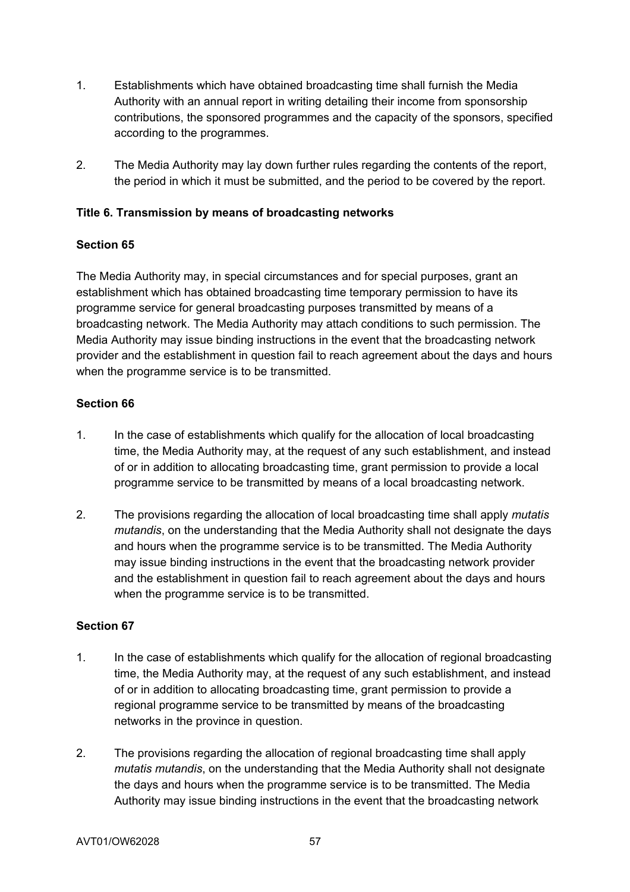1. Establishments which have obtained broadcasting time shall furnish the Media Authority with an annual report in writing detailing their income from sponsorship contributions, the sponsored programmes and the capacity of the sponsors, specified according to the programmes.

2. The Media Authority may lay down further rules regarding the contents of the report, the period in which it must be submitted, and the period to be covered by the report.

**Title 6. Transmission by means of broadcasting networks**

**Section 65**

The Media Authority may, in special circumstances and for special purposes, grant an establishment which has obtained broadcasting time temporary permission to have its programme service for general broadcasting purposes transmitted by means of a broadcasting network. The Media Authority may attach conditions to such permission. The Media Authority may issue binding instructions in the event that the broadcasting network provider and the establishment in question fail to reach agreement about the days and hours when the programme service is to be transmitted.

**Section 66**

1. In the case of establishments which qualify for the allocation of local broadcasting time, the Media Authority may, at the request of any such establishment, and instead of or in addition to allocating broadcasting time, grant permission to provide a local programme service to be transmitted by means of a local broadcasting network.

2. The provisions regarding the allocation of local broadcasting time shall apply *mutatis mutandis*, on the understanding that the Media Authority shall not designate the days and hours when the programme service is to be transmitted. The Media Authority may issue binding instructions in the event that the broadcasting network provider and the establishment in question fail to reach agreement about the days and hours when the programme service is to be transmitted.

**Section 67**

1. In the case of establishments which qualify for the allocation of regional broadcasting time, the Media Authority may, at the request of any such establishment, and instead of or in addition to allocating broadcasting time, grant permission to provide a regional programme service to be transmitted by means of the broadcasting networks in the province in question.

2. The provisions regarding the allocation of regional broadcasting time shall apply *mutatis mutandis*, on the understanding that the Media Authority shall not designate the days and hours when the programme service is to be transmitted. The Media Authority may issue binding instructions in the event that the broadcasting network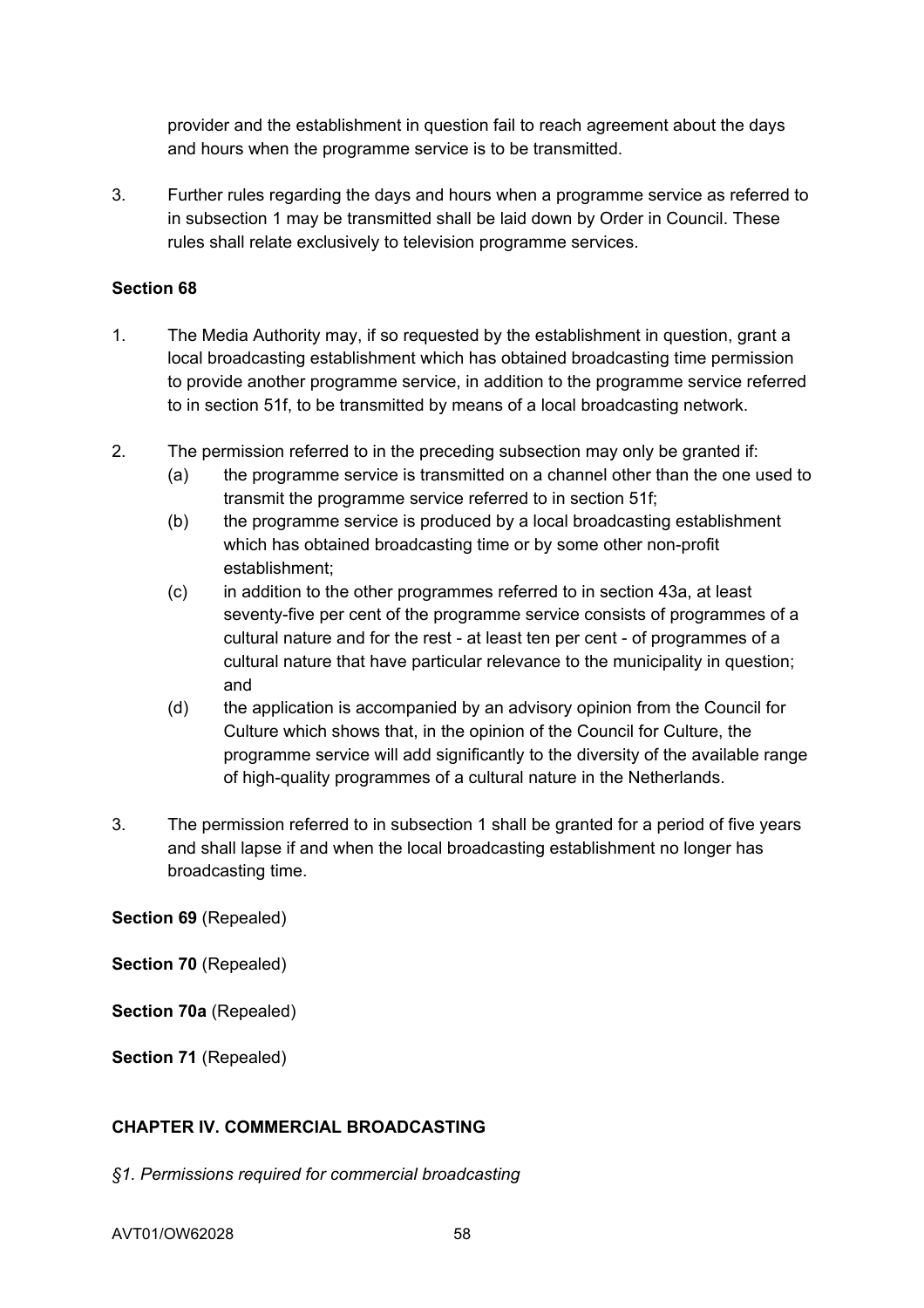provider and the establishment in question fail to reach agreement about the days and hours when the programme service is to be transmitted.

3. Further rules regarding the days and hours when a programme service as referred to in subsection 1 may be transmitted shall be laid down by Order in Council. These rules shall relate exclusively to television programme services.

**Section 68**

1. The Media Authority may, if so requested by the establishment in question, grant a local broadcasting establishment which has obtained broadcasting time permission to provide another programme service, in addition to the programme service referred to in section 51f, to be transmitted by means of a local broadcasting network.

2. The permission referred to in the preceding subsection may only be granted if:
   (a) the programme service is transmitted on a channel other than the one used to transmit the programme service referred to in section 51f;
   (b) the programme service is produced by a local broadcasting establishment which has obtained broadcasting time or by some other non-profit establishment;
   (c) in addition to the other programmes referred to in section 43a, at least seventy-five per cent of the programme service consists of programmes of a cultural nature and for the rest - at least ten per cent - of programmes of a cultural nature that have particular relevance to the municipality in question; and
   (d) the application is accompanied by an advisory opinion from the Council for Culture which shows that, in the opinion of the Council for Culture, the programme service will add significantly to the diversity of the available range of high-quality programmes of a cultural nature in the Netherlands.

3. The permission referred to in subsection 1 shall be granted for a period of five years and shall lapse if and when the local broadcasting establishment no longer has broadcasting time.

**Section 69** (Repealed)

**Section 70** (Repealed)

**Section 70a** (Repealed)

**Section 71** (Repealed)

## CHAPTER IV. COMMERCIAL BROADCASTING

*§1. Permissions required for commercial broadcasting*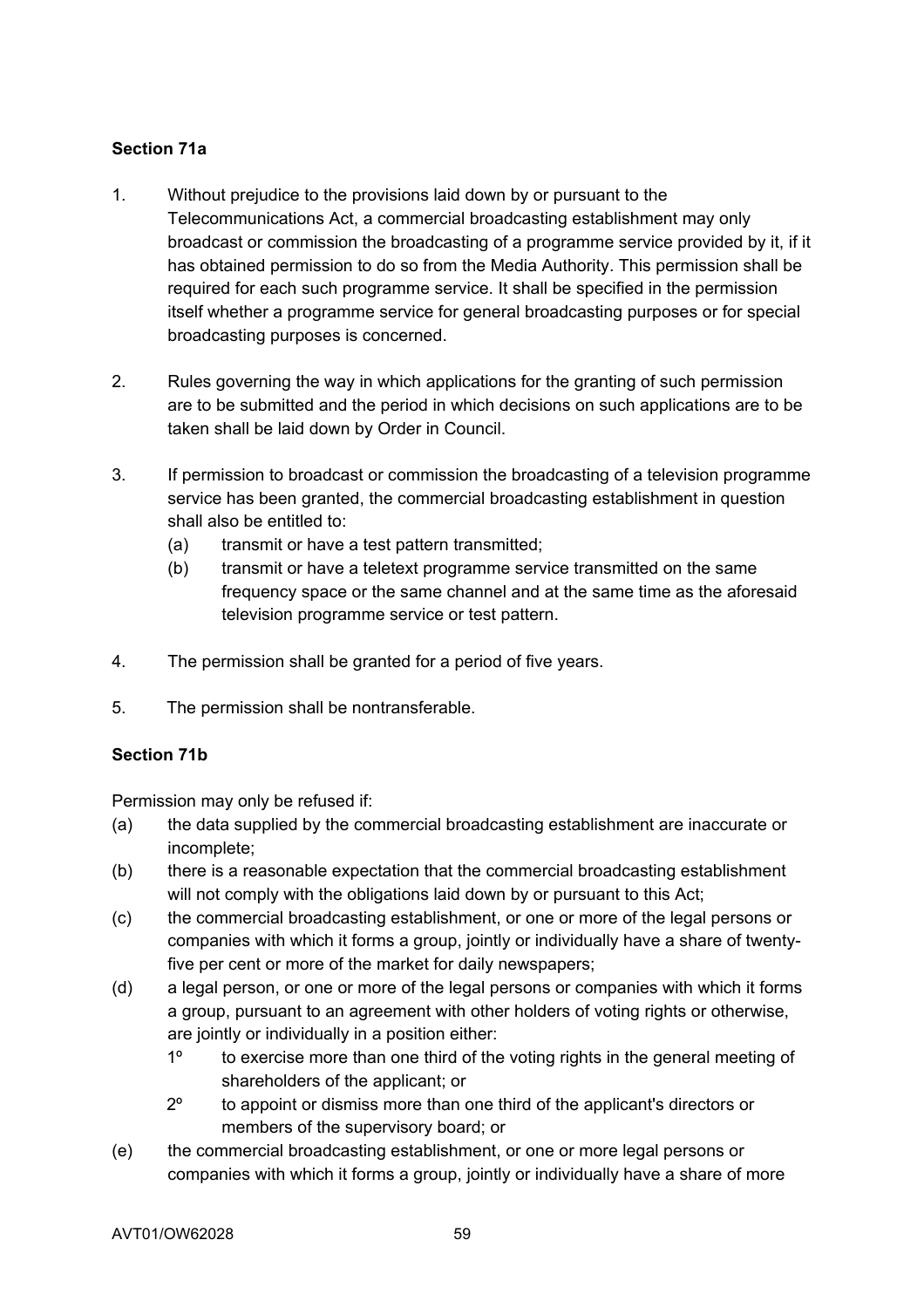**Section 71a**

1. Without prejudice to the provisions laid down by or pursuant to the Telecommunications Act, a commercial broadcasting establishment may only broadcast or commission the broadcasting of a programme service provided by it, if it has obtained permission to do so from the Media Authority. This permission shall be required for each such programme service. It shall be specified in the permission itself whether a programme service for general broadcasting purposes or for special broadcasting purposes is concerned.

2. Rules governing the way in which applications for the granting of such permission are to be submitted and the period in which decisions on such applications are to be taken shall be laid down by Order in Council.

3. If permission to broadcast or commission the broadcasting of a television programme service has been granted, the commercial broadcasting establishment in question shall also be entitled to:
   (a) transmit or have a test pattern transmitted;
   (b) transmit or have a teletext programme service transmitted on the same frequency space or the same channel and at the same time as the aforesaid television programme service or test pattern.

4. The permission shall be granted for a period of five years.

5. The permission shall be nontransferable.

**Section 71b**

Permission may only be refused if:

(a) the data supplied by the commercial broadcasting establishment are inaccurate or incomplete;

(b) there is a reasonable expectation that the commercial broadcasting establishment will not comply with the obligations laid down by or pursuant to this Act;

(c) the commercial broadcasting establishment, or one or more of the legal persons or companies with which it forms a group, jointly or individually have a share of twenty-five per cent or more of the market for daily newspapers;

(d) a legal person, or one or more of the legal persons or companies with which it forms a group, pursuant to an agreement with other holders of voting rights or otherwise, are jointly or individually in a position either:
   1º to exercise more than one third of the voting rights in the general meeting of shareholders of the applicant; or
   2º to appoint or dismiss more than one third of the applicant's directors or members of the supervisory board; or

(e) the commercial broadcasting establishment, or one or more legal persons or companies with which it forms a group, jointly or individually have a share of more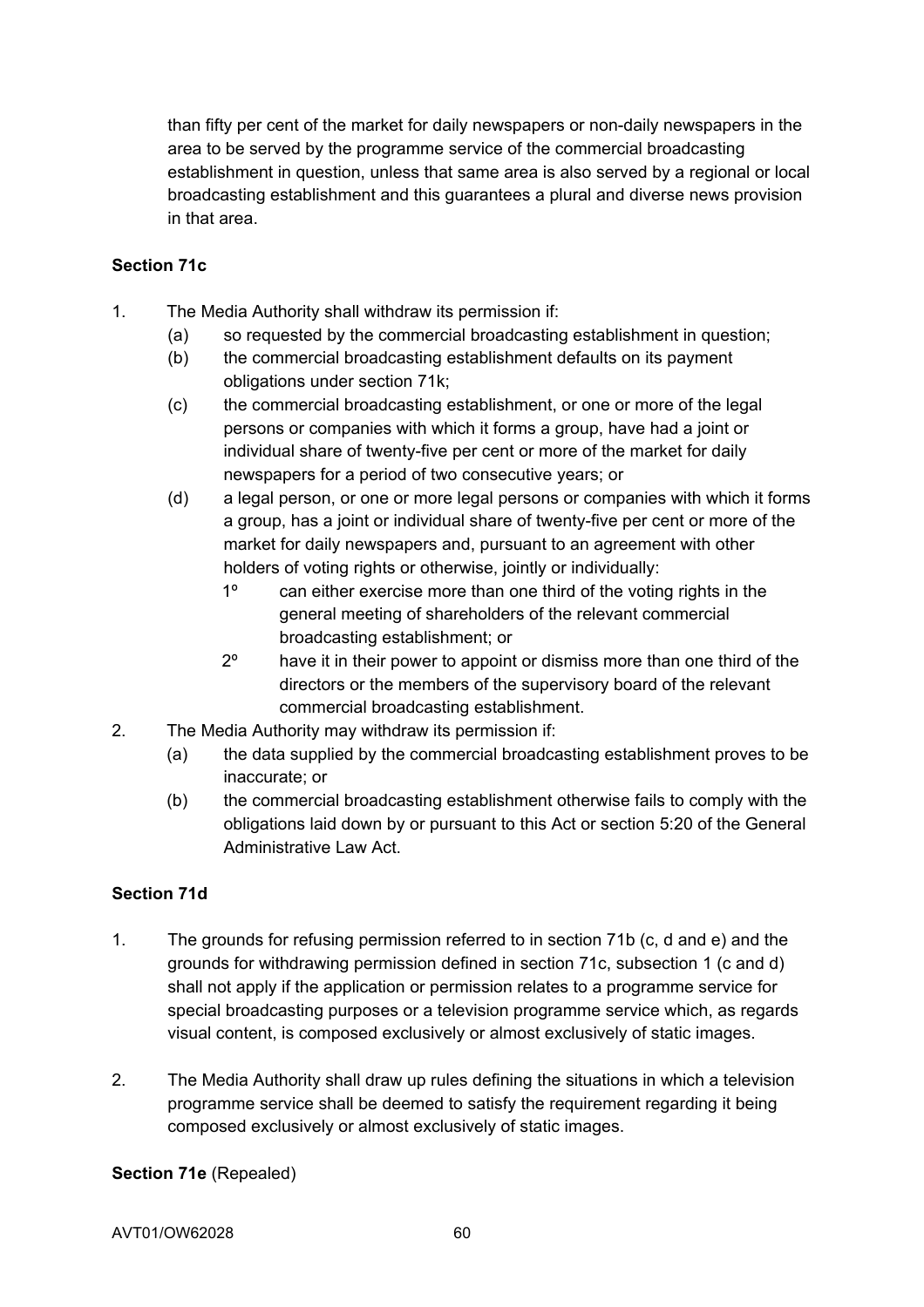than fifty per cent of the market for daily newspapers or non-daily newspapers in the area to be served by the programme service of the commercial broadcasting establishment in question, unless that same area is also served by a regional or local broadcasting establishment and this guarantees a plural and diverse news provision in that area.

**Section 71c**

1. The Media Authority shall withdraw its permission if:
   (a) so requested by the commercial broadcasting establishment in question;
   (b) the commercial broadcasting establishment defaults on its payment obligations under section 71k;
   (c) the commercial broadcasting establishment, or one or more of the legal persons or companies with which it forms a group, have had a joint or individual share of twenty-five per cent or more of the market for daily newspapers for a period of two consecutive years; or
   (d) a legal person, or one or more legal persons or companies with which it forms a group, has a joint or individual share of twenty-five per cent or more of the market for daily newspapers and, pursuant to an agreement with other holders of voting rights or otherwise, jointly or individually:
      1º can either exercise more than one third of the voting rights in the general meeting of shareholders of the relevant commercial broadcasting establishment; or
      2º have it in their power to appoint or dismiss more than one third of the directors or the members of the supervisory board of the relevant commercial broadcasting establishment.
2. The Media Authority may withdraw its permission if:
   (a) the data supplied by the commercial broadcasting establishment proves to be inaccurate; or
   (b) the commercial broadcasting establishment otherwise fails to comply with the obligations laid down by or pursuant to this Act or section 5:20 of the General Administrative Law Act.

**Section 71d**

1. The grounds for refusing permission referred to in section 71b (c, d and e) and the grounds for withdrawing permission defined in section 71c, subsection 1 (c and d) shall not apply if the application or permission relates to a programme service for special broadcasting purposes or a television programme service which, as regards visual content, is composed exclusively or almost exclusively of static images.

2. The Media Authority shall draw up rules defining the situations in which a television programme service shall be deemed to satisfy the requirement regarding it being composed exclusively or almost exclusively of static images.

**Section 71e** (Repealed)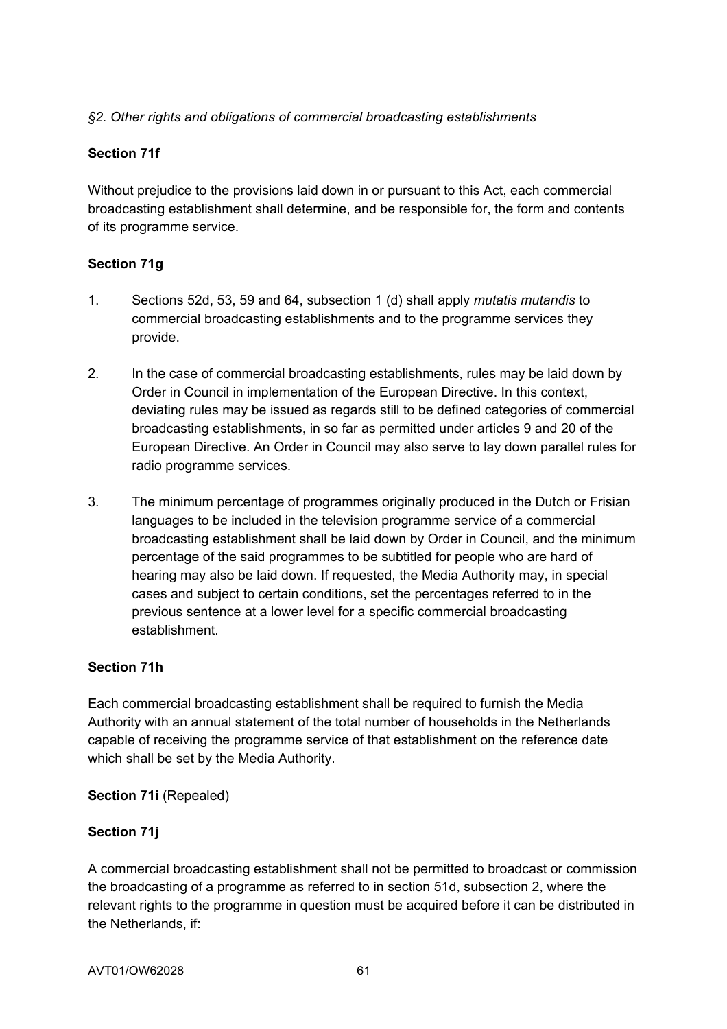*§2. Other rights and obligations of commercial broadcasting establishments*

**Section 71f**

Without prejudice to the provisions laid down in or pursuant to this Act, each commercial broadcasting establishment shall determine, and be responsible for, the form and contents of its programme service.

**Section 71g**

1. Sections 52d, 53, 59 and 64, subsection 1 (d) shall apply *mutatis mutandis* to commercial broadcasting establishments and to the programme services they provide.

2. In the case of commercial broadcasting establishments, rules may be laid down by Order in Council in implementation of the European Directive. In this context, deviating rules may be issued as regards still to be defined categories of commercial broadcasting establishments, in so far as permitted under articles 9 and 20 of the European Directive. An Order in Council may also serve to lay down parallel rules for radio programme services.

3. The minimum percentage of programmes originally produced in the Dutch or Frisian languages to be included in the television programme service of a commercial broadcasting establishment shall be laid down by Order in Council, and the minimum percentage of the said programmes to be subtitled for people who are hard of hearing may also be laid down. If requested, the Media Authority may, in special cases and subject to certain conditions, set the percentages referred to in the previous sentence at a lower level for a specific commercial broadcasting establishment.

**Section 71h**

Each commercial broadcasting establishment shall be required to furnish the Media Authority with an annual statement of the total number of households in the Netherlands capable of receiving the programme service of that establishment on the reference date which shall be set by the Media Authority.

**Section 71i** (Repealed)

**Section 71j**

A commercial broadcasting establishment shall not be permitted to broadcast or commission the broadcasting of a programme as referred to in section 51d, subsection 2, where the relevant rights to the programme in question must be acquired before it can be distributed in the Netherlands, if: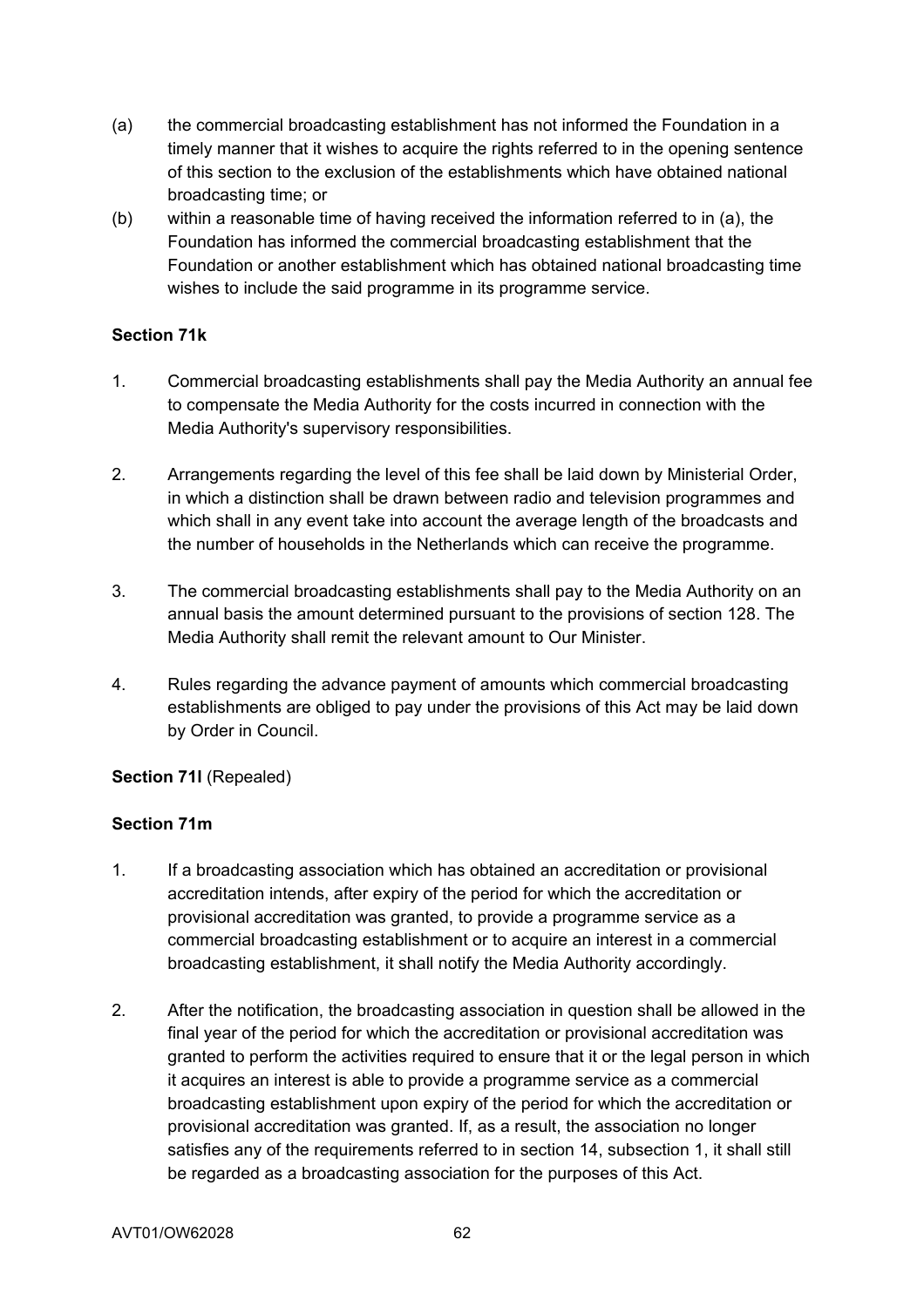(a) the commercial broadcasting establishment has not informed the Foundation in a timely manner that it wishes to acquire the rights referred to in the opening sentence of this section to the exclusion of the establishments which have obtained national broadcasting time; or

(b) within a reasonable time of having received the information referred to in (a), the Foundation has informed the commercial broadcasting establishment that the Foundation or another establishment which has obtained national broadcasting time wishes to include the said programme in its programme service.

**Section 71k**

1. Commercial broadcasting establishments shall pay the Media Authority an annual fee to compensate the Media Authority for the costs incurred in connection with the Media Authority's supervisory responsibilities.

2. Arrangements regarding the level of this fee shall be laid down by Ministerial Order, in which a distinction shall be drawn between radio and television programmes and which shall in any event take into account the average length of the broadcasts and the number of households in the Netherlands which can receive the programme.

3. The commercial broadcasting establishments shall pay to the Media Authority on an annual basis the amount determined pursuant to the provisions of section 128. The Media Authority shall remit the relevant amount to Our Minister.

4. Rules regarding the advance payment of amounts which commercial broadcasting establishments are obliged to pay under the provisions of this Act may be laid down by Order in Council.

**Section 71l** (Repealed)

**Section 71m**

1. If a broadcasting association which has obtained an accreditation or provisional accreditation intends, after expiry of the period for which the accreditation or provisional accreditation was granted, to provide a programme service as a commercial broadcasting establishment or to acquire an interest in a commercial broadcasting establishment, it shall notify the Media Authority accordingly.

2. After the notification, the broadcasting association in question shall be allowed in the final year of the period for which the accreditation or provisional accreditation was granted to perform the activities required to ensure that it or the legal person in which it acquires an interest is able to provide a programme service as a commercial broadcasting establishment upon expiry of the period for which the accreditation or provisional accreditation was granted. If, as a result, the association no longer satisfies any of the requirements referred to in section 14, subsection 1, it shall still be regarded as a broadcasting association for the purposes of this Act.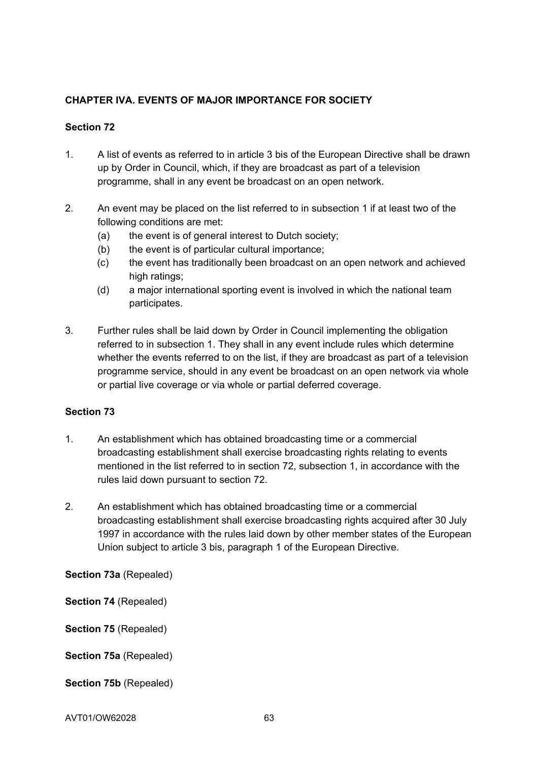## CHAPTER IVA. EVENTS OF MAJOR IMPORTANCE FOR SOCIETY

### Section 72

1. A list of events as referred to in article 3 bis of the European Directive shall be drawn up by Order in Council, which, if they are broadcast as part of a television programme, shall in any event be broadcast on an open network.

2. An event may be placed on the list referred to in subsection 1 if at least two of the following conditions are met:
   (a) the event is of general interest to Dutch society;
   (b) the event is of particular cultural importance;
   (c) the event has traditionally been broadcast on an open network and achieved high ratings;
   (d) a major international sporting event is involved in which the national team participates.

3. Further rules shall be laid down by Order in Council implementing the obligation referred to in subsection 1. They shall in any event include rules which determine whether the events referred to on the list, if they are broadcast as part of a television programme service, should in any event be broadcast on an open network via whole or partial live coverage or via whole or partial deferred coverage.

### Section 73

1. An establishment which has obtained broadcasting time or a commercial broadcasting establishment shall exercise broadcasting rights relating to events mentioned in the list referred to in section 72, subsection 1, in accordance with the rules laid down pursuant to section 72.

2. An establishment which has obtained broadcasting time or a commercial broadcasting establishment shall exercise broadcasting rights acquired after 30 July 1997 in accordance with the rules laid down by other member states of the European Union subject to article 3 bis, paragraph 1 of the European Directive.

**Section 73a** (Repealed)

**Section 74** (Repealed)

**Section 75** (Repealed)

**Section 75a** (Repealed)

**Section 75b** (Repealed)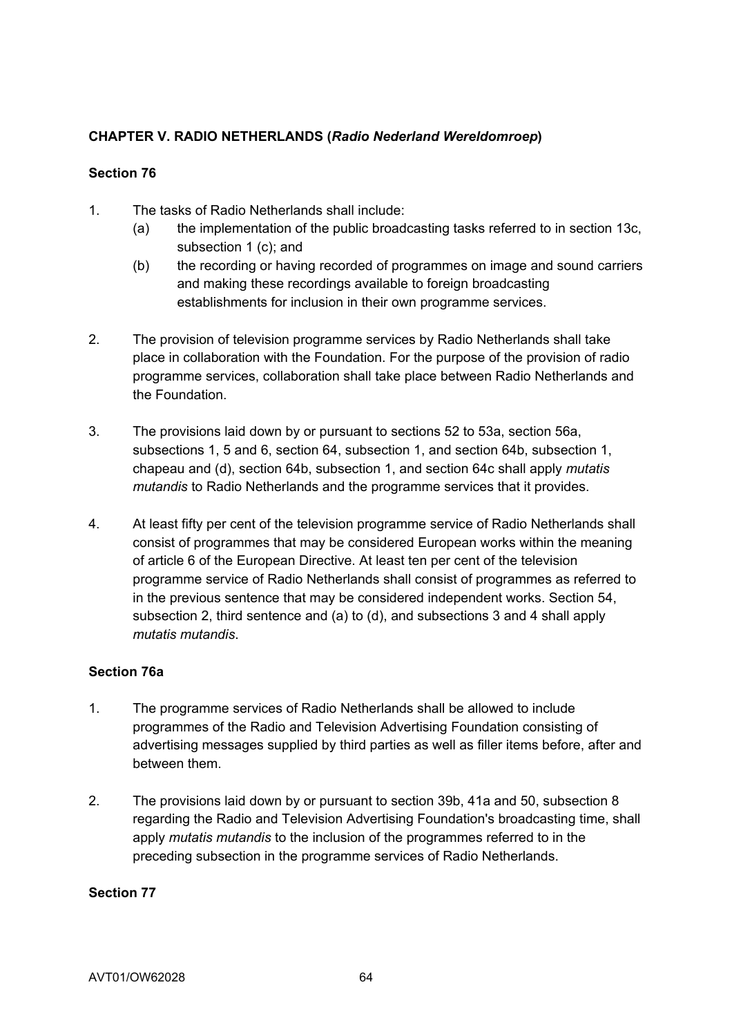## CHAPTER V. RADIO NETHERLANDS (*Radio Nederland Wereldomroep*)

### Section 76

1. The tasks of Radio Netherlands shall include:
   (a) the implementation of the public broadcasting tasks referred to in section 13c, subsection 1 (c); and
   (b) the recording or having recorded of programmes on image and sound carriers and making these recordings available to foreign broadcasting establishments for inclusion in their own programme services.

2. The provision of television programme services by Radio Netherlands shall take place in collaboration with the Foundation. For the purpose of the provision of radio programme services, collaboration shall take place between Radio Netherlands and the Foundation.

3. The provisions laid down by or pursuant to sections 52 to 53a, section 56a, subsections 1, 5 and 6, section 64, subsection 1, and section 64b, subsection 1, chapeau and (d), section 64b, subsection 1, and section 64c shall apply *mutatis mutandis* to Radio Netherlands and the programme services that it provides.

4. At least fifty per cent of the television programme service of Radio Netherlands shall consist of programmes that may be considered European works within the meaning of article 6 of the European Directive. At least ten per cent of the television programme service of Radio Netherlands shall consist of programmes as referred to in the previous sentence that may be considered independent works. Section 54, subsection 2, third sentence and (a) to (d), and subsections 3 and 4 shall apply *mutatis mutandis*.

### Section 76a

1. The programme services of Radio Netherlands shall be allowed to include programmes of the Radio and Television Advertising Foundation consisting of advertising messages supplied by third parties as well as filler items before, after and between them.

2. The provisions laid down by or pursuant to section 39b, 41a and 50, subsection 8 regarding the Radio and Television Advertising Foundation's broadcasting time, shall apply *mutatis mutandis* to the inclusion of the programmes referred to in the preceding subsection in the programme services of Radio Netherlands.

### Section 77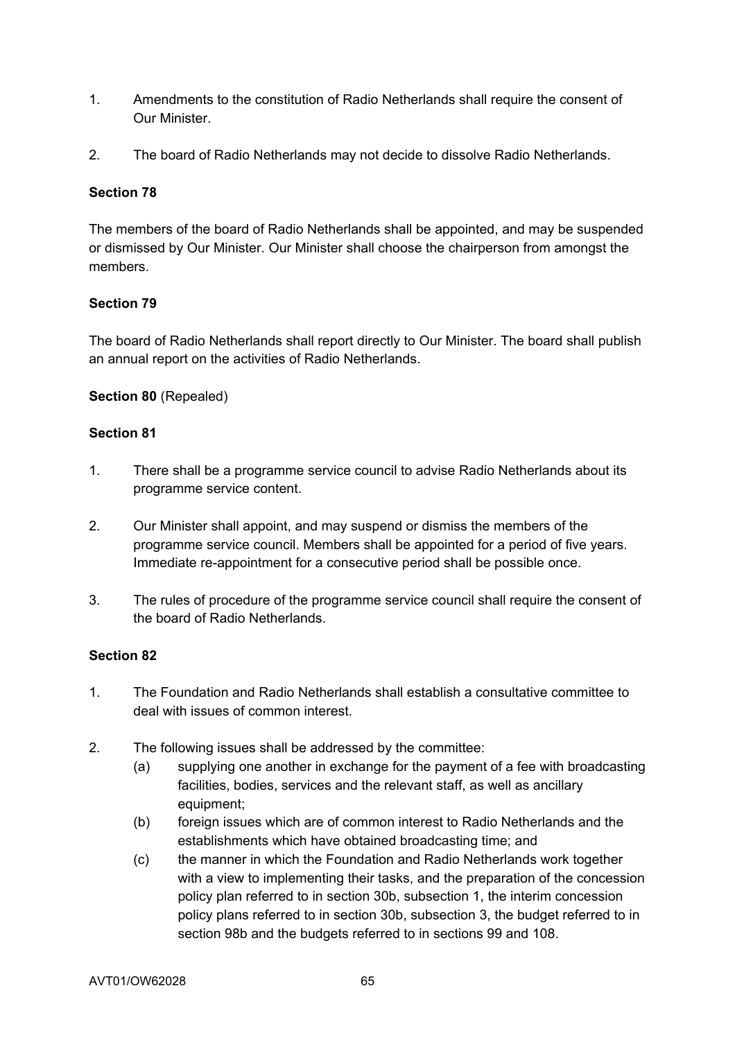1. Amendments to the constitution of Radio Netherlands shall require the consent of Our Minister.

2. The board of Radio Netherlands may not decide to dissolve Radio Netherlands.

**Section 78**

The members of the board of Radio Netherlands shall be appointed, and may be suspended or dismissed by Our Minister. Our Minister shall choose the chairperson from amongst the members.

**Section 79**

The board of Radio Netherlands shall report directly to Our Minister. The board shall publish an annual report on the activities of Radio Netherlands.

**Section 80** (Repealed)

**Section 81**

1. There shall be a programme service council to advise Radio Netherlands about its programme service content.

2. Our Minister shall appoint, and may suspend or dismiss the members of the programme service council. Members shall be appointed for a period of five years. Immediate re-appointment for a consecutive period shall be possible once.

3. The rules of procedure of the programme service council shall require the consent of the board of Radio Netherlands.

**Section 82**

1. The Foundation and Radio Netherlands shall establish a consultative committee to deal with issues of common interest.

2. The following issues shall be addressed by the committee:
   - (a) supplying one another in exchange for the payment of a fee with broadcasting facilities, bodies, services and the relevant staff, as well as ancillary equipment;
   - (b) foreign issues which are of common interest to Radio Netherlands and the establishments which have obtained broadcasting time; and
   - (c) the manner in which the Foundation and Radio Netherlands work together with a view to implementing their tasks, and the preparation of the concession policy plan referred to in section 30b, subsection 1, the interim concession policy plans referred to in section 30b, subsection 3, the budget referred to in section 98b and the budgets referred to in sections 99 and 108.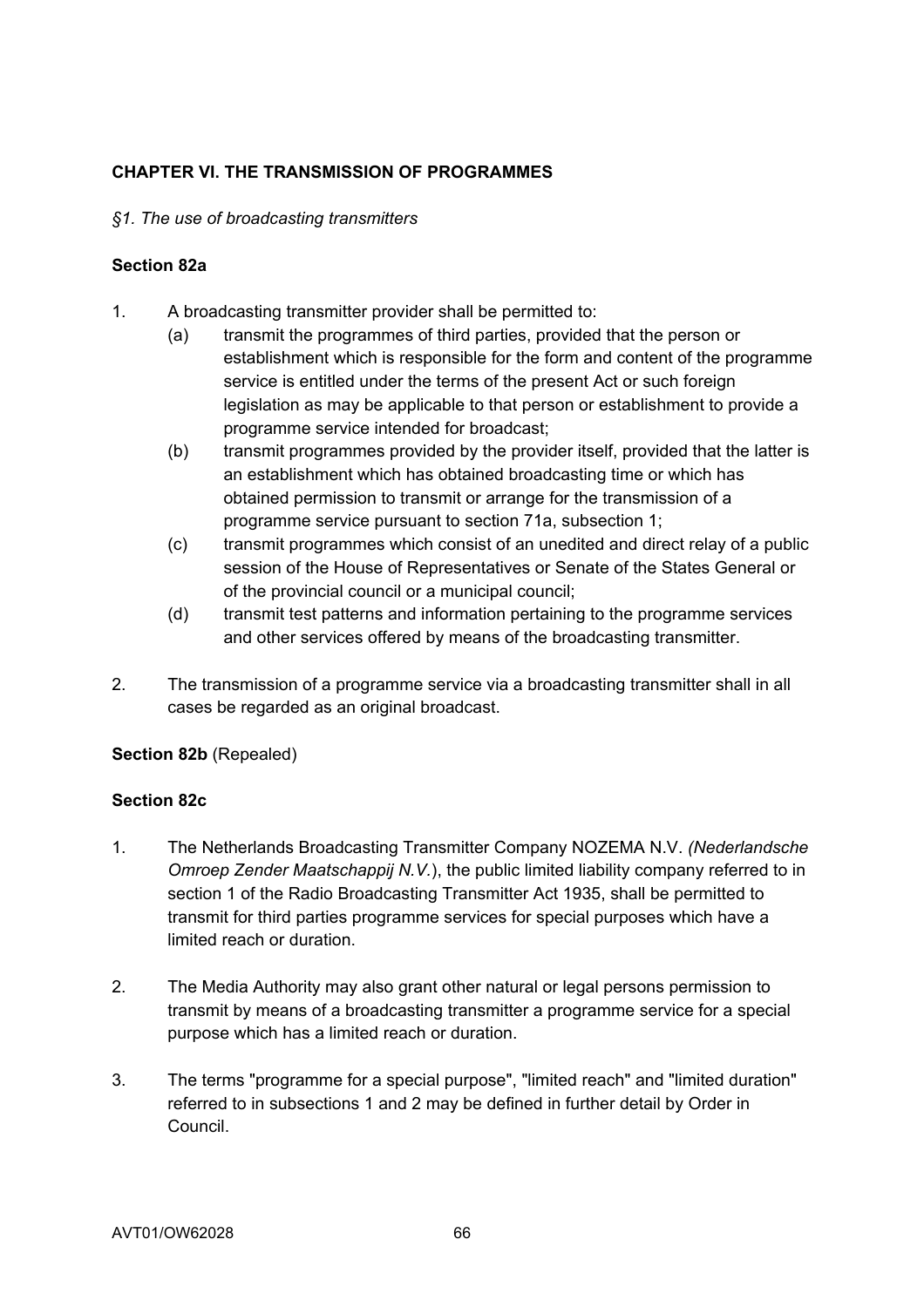## CHAPTER VI. THE TRANSMISSION OF PROGRAMMES

*§1. The use of broadcasting transmitters*

### Section 82a

1. A broadcasting transmitter provider shall be permitted to:
   (a) transmit the programmes of third parties, provided that the person or establishment which is responsible for the form and content of the programme service is entitled under the terms of the present Act or such foreign legislation as may be applicable to that person or establishment to provide a programme service intended for broadcast;
   (b) transmit programmes provided by the provider itself, provided that the latter is an establishment which has obtained broadcasting time or which has obtained permission to transmit or arrange for the transmission of a programme service pursuant to section 71a, subsection 1;
   (c) transmit programmes which consist of an unedited and direct relay of a public session of the House of Representatives or Senate of the States General or of the provincial council or a municipal council;
   (d) transmit test patterns and information pertaining to the programme services and other services offered by means of the broadcasting transmitter.

2. The transmission of a programme service via a broadcasting transmitter shall in all cases be regarded as an original broadcast.

**Section 82b** (Repealed)

### Section 82c

1. The Netherlands Broadcasting Transmitter Company NOZEMA N.V. *(Nederlandsche Omroep Zender Maatschappij N.V.*), the public limited liability company referred to in section 1 of the Radio Broadcasting Transmitter Act 1935, shall be permitted to transmit for third parties programme services for special purposes which have a limited reach or duration.

2. The Media Authority may also grant other natural or legal persons permission to transmit by means of a broadcasting transmitter a programme service for a special purpose which has a limited reach or duration.

3. The terms "programme for a special purpose", "limited reach" and "limited duration" referred to in subsections 1 and 2 may be defined in further detail by Order in Council.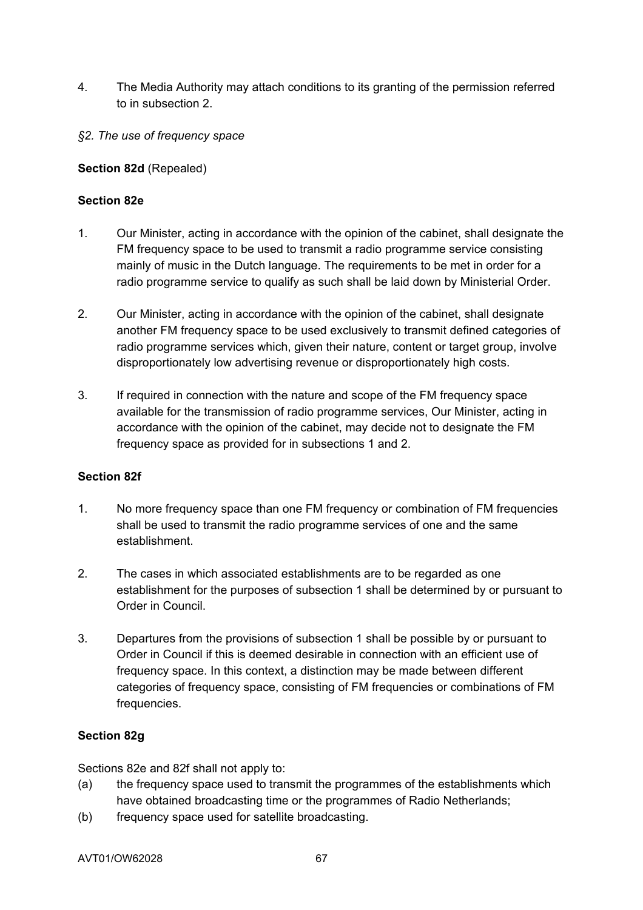4. The Media Authority may attach conditions to its granting of the permission referred to in subsection 2.

*§2. The use of frequency space*

**Section 82d** (Repealed)

**Section 82e**

1. Our Minister, acting in accordance with the opinion of the cabinet, shall designate the FM frequency space to be used to transmit a radio programme service consisting mainly of music in the Dutch language. The requirements to be met in order for a radio programme service to qualify as such shall be laid down by Ministerial Order.

2. Our Minister, acting in accordance with the opinion of the cabinet, shall designate another FM frequency space to be used exclusively to transmit defined categories of radio programme services which, given their nature, content or target group, involve disproportionately low advertising revenue or disproportionately high costs.

3. If required in connection with the nature and scope of the FM frequency space available for the transmission of radio programme services, Our Minister, acting in accordance with the opinion of the cabinet, may decide not to designate the FM frequency space as provided for in subsections 1 and 2.

**Section 82f**

1. No more frequency space than one FM frequency or combination of FM frequencies shall be used to transmit the radio programme services of one and the same establishment.

2. The cases in which associated establishments are to be regarded as one establishment for the purposes of subsection 1 shall be determined by or pursuant to Order in Council.

3. Departures from the provisions of subsection 1 shall be possible by or pursuant to Order in Council if this is deemed desirable in connection with an efficient use of frequency space. In this context, a distinction may be made between different categories of frequency space, consisting of FM frequencies or combinations of FM frequencies.

**Section 82g**

Sections 82e and 82f shall not apply to:

(a) the frequency space used to transmit the programmes of the establishments which have obtained broadcasting time or the programmes of Radio Netherlands;

(b) frequency space used for satellite broadcasting.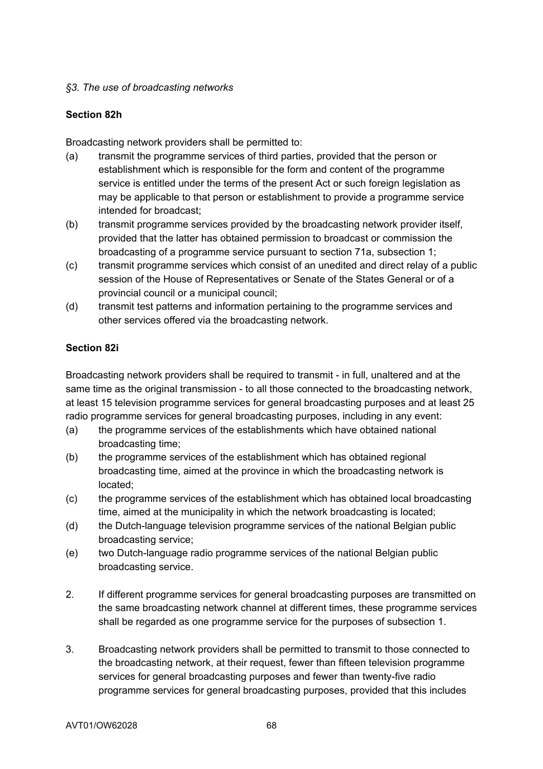*§3. The use of broadcasting networks*

**Section 82h**

Broadcasting network providers shall be permitted to:

(a) transmit the programme services of third parties, provided that the person or establishment which is responsible for the form and content of the programme service is entitled under the terms of the present Act or such foreign legislation as may be applicable to that person or establishment to provide a programme service intended for broadcast;

(b) transmit programme services provided by the broadcasting network provider itself, provided that the latter has obtained permission to broadcast or commission the broadcasting of a programme service pursuant to section 71a, subsection 1;

(c) transmit programme services which consist of an unedited and direct relay of a public session of the House of Representatives or Senate of the States General or of a provincial council or a municipal council;

(d) transmit test patterns and information pertaining to the programme services and other services offered via the broadcasting network.

**Section 82i**

Broadcasting network providers shall be required to transmit - in full, unaltered and at the same time as the original transmission - to all those connected to the broadcasting network, at least 15 television programme services for general broadcasting purposes and at least 25 radio programme services for general broadcasting purposes, including in any event:

(a) the programme services of the establishments which have obtained national broadcasting time;

(b) the programme services of the establishment which has obtained regional broadcasting time, aimed at the province in which the broadcasting network is located;

(c) the programme services of the establishment which has obtained local broadcasting time, aimed at the municipality in which the network broadcasting is located;

(d) the Dutch-language television programme services of the national Belgian public broadcasting service;

(e) two Dutch-language radio programme services of the national Belgian public broadcasting service.

2. If different programme services for general broadcasting purposes are transmitted on the same broadcasting network channel at different times, these programme services shall be regarded as one programme service for the purposes of subsection 1.

3. Broadcasting network providers shall be permitted to transmit to those connected to the broadcasting network, at their request, fewer than fifteen television programme services for general broadcasting purposes and fewer than twenty-five radio programme services for general broadcasting purposes, provided that this includes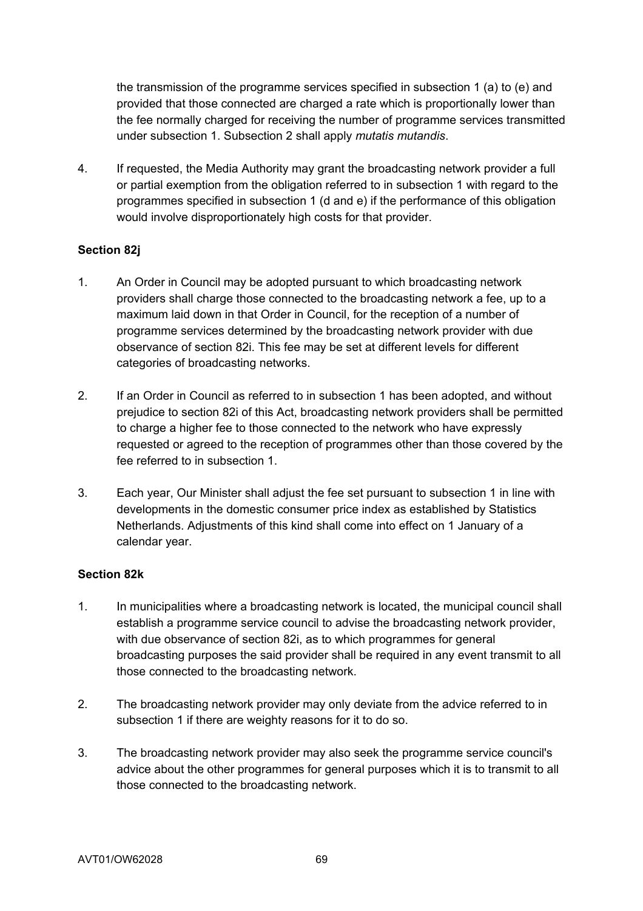the transmission of the programme services specified in subsection 1 (a) to (e) and provided that those connected are charged a rate which is proportionally lower than the fee normally charged for receiving the number of programme services transmitted under subsection 1. Subsection 2 shall apply *mutatis mutandis*.

4. If requested, the Media Authority may grant the broadcasting network provider a full or partial exemption from the obligation referred to in subsection 1 with regard to the programmes specified in subsection 1 (d and e) if the performance of this obligation would involve disproportionately high costs for that provider.

**Section 82j**

1. An Order in Council may be adopted pursuant to which broadcasting network providers shall charge those connected to the broadcasting network a fee, up to a maximum laid down in that Order in Council, for the reception of a number of programme services determined by the broadcasting network provider with due observance of section 82i. This fee may be set at different levels for different categories of broadcasting networks.

2. If an Order in Council as referred to in subsection 1 has been adopted, and without prejudice to section 82i of this Act, broadcasting network providers shall be permitted to charge a higher fee to those connected to the network who have expressly requested or agreed to the reception of programmes other than those covered by the fee referred to in subsection 1.

3. Each year, Our Minister shall adjust the fee set pursuant to subsection 1 in line with developments in the domestic consumer price index as established by Statistics Netherlands. Adjustments of this kind shall come into effect on 1 January of a calendar year.

**Section 82k**

1. In municipalities where a broadcasting network is located, the municipal council shall establish a programme service council to advise the broadcasting network provider, with due observance of section 82i, as to which programmes for general broadcasting purposes the said provider shall be required in any event transmit to all those connected to the broadcasting network.

2. The broadcasting network provider may only deviate from the advice referred to in subsection 1 if there are weighty reasons for it to do so.

3. The broadcasting network provider may also seek the programme service council's advice about the other programmes for general purposes which it is to transmit to all those connected to the broadcasting network.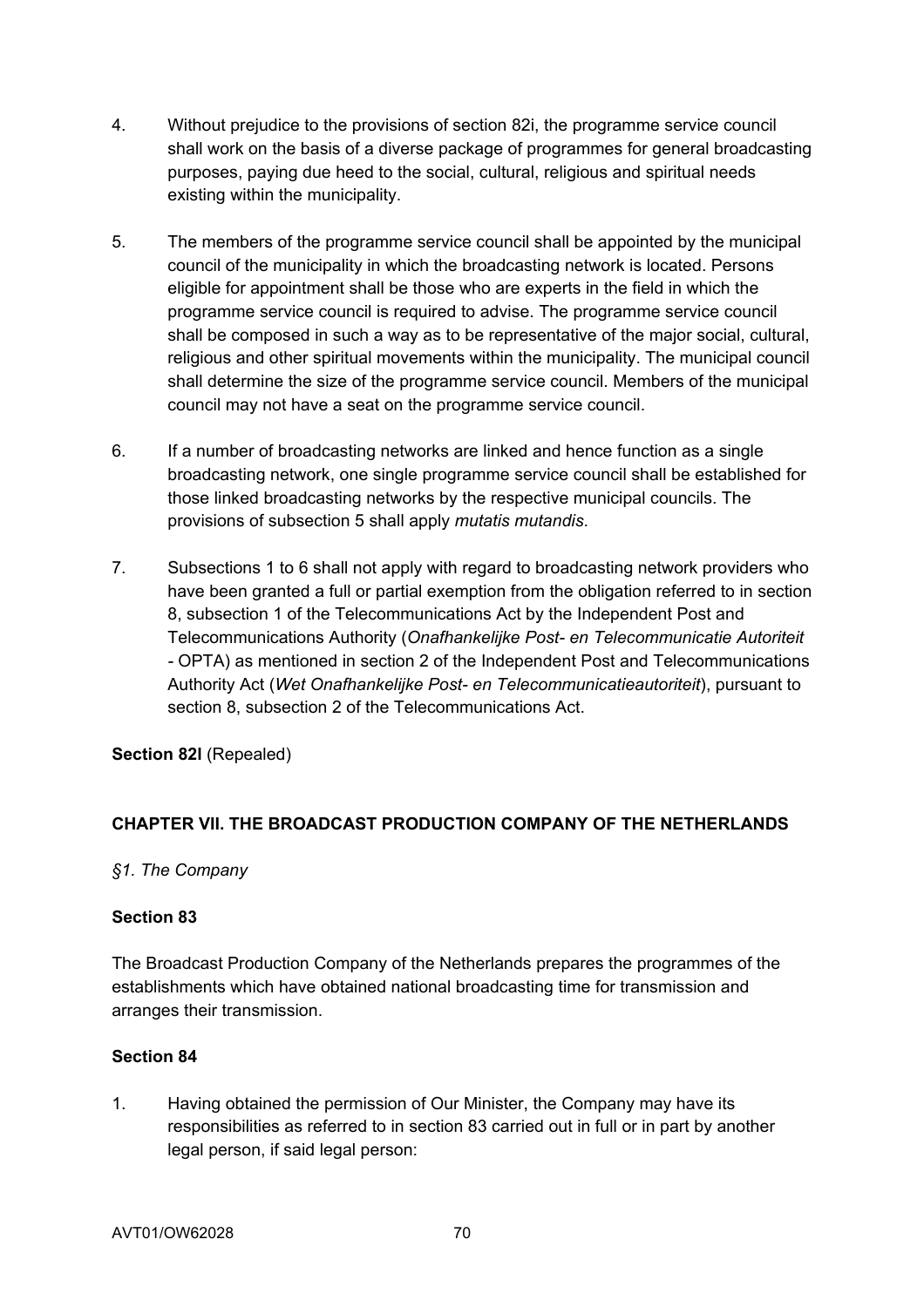4. Without prejudice to the provisions of section 82i, the programme service council shall work on the basis of a diverse package of programmes for general broadcasting purposes, paying due heed to the social, cultural, religious and spiritual needs existing within the municipality.

5. The members of the programme service council shall be appointed by the municipal council of the municipality in which the broadcasting network is located. Persons eligible for appointment shall be those who are experts in the field in which the programme service council is required to advise. The programme service council shall be composed in such a way as to be representative of the major social, cultural, religious and other spiritual movements within the municipality. The municipal council shall determine the size of the programme service council. Members of the municipal council may not have a seat on the programme service council.

6. If a number of broadcasting networks are linked and hence function as a single broadcasting network, one single programme service council shall be established for those linked broadcasting networks by the respective municipal councils. The provisions of subsection 5 shall apply *mutatis mutandis*.

7. Subsections 1 to 6 shall not apply with regard to broadcasting network providers who have been granted a full or partial exemption from the obligation referred to in section 8, subsection 1 of the Telecommunications Act by the Independent Post and Telecommunications Authority (*Onafhankelijke Post- en Telecommunicatie Autoriteit* - OPTA) as mentioned in section 2 of the Independent Post and Telecommunications Authority Act (*Wet Onafhankelijke Post- en Telecommunicatieautoriteit*), pursuant to section 8, subsection 2 of the Telecommunications Act.

**Section 82l** (Repealed)

## CHAPTER VII. THE BROADCAST PRODUCTION COMPANY OF THE NETHERLANDS

*§1. The Company*

**Section 83**

The Broadcast Production Company of the Netherlands prepares the programmes of the establishments which have obtained national broadcasting time for transmission and arranges their transmission.

**Section 84**

1. Having obtained the permission of Our Minister, the Company may have its responsibilities as referred to in section 83 carried out in full or in part by another legal person, if said legal person: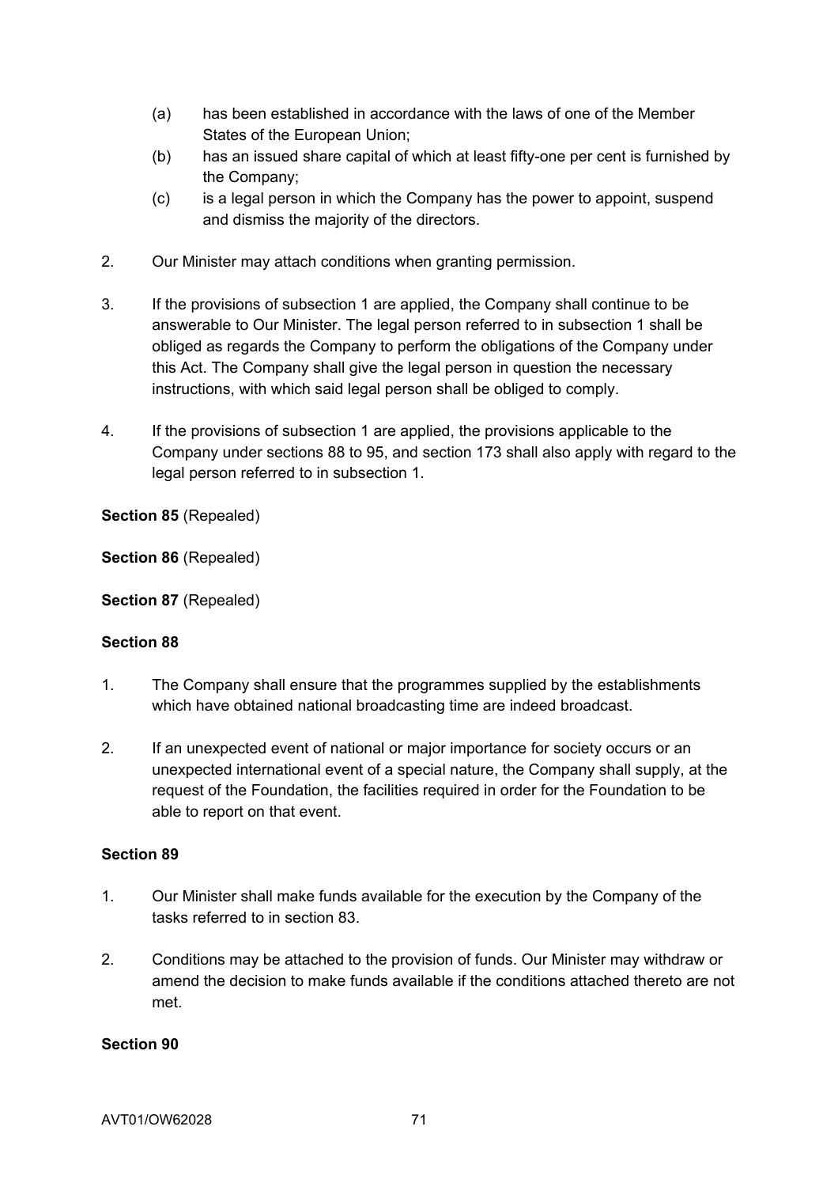(a) has been established in accordance with the laws of one of the Member States of the European Union;

(b) has an issued share capital of which at least fifty-one per cent is furnished by the Company;

(c) is a legal person in which the Company has the power to appoint, suspend and dismiss the majority of the directors.

2. Our Minister may attach conditions when granting permission.

3. If the provisions of subsection 1 are applied, the Company shall continue to be answerable to Our Minister. The legal person referred to in subsection 1 shall be obliged as regards the Company to perform the obligations of the Company under this Act. The Company shall give the legal person in question the necessary instructions, with which said legal person shall be obliged to comply.

4. If the provisions of subsection 1 are applied, the provisions applicable to the Company under sections 88 to 95, and section 173 shall also apply with regard to the legal person referred to in subsection 1.

**Section 85** (Repealed)

**Section 86** (Repealed)

**Section 87** (Repealed)

**Section 88**

1. The Company shall ensure that the programmes supplied by the establishments which have obtained national broadcasting time are indeed broadcast.

2. If an unexpected event of national or major importance for society occurs or an unexpected international event of a special nature, the Company shall supply, at the request of the Foundation, the facilities required in order for the Foundation to be able to report on that event.

**Section 89**

1. Our Minister shall make funds available for the execution by the Company of the tasks referred to in section 83.

2. Conditions may be attached to the provision of funds. Our Minister may withdraw or amend the decision to make funds available if the conditions attached thereto are not met.

**Section 90**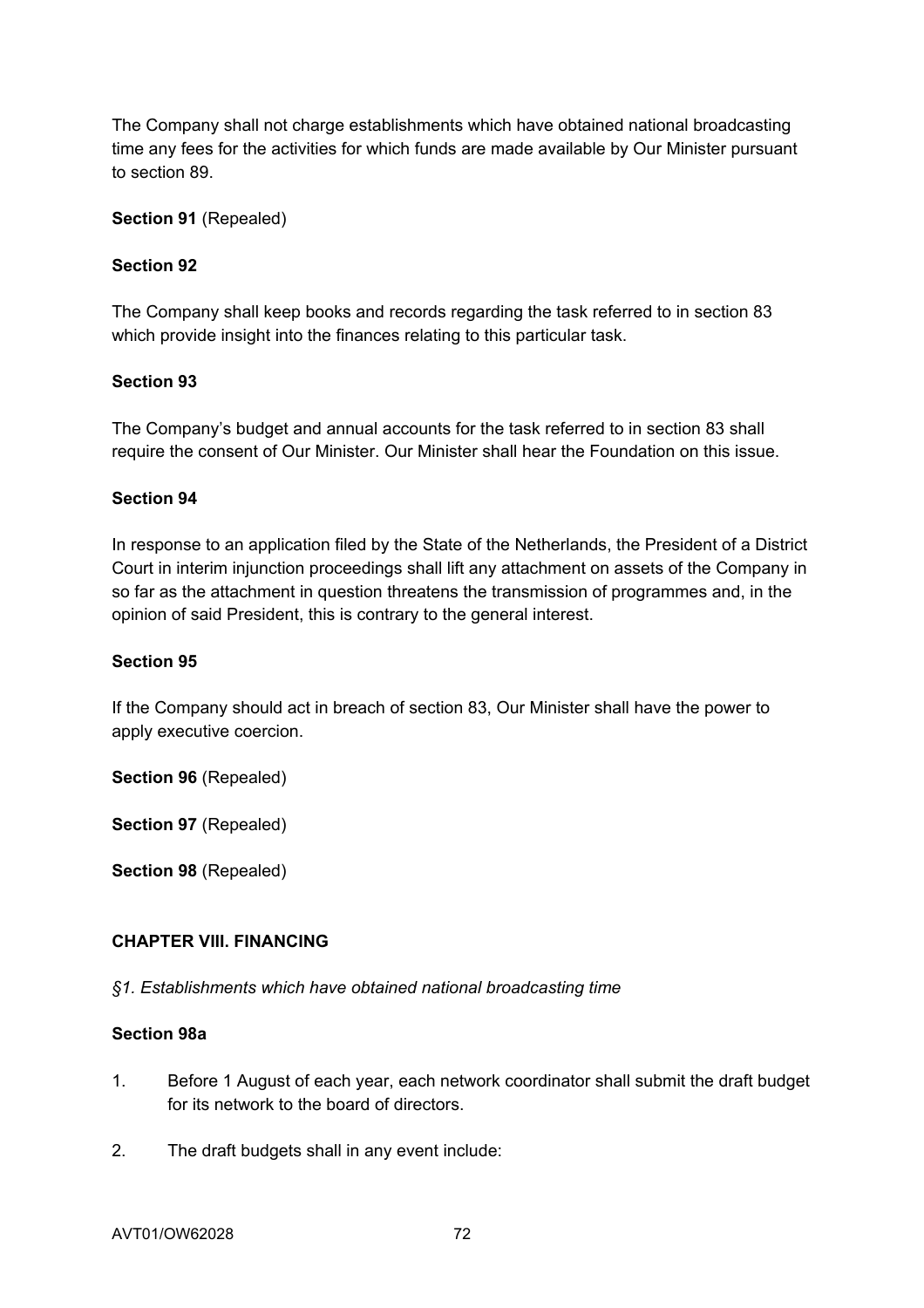The Company shall not charge establishments which have obtained national broadcasting time any fees for the activities for which funds are made available by Our Minister pursuant to section 89.

**Section 91** (Repealed)

**Section 92**

The Company shall keep books and records regarding the task referred to in section 83 which provide insight into the finances relating to this particular task.

**Section 93**

The Company's budget and annual accounts for the task referred to in section 83 shall require the consent of Our Minister. Our Minister shall hear the Foundation on this issue.

**Section 94**

In response to an application filed by the State of the Netherlands, the President of a District Court in interim injunction proceedings shall lift any attachment on assets of the Company in so far as the attachment in question threatens the transmission of programmes and, in the opinion of said President, this is contrary to the general interest.

**Section 95**

If the Company should act in breach of section 83, Our Minister shall have the power to apply executive coercion.

**Section 96** (Repealed)

**Section 97** (Repealed)

**Section 98** (Repealed)

## CHAPTER VIII. FINANCING

*§1. Establishments which have obtained national broadcasting time*

**Section 98a**

1. Before 1 August of each year, each network coordinator shall submit the draft budget for its network to the board of directors.
2. The draft budgets shall in any event include: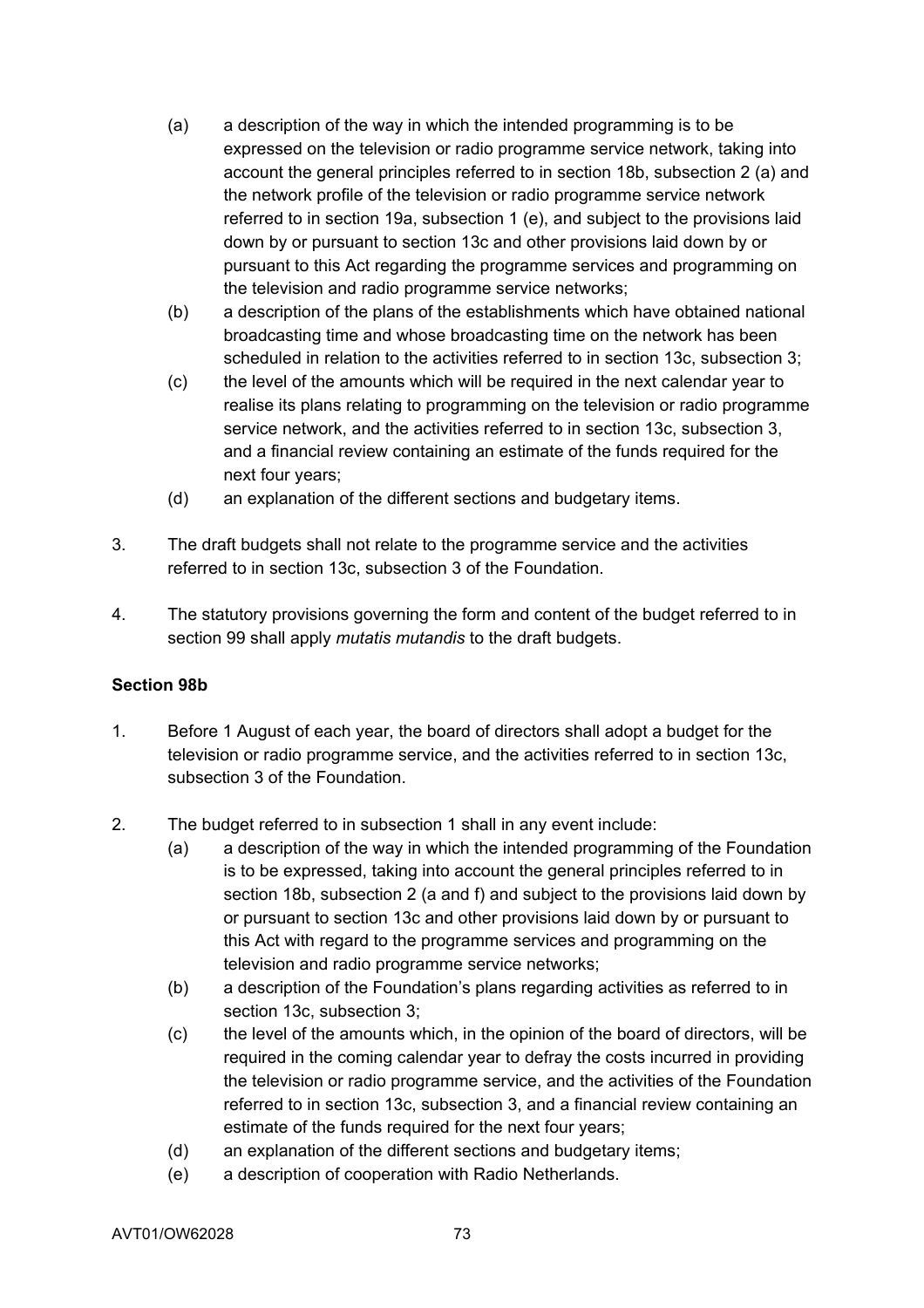(a) a description of the way in which the intended programming is to be expressed on the television or radio programme service network, taking into account the general principles referred to in section 18b, subsection 2 (a) and the network profile of the television or radio programme service network referred to in section 19a, subsection 1 (e), and subject to the provisions laid down by or pursuant to section 13c and other provisions laid down by or pursuant to this Act regarding the programme services and programming on the television and radio programme service networks;

(b) a description of the plans of the establishments which have obtained national broadcasting time and whose broadcasting time on the network has been scheduled in relation to the activities referred to in section 13c, subsection 3;

(c) the level of the amounts which will be required in the next calendar year to realise its plans relating to programming on the television or radio programme service network, and the activities referred to in section 13c, subsection 3, and a financial review containing an estimate of the funds required for the next four years;

(d) an explanation of the different sections and budgetary items.

3. The draft budgets shall not relate to the programme service and the activities referred to in section 13c, subsection 3 of the Foundation.

4. The statutory provisions governing the form and content of the budget referred to in section 99 shall apply *mutatis mutandis* to the draft budgets.

**Section 98b**

1. Before 1 August of each year, the board of directors shall adopt a budget for the television or radio programme service, and the activities referred to in section 13c, subsection 3 of the Foundation.

2. The budget referred to in subsection 1 shall in any event include:

(a) a description of the way in which the intended programming of the Foundation is to be expressed, taking into account the general principles referred to in section 18b, subsection 2 (a and f) and subject to the provisions laid down by or pursuant to section 13c and other provisions laid down by or pursuant to this Act with regard to the programme services and programming on the television and radio programme service networks;

(b) a description of the Foundation's plans regarding activities as referred to in section 13c, subsection 3;

(c) the level of the amounts which, in the opinion of the board of directors, will be required in the coming calendar year to defray the costs incurred in providing the television or radio programme service, and the activities of the Foundation referred to in section 13c, subsection 3, and a financial review containing an estimate of the funds required for the next four years;

(d) an explanation of the different sections and budgetary items;

(e) a description of cooperation with Radio Netherlands.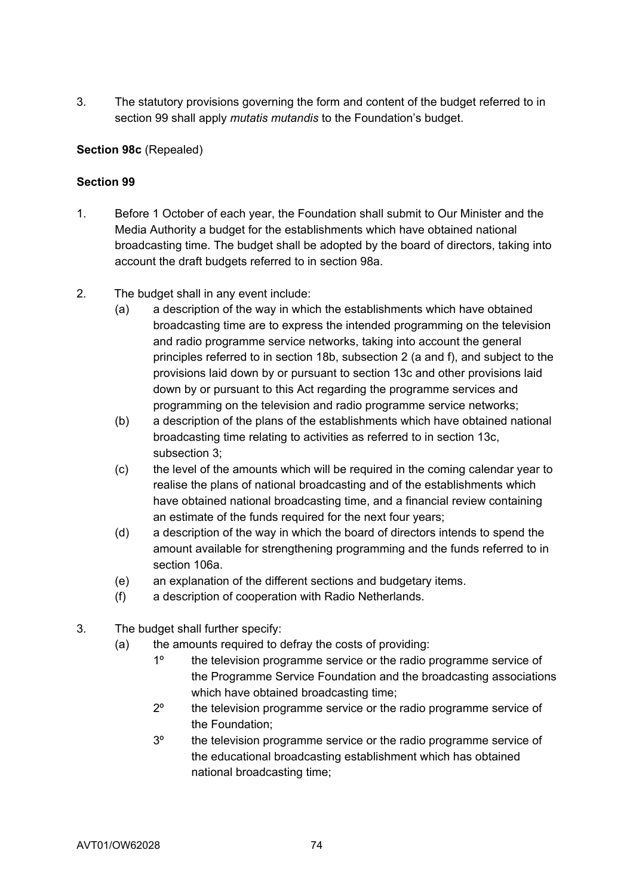3. The statutory provisions governing the form and content of the budget referred to in section 99 shall apply *mutatis mutandis* to the Foundation's budget.

**Section 98c** (Repealed)

**Section 99**

1. Before 1 October of each year, the Foundation shall submit to Our Minister and the Media Authority a budget for the establishments which have obtained national broadcasting time. The budget shall be adopted by the board of directors, taking into account the draft budgets referred to in section 98a.

2. The budget shall in any event include:
   - (a) a description of the way in which the establishments which have obtained broadcasting time are to express the intended programming on the television and radio programme service networks, taking into account the general principles referred to in section 18b, subsection 2 (a and f), and subject to the provisions laid down by or pursuant to section 13c and other provisions laid down by or pursuant to this Act regarding the programme services and programming on the television and radio programme service networks;
   - (b) a description of the plans of the establishments which have obtained national broadcasting time relating to activities as referred to in section 13c, subsection 3;
   - (c) the level of the amounts which will be required in the coming calendar year to realise the plans of national broadcasting and of the establishments which have obtained national broadcasting time, and a financial review containing an estimate of the funds required for the next four years;
   - (d) a description of the way in which the board of directors intends to spend the amount available for strengthening programming and the funds referred to in section 106a.
   - (e) an explanation of the different sections and budgetary items.
   - (f) a description of cooperation with Radio Netherlands.

3. The budget shall further specify:
   - (a) the amounts required to defray the costs of providing:
     - 1º the television programme service or the radio programme service of the Programme Service Foundation and the broadcasting associations which have obtained broadcasting time;
     - 2º the television programme service or the radio programme service of the Foundation;
     - 3º the television programme service or the radio programme service of the educational broadcasting establishment which has obtained national broadcasting time;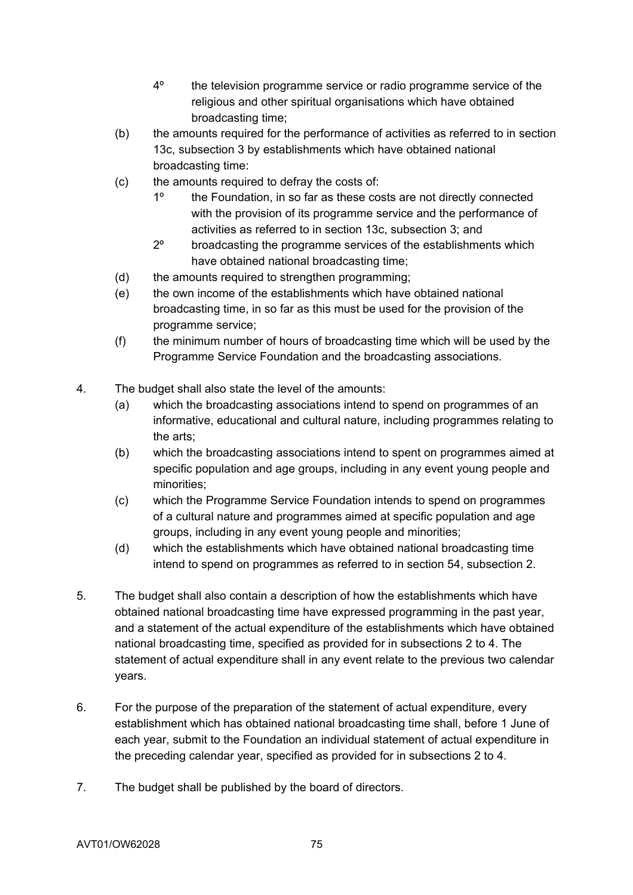4º the television programme service or radio programme service of the religious and other spiritual organisations which have obtained broadcasting time;

(b) the amounts required for the performance of activities as referred to in section 13c, subsection 3 by establishments which have obtained national broadcasting time:

(c) the amounts required to defray the costs of:

    1º the Foundation, in so far as these costs are not directly connected with the provision of its programme service and the performance of activities as referred to in section 13c, subsection 3; and

    2º broadcasting the programme services of the establishments which have obtained national broadcasting time;

(d) the amounts required to strengthen programming;

(e) the own income of the establishments which have obtained national broadcasting time, in so far as this must be used for the provision of the programme service;

(f) the minimum number of hours of broadcasting time which will be used by the Programme Service Foundation and the broadcasting associations.

4. The budget shall also state the level of the amounts:

    (a) which the broadcasting associations intend to spend on programmes of an informative, educational and cultural nature, including programmes relating to the arts;

    (b) which the broadcasting associations intend to spent on programmes aimed at specific population and age groups, including in any event young people and minorities;

    (c) which the Programme Service Foundation intends to spend on programmes of a cultural nature and programmes aimed at specific population and age groups, including in any event young people and minorities;

    (d) which the establishments which have obtained national broadcasting time intend to spend on programmes as referred to in section 54, subsection 2.

5. The budget shall also contain a description of how the establishments which have obtained national broadcasting time have expressed programming in the past year, and a statement of the actual expenditure of the establishments which have obtained national broadcasting time, specified as provided for in subsections 2 to 4. The statement of actual expenditure shall in any event relate to the previous two calendar years.

6. For the purpose of the preparation of the statement of actual expenditure, every establishment which has obtained national broadcasting time shall, before 1 June of each year, submit to the Foundation an individual statement of actual expenditure in the preceding calendar year, specified as provided for in subsections 2 to 4.

7. The budget shall be published by the board of directors.

AVT01/OW62028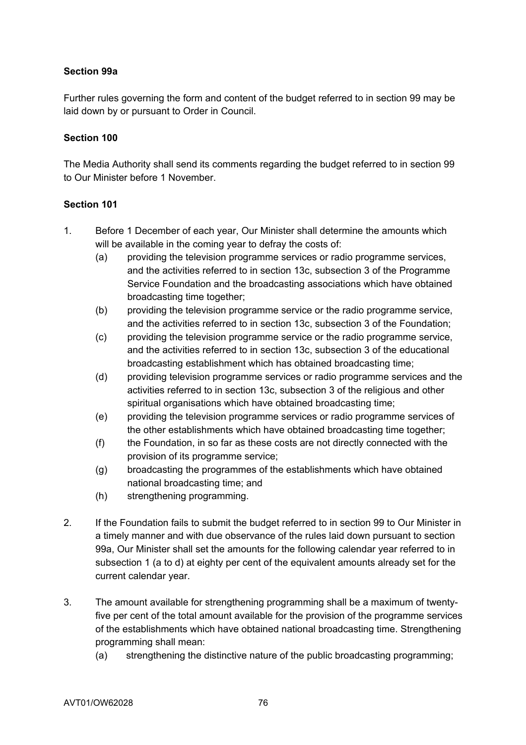**Section 99a**

Further rules governing the form and content of the budget referred to in section 99 may be laid down by or pursuant to Order in Council.

**Section 100**

The Media Authority shall send its comments regarding the budget referred to in section 99 to Our Minister before 1 November.

**Section 101**

1. Before 1 December of each year, Our Minister shall determine the amounts which will be available in the coming year to defray the costs of:
   (a) providing the television programme services or radio programme services, and the activities referred to in section 13c, subsection 3 of the Programme Service Foundation and the broadcasting associations which have obtained broadcasting time together;
   (b) providing the television programme service or the radio programme service, and the activities referred to in section 13c, subsection 3 of the Foundation;
   (c) providing the television programme service or the radio programme service, and the activities referred to in section 13c, subsection 3 of the educational broadcasting establishment which has obtained broadcasting time;
   (d) providing television programme services or radio programme services and the activities referred to in section 13c, subsection 3 of the religious and other spiritual organisations which have obtained broadcasting time;
   (e) providing the television programme services or radio programme services of the other establishments which have obtained broadcasting time together;
   (f) the Foundation, in so far as these costs are not directly connected with the provision of its programme service;
   (g) broadcasting the programmes of the establishments which have obtained national broadcasting time; and
   (h) strengthening programming.

2. If the Foundation fails to submit the budget referred to in section 99 to Our Minister in a timely manner and with due observance of the rules laid down pursuant to section 99a, Our Minister shall set the amounts for the following calendar year referred to in subsection 1 (a to d) at eighty per cent of the equivalent amounts already set for the current calendar year.

3. The amount available for strengthening programming shall be a maximum of twenty-five per cent of the total amount available for the provision of the programme services of the establishments which have obtained national broadcasting time. Strengthening programming shall mean:
   (a) strengthening the distinctive nature of the public broadcasting programming;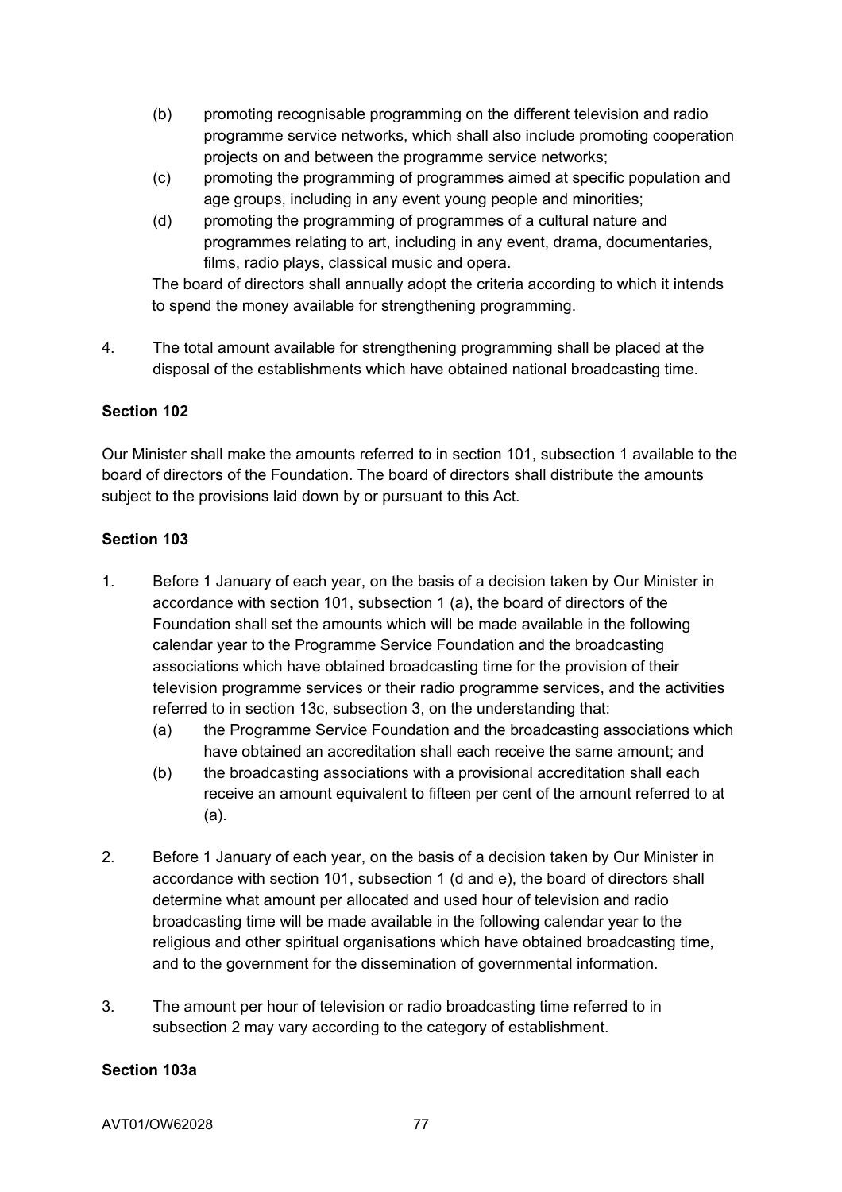(b) promoting recognisable programming on the different television and radio programme service networks, which shall also include promoting cooperation projects on and between the programme service networks;

(c) promoting the programming of programmes aimed at specific population and age groups, including in any event young people and minorities;

(d) promoting the programming of programmes of a cultural nature and programmes relating to art, including in any event, drama, documentaries, films, radio plays, classical music and opera.

The board of directors shall annually adopt the criteria according to which it intends to spend the money available for strengthening programming.

4. The total amount available for strengthening programming shall be placed at the disposal of the establishments which have obtained national broadcasting time.

**Section 102**

Our Minister shall make the amounts referred to in section 101, subsection 1 available to the board of directors of the Foundation. The board of directors shall distribute the amounts subject to the provisions laid down by or pursuant to this Act.

**Section 103**

1. Before 1 January of each year, on the basis of a decision taken by Our Minister in accordance with section 101, subsection 1 (a), the board of directors of the Foundation shall set the amounts which will be made available in the following calendar year to the Programme Service Foundation and the broadcasting associations which have obtained broadcasting time for the provision of their television programme services or their radio programme services, and the activities referred to in section 13c, subsection 3, on the understanding that:
   (a) the Programme Service Foundation and the broadcasting associations which have obtained an accreditation shall each receive the same amount; and
   (b) the broadcasting associations with a provisional accreditation shall each receive an amount equivalent to fifteen per cent of the amount referred to at (a).

2. Before 1 January of each year, on the basis of a decision taken by Our Minister in accordance with section 101, subsection 1 (d and e), the board of directors shall determine what amount per allocated and used hour of television and radio broadcasting time will be made available in the following calendar year to the religious and other spiritual organisations which have obtained broadcasting time, and to the government for the dissemination of governmental information.

3. The amount per hour of television or radio broadcasting time referred to in subsection 2 may vary according to the category of establishment.

**Section 103a**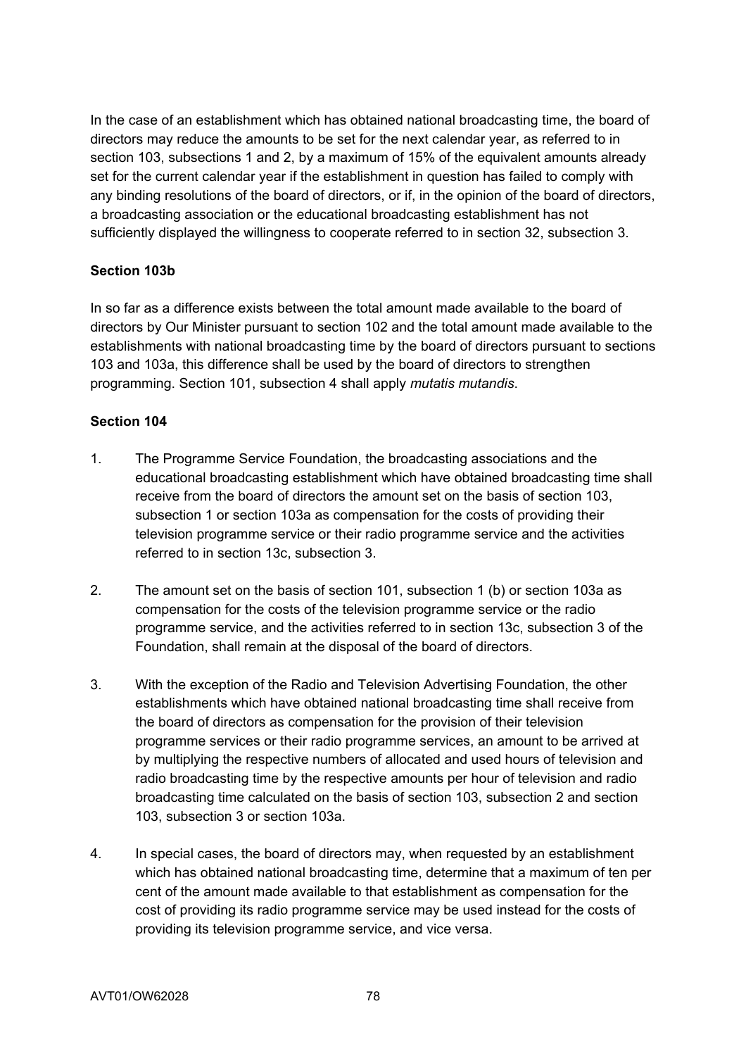In the case of an establishment which has obtained national broadcasting time, the board of directors may reduce the amounts to be set for the next calendar year, as referred to in section 103, subsections 1 and 2, by a maximum of 15% of the equivalent amounts already set for the current calendar year if the establishment in question has failed to comply with any binding resolutions of the board of directors, or if, in the opinion of the board of directors, a broadcasting association or the educational broadcasting establishment has not sufficiently displayed the willingness to cooperate referred to in section 32, subsection 3.

**Section 103b**

In so far as a difference exists between the total amount made available to the board of directors by Our Minister pursuant to section 102 and the total amount made available to the establishments with national broadcasting time by the board of directors pursuant to sections 103 and 103a, this difference shall be used by the board of directors to strengthen programming. Section 101, subsection 4 shall apply *mutatis mutandis*.

**Section 104**

1. The Programme Service Foundation, the broadcasting associations and the educational broadcasting establishment which have obtained broadcasting time shall receive from the board of directors the amount set on the basis of section 103, subsection 1 or section 103a as compensation for the costs of providing their television programme service or their radio programme service and the activities referred to in section 13c, subsection 3.

2. The amount set on the basis of section 101, subsection 1 (b) or section 103a as compensation for the costs of the television programme service or the radio programme service, and the activities referred to in section 13c, subsection 3 of the Foundation, shall remain at the disposal of the board of directors.

3. With the exception of the Radio and Television Advertising Foundation, the other establishments which have obtained national broadcasting time shall receive from the board of directors as compensation for the provision of their television programme services or their radio programme services, an amount to be arrived at by multiplying the respective numbers of allocated and used hours of television and radio broadcasting time by the respective amounts per hour of television and radio broadcasting time calculated on the basis of section 103, subsection 2 and section 103, subsection 3 or section 103a.

4. In special cases, the board of directors may, when requested by an establishment which has obtained national broadcasting time, determine that a maximum of ten per cent of the amount made available to that establishment as compensation for the cost of providing its radio programme service may be used instead for the costs of providing its television programme service, and vice versa.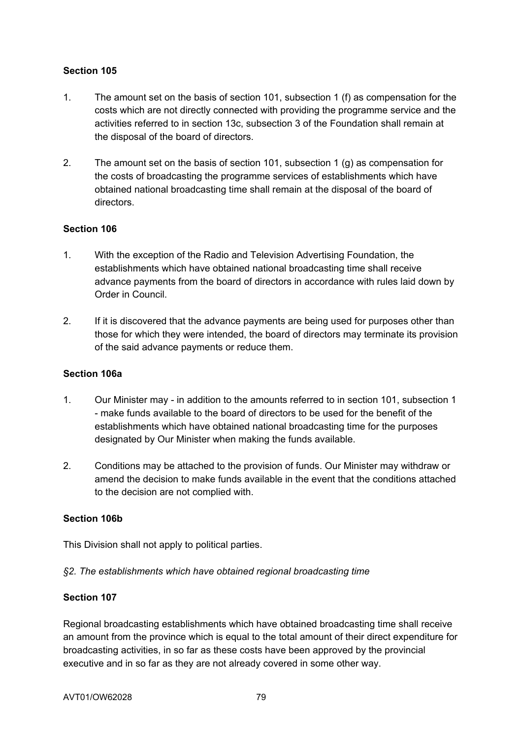**Section 105**

1. The amount set on the basis of section 101, subsection 1 (f) as compensation for the costs which are not directly connected with providing the programme service and the activities referred to in section 13c, subsection 3 of the Foundation shall remain at the disposal of the board of directors.

2. The amount set on the basis of section 101, subsection 1 (g) as compensation for the costs of broadcasting the programme services of establishments which have obtained national broadcasting time shall remain at the disposal of the board of directors.

**Section 106**

1. With the exception of the Radio and Television Advertising Foundation, the establishments which have obtained national broadcasting time shall receive advance payments from the board of directors in accordance with rules laid down by Order in Council.

2. If it is discovered that the advance payments are being used for purposes other than those for which they were intended, the board of directors may terminate its provision of the said advance payments or reduce them.

**Section 106a**

1. Our Minister may - in addition to the amounts referred to in section 101, subsection 1 - make funds available to the board of directors to be used for the benefit of the establishments which have obtained national broadcasting time for the purposes designated by Our Minister when making the funds available.

2. Conditions may be attached to the provision of funds. Our Minister may withdraw or amend the decision to make funds available in the event that the conditions attached to the decision are not complied with.

**Section 106b**

This Division shall not apply to political parties.

*§2. The establishments which have obtained regional broadcasting time*

**Section 107**

Regional broadcasting establishments which have obtained broadcasting time shall receive an amount from the province which is equal to the total amount of their direct expenditure for broadcasting activities, in so far as these costs have been approved by the provincial executive and in so far as they are not already covered in some other way.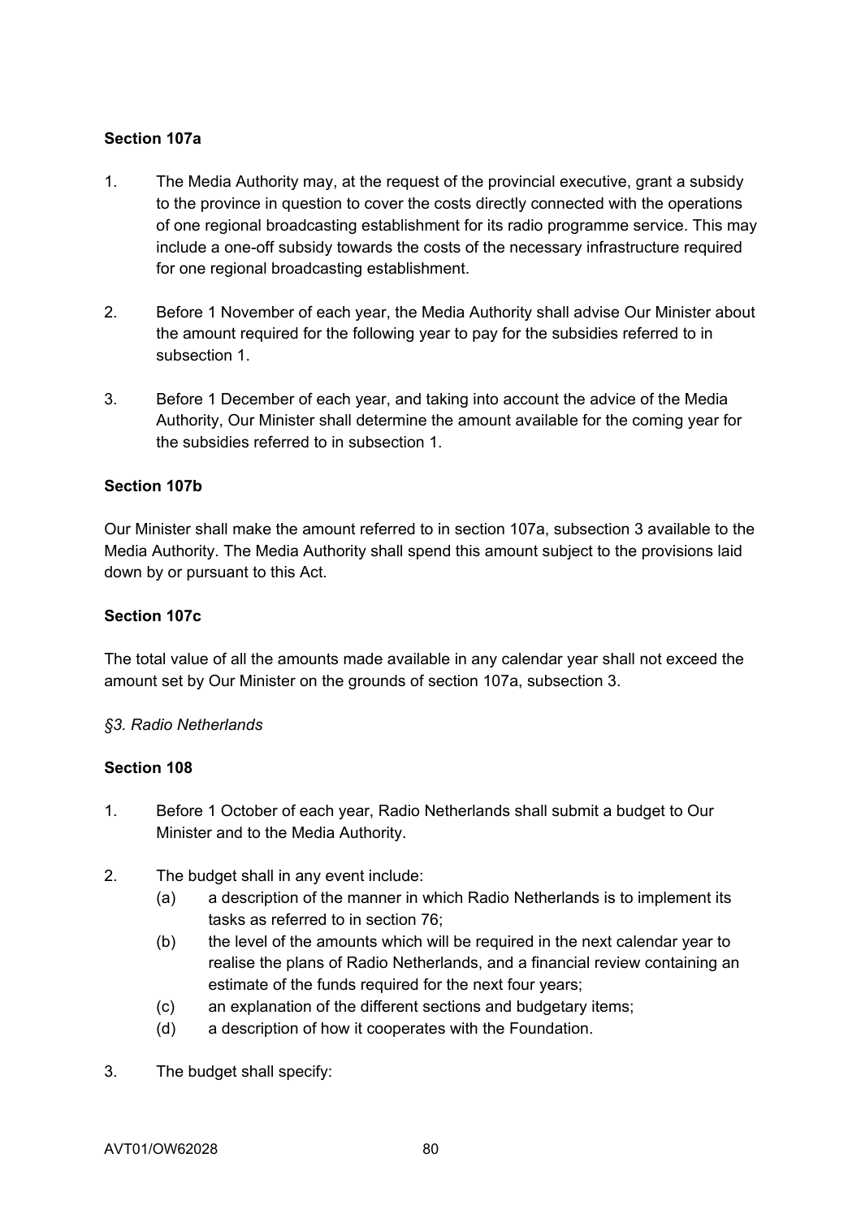**Section 107a**

1. The Media Authority may, at the request of the provincial executive, grant a subsidy to the province in question to cover the costs directly connected with the operations of one regional broadcasting establishment for its radio programme service. This may include a one-off subsidy towards the costs of the necessary infrastructure required for one regional broadcasting establishment.

2. Before 1 November of each year, the Media Authority shall advise Our Minister about the amount required for the following year to pay for the subsidies referred to in subsection 1.

3. Before 1 December of each year, and taking into account the advice of the Media Authority, Our Minister shall determine the amount available for the coming year for the subsidies referred to in subsection 1.

**Section 107b**

Our Minister shall make the amount referred to in section 107a, subsection 3 available to the Media Authority. The Media Authority shall spend this amount subject to the provisions laid down by or pursuant to this Act.

**Section 107c**

The total value of all the amounts made available in any calendar year shall not exceed the amount set by Our Minister on the grounds of section 107a, subsection 3.

*§3. Radio Netherlands*

**Section 108**

1. Before 1 October of each year, Radio Netherlands shall submit a budget to Our Minister and to the Media Authority.

2. The budget shall in any event include:
   (a) a description of the manner in which Radio Netherlands is to implement its tasks as referred to in section 76;
   (b) the level of the amounts which will be required in the next calendar year to realise the plans of Radio Netherlands, and a financial review containing an estimate of the funds required for the next four years;
   (c) an explanation of the different sections and budgetary items;
   (d) a description of how it cooperates with the Foundation.

3. The budget shall specify: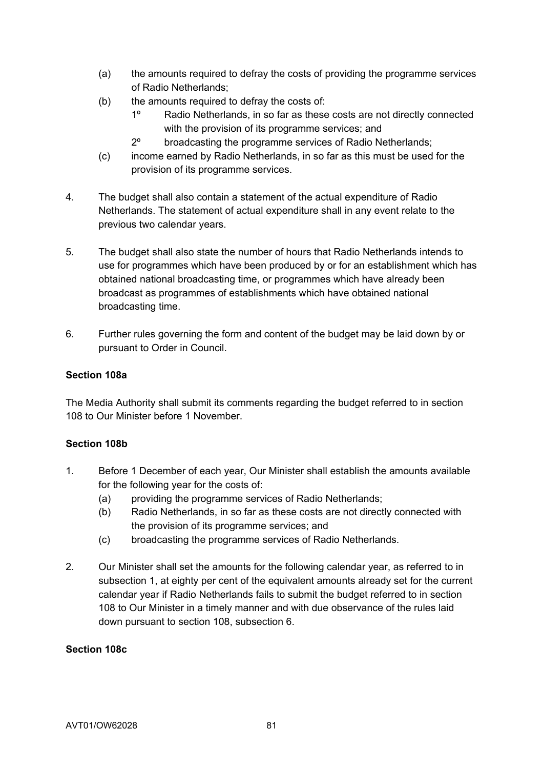(a) the amounts required to defray the costs of providing the programme services of Radio Netherlands;

(b) the amounts required to defray the costs of:

   1º Radio Netherlands, in so far as these costs are not directly connected with the provision of its programme services; and

   2º broadcasting the programme services of Radio Netherlands;

(c) income earned by Radio Netherlands, in so far as this must be used for the provision of its programme services.

4. The budget shall also contain a statement of the actual expenditure of Radio Netherlands. The statement of actual expenditure shall in any event relate to the previous two calendar years.

5. The budget shall also state the number of hours that Radio Netherlands intends to use for programmes which have been produced by or for an establishment which has obtained national broadcasting time, or programmes which have already been broadcast as programmes of establishments which have obtained national broadcasting time.

6. Further rules governing the form and content of the budget may be laid down by or pursuant to Order in Council.

**Section 108a**

The Media Authority shall submit its comments regarding the budget referred to in section 108 to Our Minister before 1 November.

**Section 108b**

1. Before 1 December of each year, Our Minister shall establish the amounts available for the following year for the costs of:

   (a) providing the programme services of Radio Netherlands;

   (b) Radio Netherlands, in so far as these costs are not directly connected with the provision of its programme services; and

   (c) broadcasting the programme services of Radio Netherlands.

2. Our Minister shall set the amounts for the following calendar year, as referred to in subsection 1, at eighty per cent of the equivalent amounts already set for the current calendar year if Radio Netherlands fails to submit the budget referred to in section 108 to Our Minister in a timely manner and with due observance of the rules laid down pursuant to section 108, subsection 6.

**Section 108c**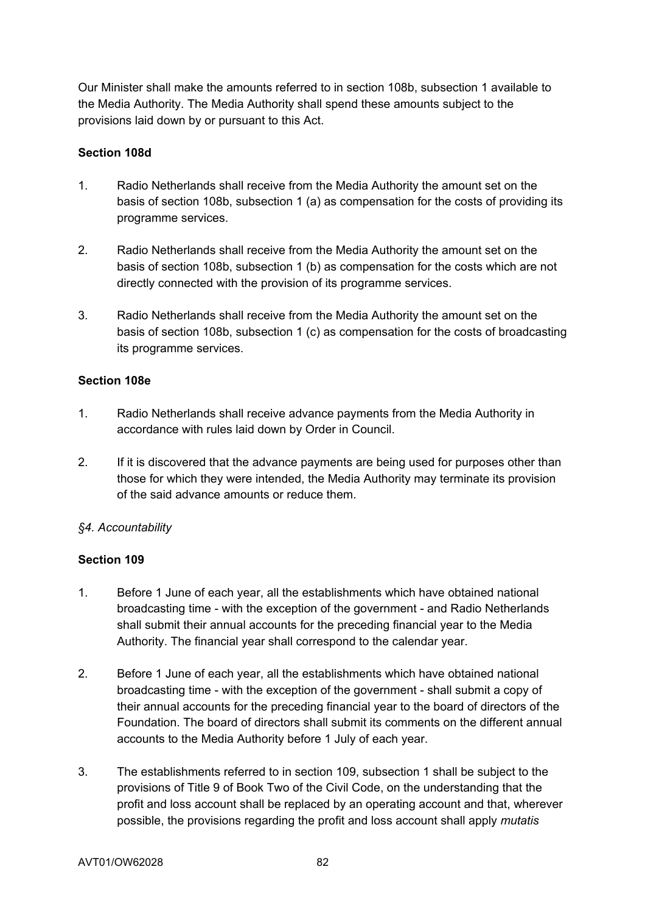Our Minister shall make the amounts referred to in section 108b, subsection 1 available to the Media Authority. The Media Authority shall spend these amounts subject to the provisions laid down by or pursuant to this Act.

**Section 108d**

1. Radio Netherlands shall receive from the Media Authority the amount set on the basis of section 108b, subsection 1 (a) as compensation for the costs of providing its programme services.

2. Radio Netherlands shall receive from the Media Authority the amount set on the basis of section 108b, subsection 1 (b) as compensation for the costs which are not directly connected with the provision of its programme services.

3. Radio Netherlands shall receive from the Media Authority the amount set on the basis of section 108b, subsection 1 (c) as compensation for the costs of broadcasting its programme services.

**Section 108e**

1. Radio Netherlands shall receive advance payments from the Media Authority in accordance with rules laid down by Order in Council.

2. If it is discovered that the advance payments are being used for purposes other than those for which they were intended, the Media Authority may terminate its provision of the said advance amounts or reduce them.

*§4. Accountability*

**Section 109**

1. Before 1 June of each year, all the establishments which have obtained national broadcasting time - with the exception of the government - and Radio Netherlands shall submit their annual accounts for the preceding financial year to the Media Authority. The financial year shall correspond to the calendar year.

2. Before 1 June of each year, all the establishments which have obtained national broadcasting time - with the exception of the government - shall submit a copy of their annual accounts for the preceding financial year to the board of directors of the Foundation. The board of directors shall submit its comments on the different annual accounts to the Media Authority before 1 July of each year.

3. The establishments referred to in section 109, subsection 1 shall be subject to the provisions of Title 9 of Book Two of the Civil Code, on the understanding that the profit and loss account shall be replaced by an operating account and that, wherever possible, the provisions regarding the profit and loss account shall apply *mutatis*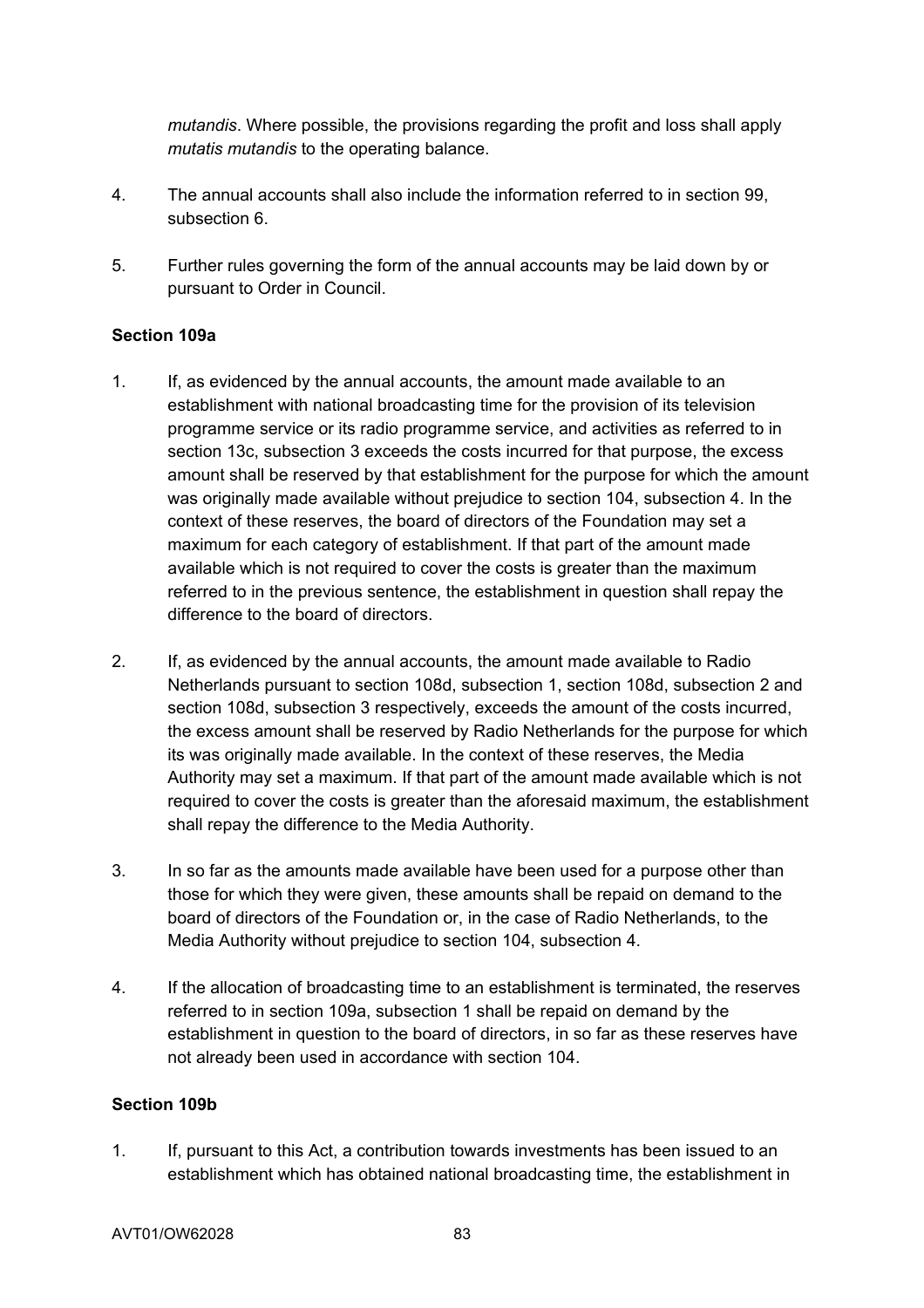*mutandis*. Where possible, the provisions regarding the profit and loss shall apply *mutatis mutandis* to the operating balance.

4. The annual accounts shall also include the information referred to in section 99, subsection 6.

5. Further rules governing the form of the annual accounts may be laid down by or pursuant to Order in Council.

**Section 109a**

1. If, as evidenced by the annual accounts, the amount made available to an establishment with national broadcasting time for the provision of its television programme service or its radio programme service, and activities as referred to in section 13c, subsection 3 exceeds the costs incurred for that purpose, the excess amount shall be reserved by that establishment for the purpose for which the amount was originally made available without prejudice to section 104, subsection 4. In the context of these reserves, the board of directors of the Foundation may set a maximum for each category of establishment. If that part of the amount made available which is not required to cover the costs is greater than the maximum referred to in the previous sentence, the establishment in question shall repay the difference to the board of directors.

2. If, as evidenced by the annual accounts, the amount made available to Radio Netherlands pursuant to section 108d, subsection 1, section 108d, subsection 2 and section 108d, subsection 3 respectively, exceeds the amount of the costs incurred, the excess amount shall be reserved by Radio Netherlands for the purpose for which its was originally made available. In the context of these reserves, the Media Authority may set a maximum. If that part of the amount made available which is not required to cover the costs is greater than the aforesaid maximum, the establishment shall repay the difference to the Media Authority.

3. In so far as the amounts made available have been used for a purpose other than those for which they were given, these amounts shall be repaid on demand to the board of directors of the Foundation or, in the case of Radio Netherlands, to the Media Authority without prejudice to section 104, subsection 4.

4. If the allocation of broadcasting time to an establishment is terminated, the reserves referred to in section 109a, subsection 1 shall be repaid on demand by the establishment in question to the board of directors, in so far as these reserves have not already been used in accordance with section 104.

**Section 109b**

1. If, pursuant to this Act, a contribution towards investments has been issued to an establishment which has obtained national broadcasting time, the establishment in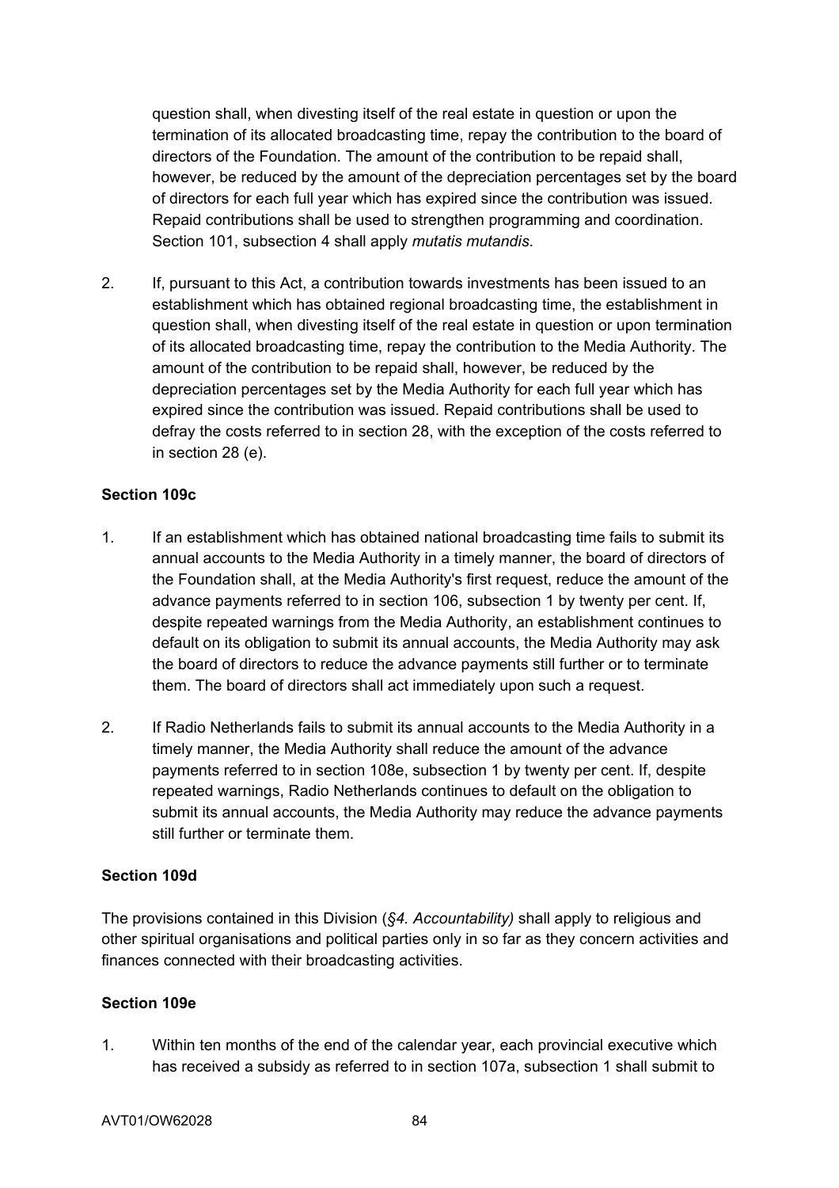question shall, when divesting itself of the real estate in question or upon the termination of its allocated broadcasting time, repay the contribution to the board of directors of the Foundation. The amount of the contribution to be repaid shall, however, be reduced by the amount of the depreciation percentages set by the board of directors for each full year which has expired since the contribution was issued. Repaid contributions shall be used to strengthen programming and coordination. Section 101, subsection 4 shall apply *mutatis mutandis*.

2. If, pursuant to this Act, a contribution towards investments has been issued to an establishment which has obtained regional broadcasting time, the establishment in question shall, when divesting itself of the real estate in question or upon termination of its allocated broadcasting time, repay the contribution to the Media Authority. The amount of the contribution to be repaid shall, however, be reduced by the depreciation percentages set by the Media Authority for each full year which has expired since the contribution was issued. Repaid contributions shall be used to defray the costs referred to in section 28, with the exception of the costs referred to in section 28 (e).

**Section 109c**

1. If an establishment which has obtained national broadcasting time fails to submit its annual accounts to the Media Authority in a timely manner, the board of directors of the Foundation shall, at the Media Authority's first request, reduce the amount of the advance payments referred to in section 106, subsection 1 by twenty per cent. If, despite repeated warnings from the Media Authority, an establishment continues to default on its obligation to submit its annual accounts, the Media Authority may ask the board of directors to reduce the advance payments still further or to terminate them. The board of directors shall act immediately upon such a request.

2. If Radio Netherlands fails to submit its annual accounts to the Media Authority in a timely manner, the Media Authority shall reduce the amount of the advance payments referred to in section 108e, subsection 1 by twenty per cent. If, despite repeated warnings, Radio Netherlands continues to default on the obligation to submit its annual accounts, the Media Authority may reduce the advance payments still further or terminate them.

**Section 109d**

The provisions contained in this Division (*§4. Accountability)* shall apply to religious and other spiritual organisations and political parties only in so far as they concern activities and finances connected with their broadcasting activities.

**Section 109e**

1. Within ten months of the end of the calendar year, each provincial executive which has received a subsidy as referred to in section 107a, subsection 1 shall submit to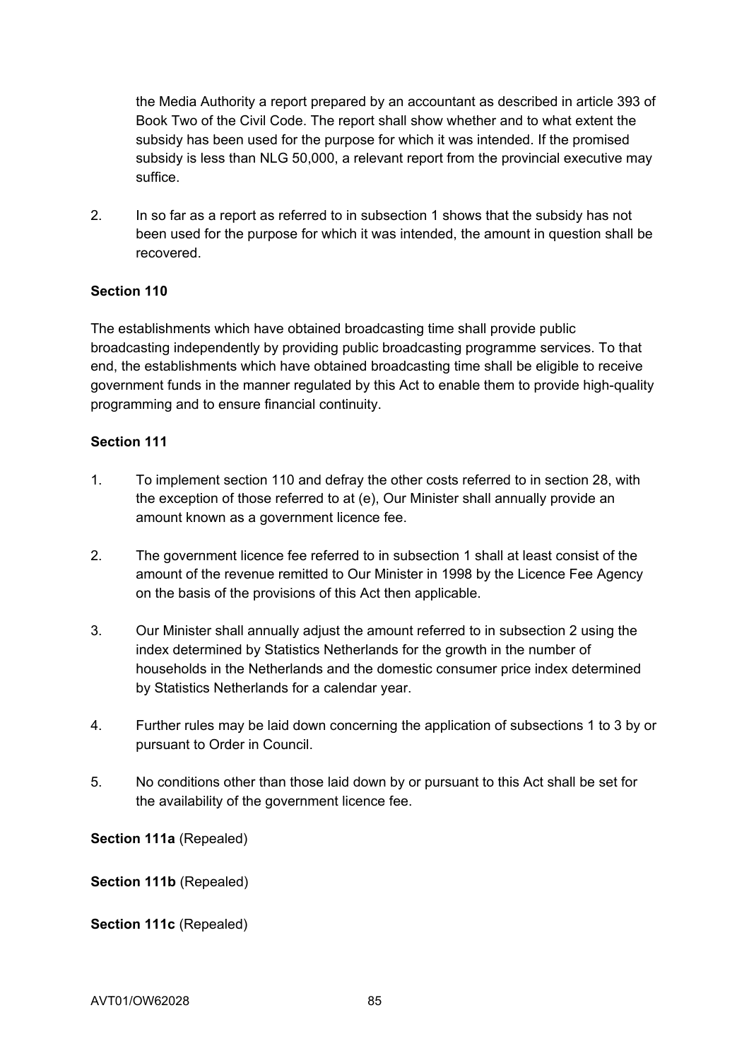the Media Authority a report prepared by an accountant as described in article 393 of Book Two of the Civil Code. The report shall show whether and to what extent the subsidy has been used for the purpose for which it was intended. If the promised subsidy is less than NLG 50,000, a relevant report from the provincial executive may suffice.

2. In so far as a report as referred to in subsection 1 shows that the subsidy has not been used for the purpose for which it was intended, the amount in question shall be recovered.

**Section 110**

The establishments which have obtained broadcasting time shall provide public broadcasting independently by providing public broadcasting programme services. To that end, the establishments which have obtained broadcasting time shall be eligible to receive government funds in the manner regulated by this Act to enable them to provide high-quality programming and to ensure financial continuity.

**Section 111**

1. To implement section 110 and defray the other costs referred to in section 28, with the exception of those referred to at (e), Our Minister shall annually provide an amount known as a government licence fee.

2. The government licence fee referred to in subsection 1 shall at least consist of the amount of the revenue remitted to Our Minister in 1998 by the Licence Fee Agency on the basis of the provisions of this Act then applicable.

3. Our Minister shall annually adjust the amount referred to in subsection 2 using the index determined by Statistics Netherlands for the growth in the number of households in the Netherlands and the domestic consumer price index determined by Statistics Netherlands for a calendar year.

4. Further rules may be laid down concerning the application of subsections 1 to 3 by or pursuant to Order in Council.

5. No conditions other than those laid down by or pursuant to this Act shall be set for the availability of the government licence fee.

**Section 111a** (Repealed)

**Section 111b** (Repealed)

**Section 111c** (Repealed)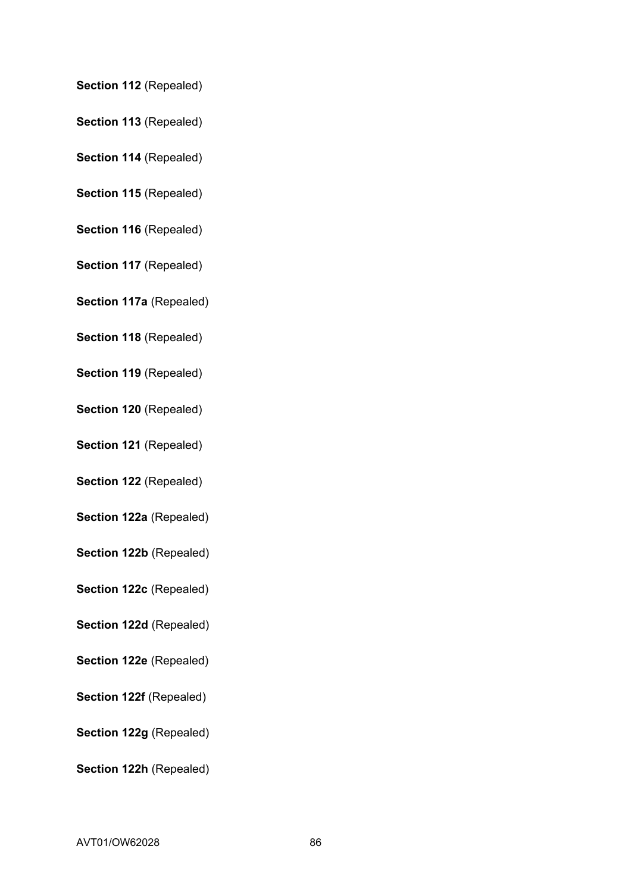**Section 112** (Repealed)

**Section 113** (Repealed)

**Section 114** (Repealed)

**Section 115** (Repealed)

**Section 116** (Repealed)

**Section 117** (Repealed)

**Section 117a** (Repealed)

**Section 118** (Repealed)

**Section 119** (Repealed)

**Section 120** (Repealed)

**Section 121** (Repealed)

**Section 122** (Repealed)

**Section 122a** (Repealed)

**Section 122b** (Repealed)

**Section 122c** (Repealed)

**Section 122d** (Repealed)

**Section 122e** (Repealed)

**Section 122f** (Repealed)

**Section 122g** (Repealed)

**Section 122h** (Repealed)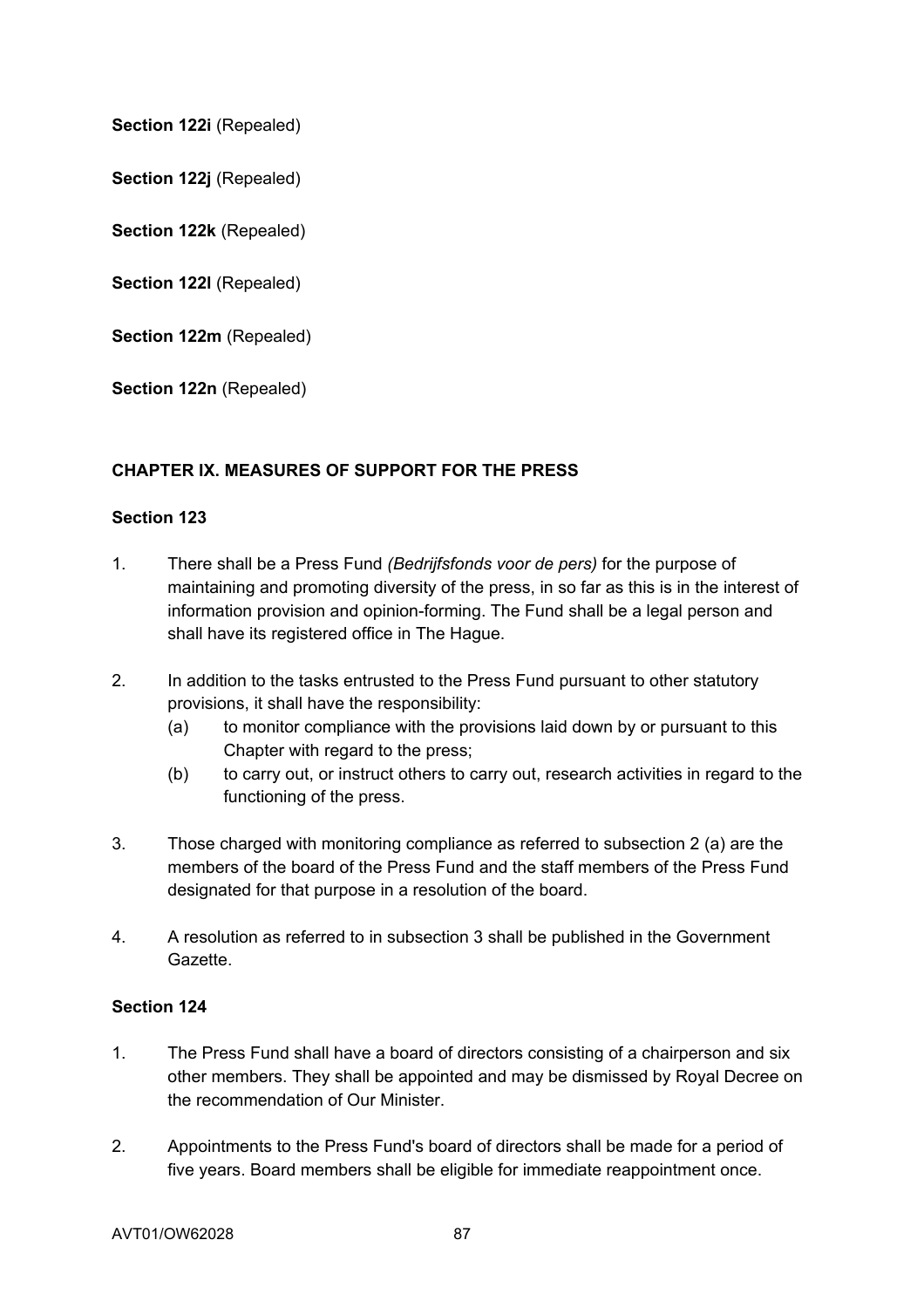**Section 122i** (Repealed)

**Section 122j** (Repealed)

**Section 122k** (Repealed)

**Section 122l** (Repealed)

**Section 122m** (Repealed)

**Section 122n** (Repealed)

## CHAPTER IX. MEASURES OF SUPPORT FOR THE PRESS

### Section 123

1. There shall be a Press Fund *(Bedrijfsfonds voor de pers)* for the purpose of maintaining and promoting diversity of the press, in so far as this is in the interest of information provision and opinion-forming. The Fund shall be a legal person and shall have its registered office in The Hague.

2. In addition to the tasks entrusted to the Press Fund pursuant to other statutory provisions, it shall have the responsibility:
   (a) to monitor compliance with the provisions laid down by or pursuant to this Chapter with regard to the press;
   (b) to carry out, or instruct others to carry out, research activities in regard to the functioning of the press.

3. Those charged with monitoring compliance as referred to subsection 2 (a) are the members of the board of the Press Fund and the staff members of the Press Fund designated for that purpose in a resolution of the board.

4. A resolution as referred to in subsection 3 shall be published in the Government Gazette.

### Section 124

1. The Press Fund shall have a board of directors consisting of a chairperson and six other members. They shall be appointed and may be dismissed by Royal Decree on the recommendation of Our Minister.

2. Appointments to the Press Fund's board of directors shall be made for a period of five years. Board members shall be eligible for immediate reappointment once.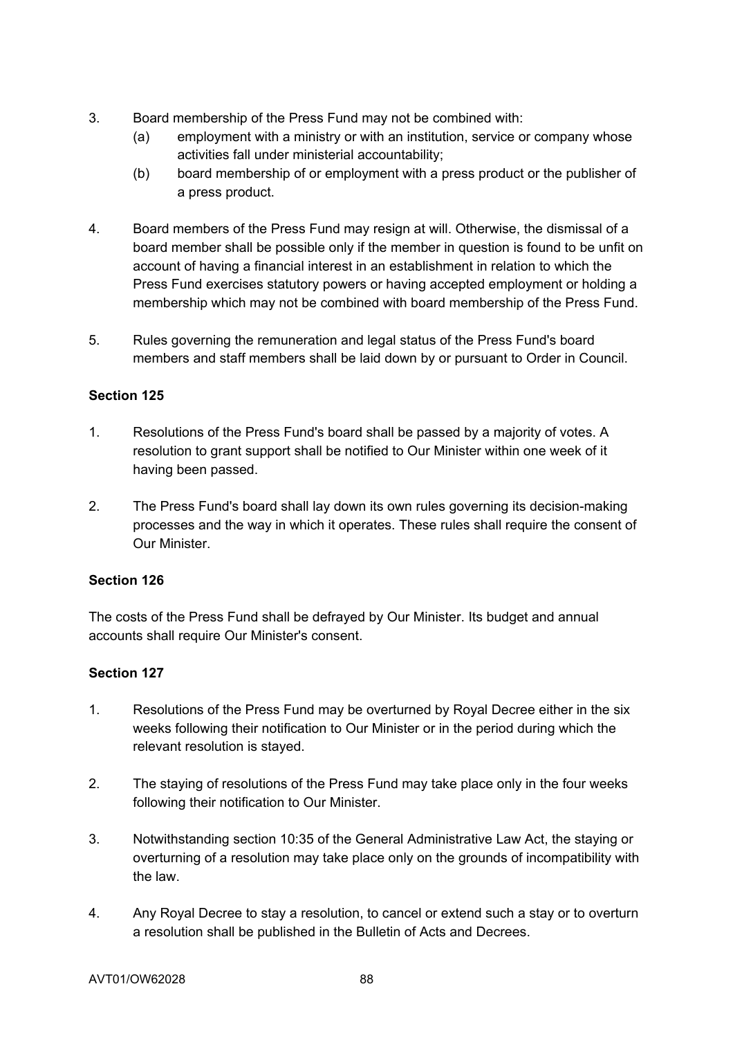3. Board membership of the Press Fund may not be combined with:
   (a) employment with a ministry or with an institution, service or company whose activities fall under ministerial accountability;
   (b) board membership of or employment with a press product or the publisher of a press product.

4. Board members of the Press Fund may resign at will. Otherwise, the dismissal of a board member shall be possible only if the member in question is found to be unfit on account of having a financial interest in an establishment in relation to which the Press Fund exercises statutory powers or having accepted employment or holding a membership which may not be combined with board membership of the Press Fund.

5. Rules governing the remuneration and legal status of the Press Fund's board members and staff members shall be laid down by or pursuant to Order in Council.

**Section 125**

1. Resolutions of the Press Fund's board shall be passed by a majority of votes. A resolution to grant support shall be notified to Our Minister within one week of it having been passed.

2. The Press Fund's board shall lay down its own rules governing its decision-making processes and the way in which it operates. These rules shall require the consent of Our Minister.

**Section 126**

The costs of the Press Fund shall be defrayed by Our Minister. Its budget and annual accounts shall require Our Minister's consent.

**Section 127**

1. Resolutions of the Press Fund may be overturned by Royal Decree either in the six weeks following their notification to Our Minister or in the period during which the relevant resolution is stayed.

2. The staying of resolutions of the Press Fund may take place only in the four weeks following their notification to Our Minister.

3. Notwithstanding section 10:35 of the General Administrative Law Act, the staying or overturning of a resolution may take place only on the grounds of incompatibility with the law.

4. Any Royal Decree to stay a resolution, to cancel or extend such a stay or to overturn a resolution shall be published in the Bulletin of Acts and Decrees.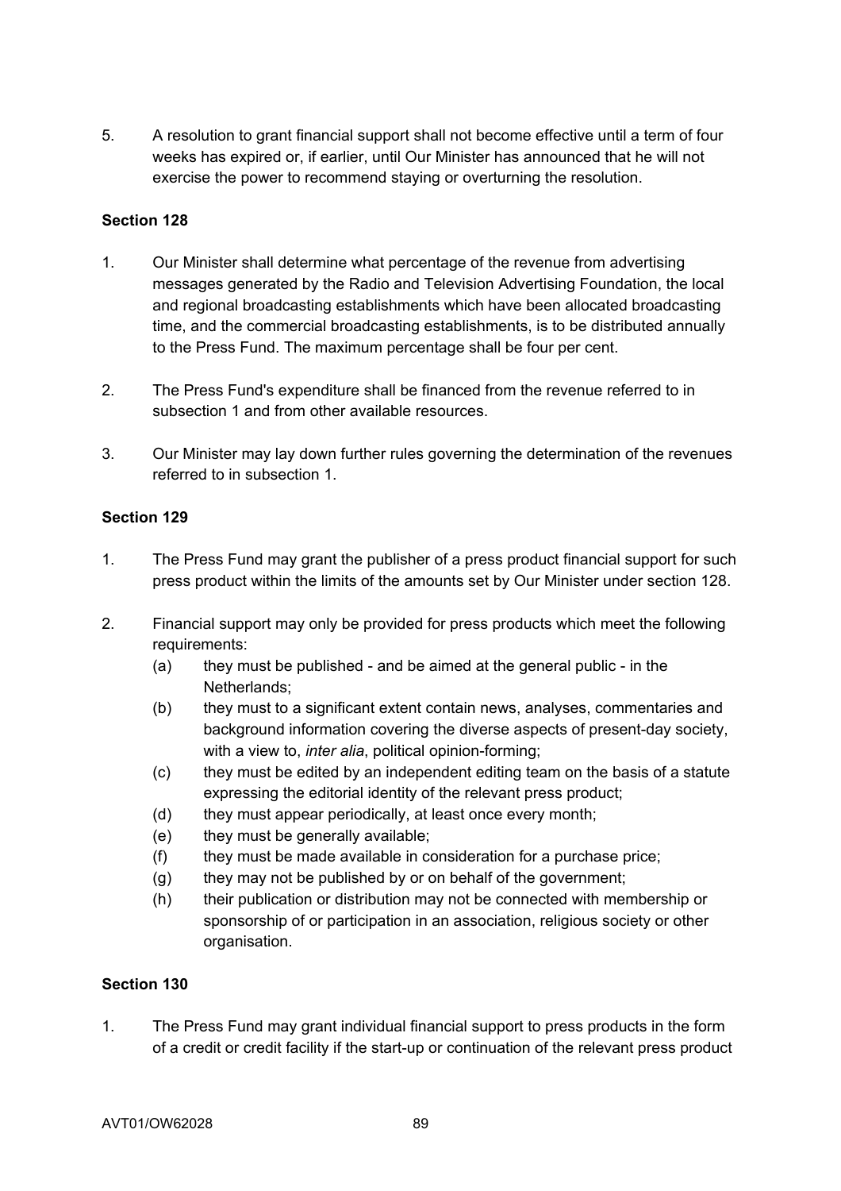5. A resolution to grant financial support shall not become effective until a term of four weeks has expired or, if earlier, until Our Minister has announced that he will not exercise the power to recommend staying or overturning the resolution.

**Section 128**

1. Our Minister shall determine what percentage of the revenue from advertising messages generated by the Radio and Television Advertising Foundation, the local and regional broadcasting establishments which have been allocated broadcasting time, and the commercial broadcasting establishments, is to be distributed annually to the Press Fund. The maximum percentage shall be four per cent.

2. The Press Fund's expenditure shall be financed from the revenue referred to in subsection 1 and from other available resources.

3. Our Minister may lay down further rules governing the determination of the revenues referred to in subsection 1.

**Section 129**

1. The Press Fund may grant the publisher of a press product financial support for such press product within the limits of the amounts set by Our Minister under section 128.

2. Financial support may only be provided for press products which meet the following requirements:
   (a) they must be published - and be aimed at the general public - in the Netherlands;
   (b) they must to a significant extent contain news, analyses, commentaries and background information covering the diverse aspects of present-day society, with a view to, *inter alia*, political opinion-forming;
   (c) they must be edited by an independent editing team on the basis of a statute expressing the editorial identity of the relevant press product;
   (d) they must appear periodically, at least once every month;
   (e) they must be generally available;
   (f) they must be made available in consideration for a purchase price;
   (g) they may not be published by or on behalf of the government;
   (h) their publication or distribution may not be connected with membership or sponsorship of or participation in an association, religious society or other organisation.

**Section 130**

1. The Press Fund may grant individual financial support to press products in the form of a credit or credit facility if the start-up or continuation of the relevant press product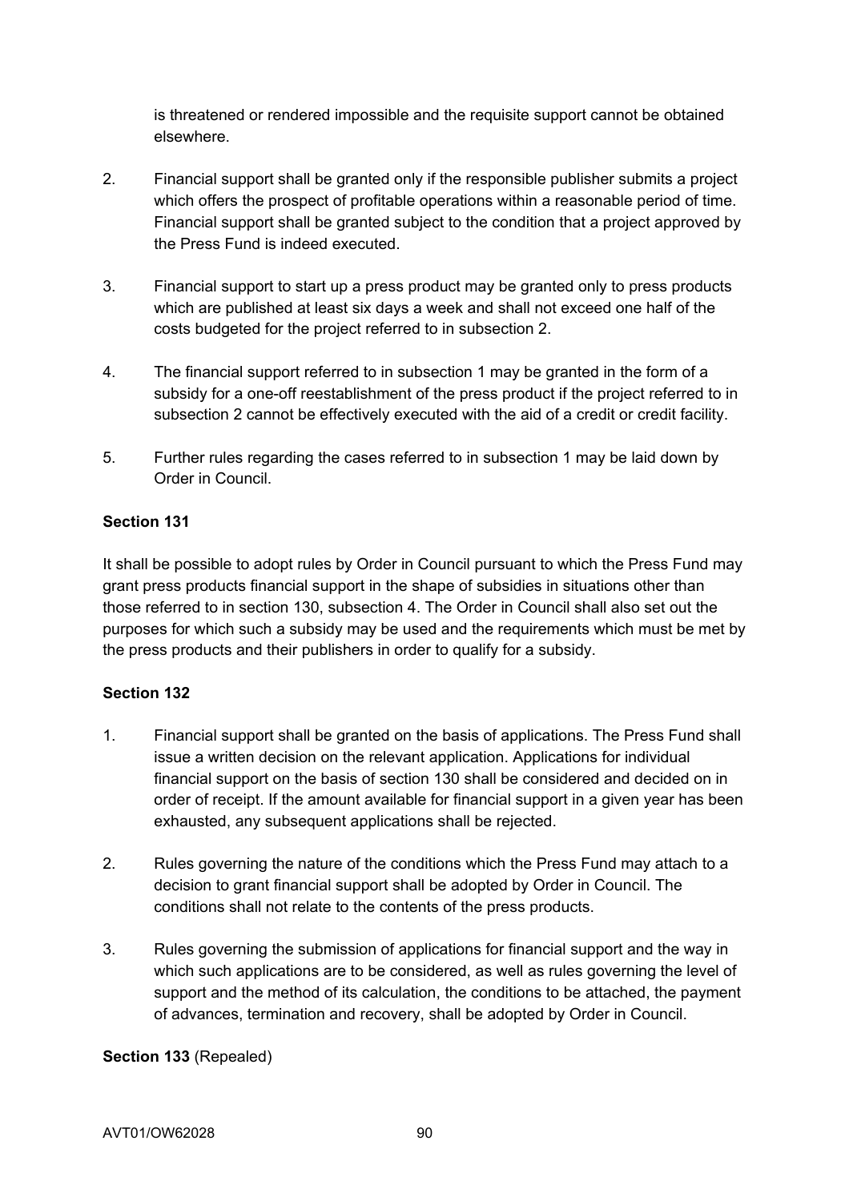is threatened or rendered impossible and the requisite support cannot be obtained elsewhere.

2. Financial support shall be granted only if the responsible publisher submits a project which offers the prospect of profitable operations within a reasonable period of time. Financial support shall be granted subject to the condition that a project approved by the Press Fund is indeed executed.

3. Financial support to start up a press product may be granted only to press products which are published at least six days a week and shall not exceed one half of the costs budgeted for the project referred to in subsection 2.

4. The financial support referred to in subsection 1 may be granted in the form of a subsidy for a one-off reestablishment of the press product if the project referred to in subsection 2 cannot be effectively executed with the aid of a credit or credit facility.

5. Further rules regarding the cases referred to in subsection 1 may be laid down by Order in Council.

**Section 131**

It shall be possible to adopt rules by Order in Council pursuant to which the Press Fund may grant press products financial support in the shape of subsidies in situations other than those referred to in section 130, subsection 4. The Order in Council shall also set out the purposes for which such a subsidy may be used and the requirements which must be met by the press products and their publishers in order to qualify for a subsidy.

**Section 132**

1. Financial support shall be granted on the basis of applications. The Press Fund shall issue a written decision on the relevant application. Applications for individual financial support on the basis of section 130 shall be considered and decided on in order of receipt. If the amount available for financial support in a given year has been exhausted, any subsequent applications shall be rejected.

2. Rules governing the nature of the conditions which the Press Fund may attach to a decision to grant financial support shall be adopted by Order in Council. The conditions shall not relate to the contents of the press products.

3. Rules governing the submission of applications for financial support and the way in which such applications are to be considered, as well as rules governing the level of support and the method of its calculation, the conditions to be attached, the payment of advances, termination and recovery, shall be adopted by Order in Council.

**Section 133** (Repealed)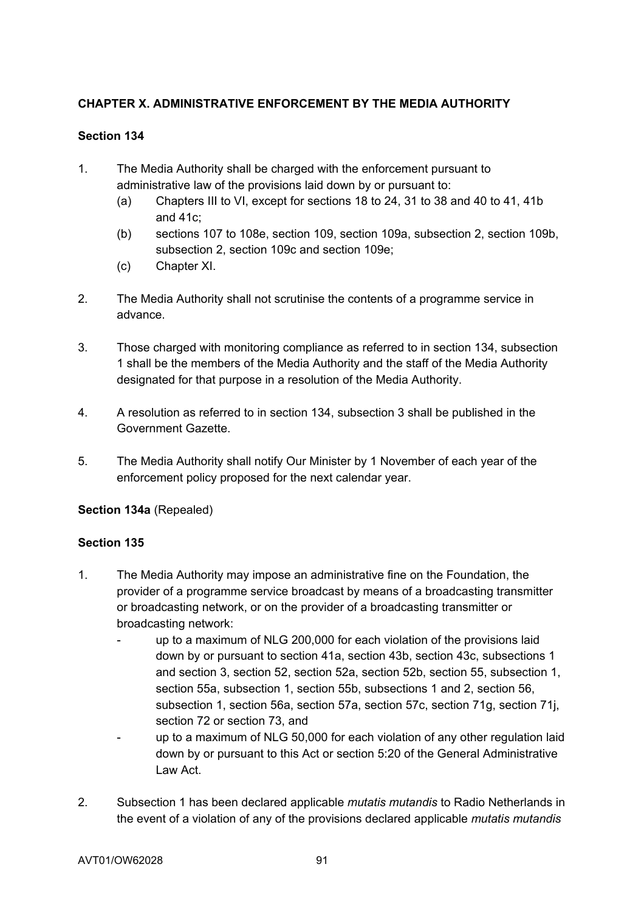## CHAPTER X. ADMINISTRATIVE ENFORCEMENT BY THE MEDIA AUTHORITY

### Section 134

1. The Media Authority shall be charged with the enforcement pursuant to administrative law of the provisions laid down by or pursuant to:
   (a) Chapters III to VI, except for sections 18 to 24, 31 to 38 and 40 to 41, 41b and 41c;
   (b) sections 107 to 108e, section 109, section 109a, subsection 2, section 109b, subsection 2, section 109c and section 109e;
   (c) Chapter XI.

2. The Media Authority shall not scrutinise the contents of a programme service in advance.

3. Those charged with monitoring compliance as referred to in section 134, subsection 1 shall be the members of the Media Authority and the staff of the Media Authority designated for that purpose in a resolution of the Media Authority.

4. A resolution as referred to in section 134, subsection 3 shall be published in the Government Gazette.

5. The Media Authority shall notify Our Minister by 1 November of each year of the enforcement policy proposed for the next calendar year.

**Section 134a** (Repealed)

### Section 135

1. The Media Authority may impose an administrative fine on the Foundation, the provider of a programme service broadcast by means of a broadcasting transmitter or broadcasting network, or on the provider of a broadcasting transmitter or broadcasting network:
   - up to a maximum of NLG 200,000 for each violation of the provisions laid down by or pursuant to section 41a, section 43b, section 43c, subsections 1 and section 3, section 52, section 52a, section 52b, section 55, subsection 1, section 55a, subsection 1, section 55b, subsections 1 and 2, section 56, subsection 1, section 56a, section 57a, section 57c, section 71g, section 71j, section 72 or section 73, and
   - up to a maximum of NLG 50,000 for each violation of any other regulation laid down by or pursuant to this Act or section 5:20 of the General Administrative Law Act.

2. Subsection 1 has been declared applicable *mutatis mutandis* to Radio Netherlands in the event of a violation of any of the provisions declared applicable *mutatis mutandis*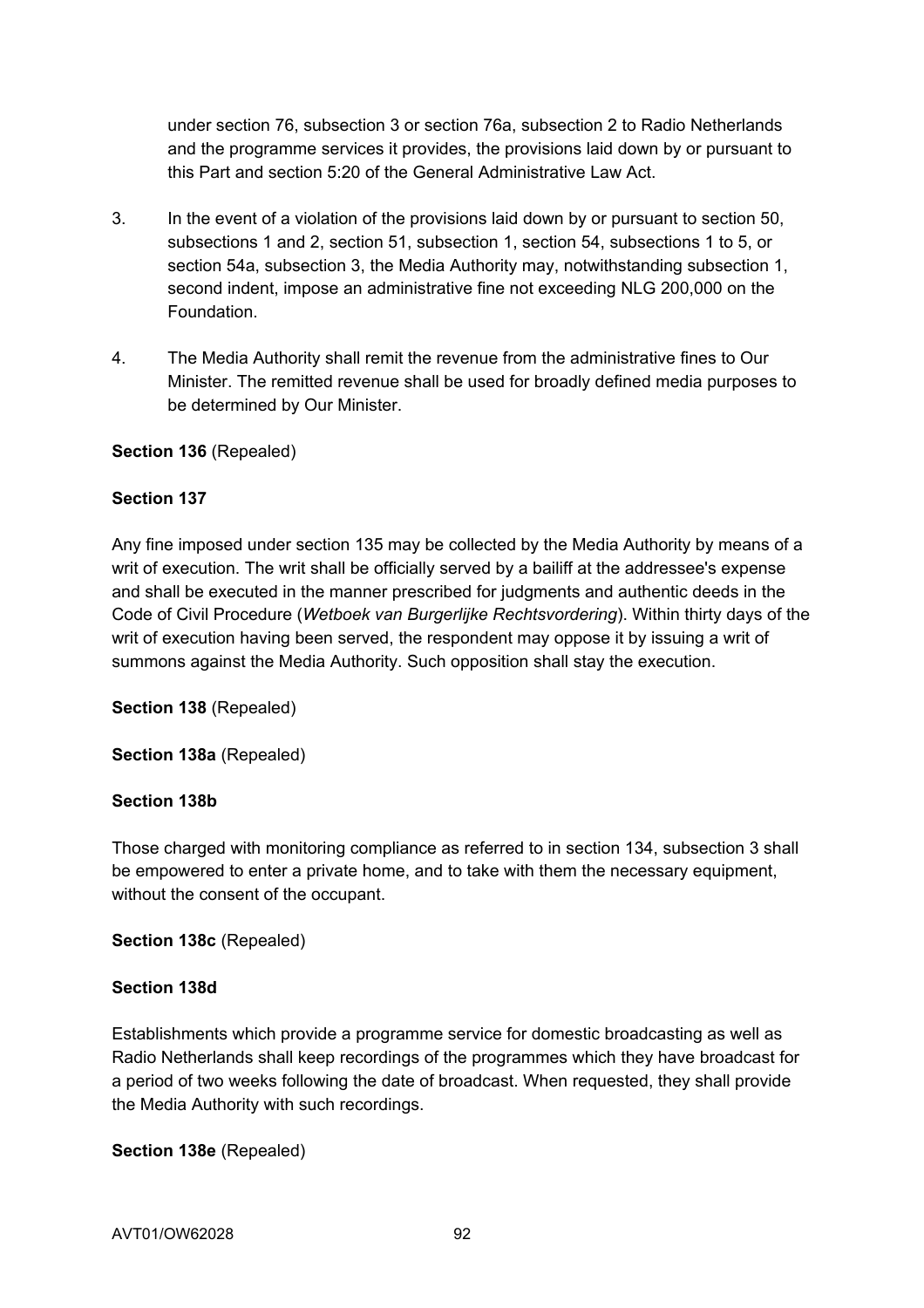under section 76, subsection 3 or section 76a, subsection 2 to Radio Netherlands and the programme services it provides, the provisions laid down by or pursuant to this Part and section 5:20 of the General Administrative Law Act.

3. In the event of a violation of the provisions laid down by or pursuant to section 50, subsections 1 and 2, section 51, subsection 1, section 54, subsections 1 to 5, or section 54a, subsection 3, the Media Authority may, notwithstanding subsection 1, second indent, impose an administrative fine not exceeding NLG 200,000 on the Foundation.

4. The Media Authority shall remit the revenue from the administrative fines to Our Minister. The remitted revenue shall be used for broadly defined media purposes to be determined by Our Minister.

**Section 136** (Repealed)

**Section 137**

Any fine imposed under section 135 may be collected by the Media Authority by means of a writ of execution. The writ shall be officially served by a bailiff at the addressee's expense and shall be executed in the manner prescribed for judgments and authentic deeds in the Code of Civil Procedure (*Wetboek van Burgerlijke Rechtsvordering*). Within thirty days of the writ of execution having been served, the respondent may oppose it by issuing a writ of summons against the Media Authority. Such opposition shall stay the execution.

**Section 138** (Repealed)

**Section 138a** (Repealed)

**Section 138b**

Those charged with monitoring compliance as referred to in section 134, subsection 3 shall be empowered to enter a private home, and to take with them the necessary equipment, without the consent of the occupant.

**Section 138c** (Repealed)

**Section 138d**

Establishments which provide a programme service for domestic broadcasting as well as Radio Netherlands shall keep recordings of the programmes which they have broadcast for a period of two weeks following the date of broadcast. When requested, they shall provide the Media Authority with such recordings.

**Section 138e** (Repealed)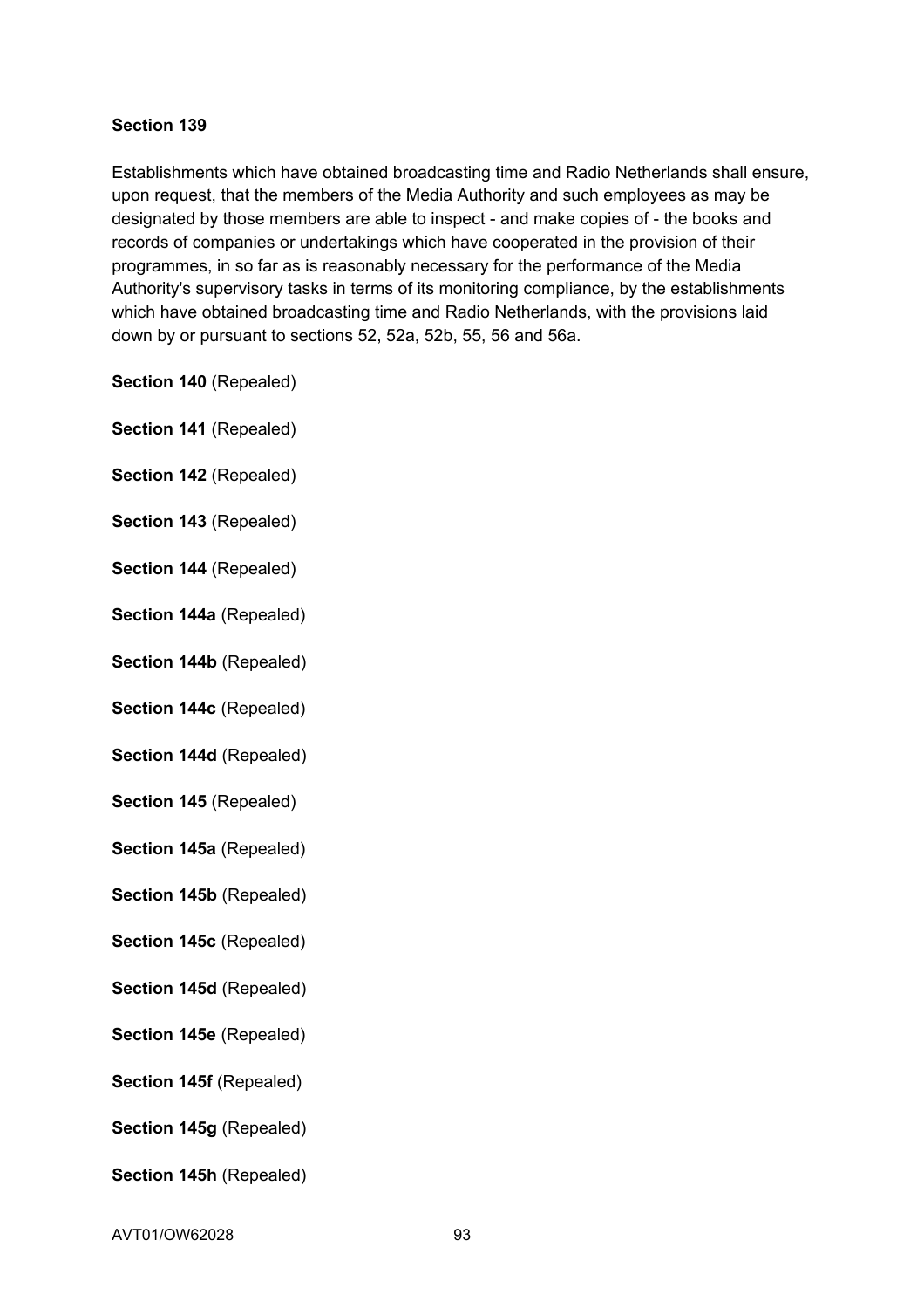**Section 139**

Establishments which have obtained broadcasting time and Radio Netherlands shall ensure, upon request, that the members of the Media Authority and such employees as may be designated by those members are able to inspect - and make copies of - the books and records of companies or undertakings which have cooperated in the provision of their programmes, in so far as is reasonably necessary for the performance of the Media Authority's supervisory tasks in terms of its monitoring compliance, by the establishments which have obtained broadcasting time and Radio Netherlands, with the provisions laid down by or pursuant to sections 52, 52a, 52b, 55, 56 and 56a.

**Section 140** (Repealed)

**Section 141** (Repealed)

**Section 142** (Repealed)

**Section 143** (Repealed)

**Section 144** (Repealed)

**Section 144a** (Repealed)

**Section 144b** (Repealed)

**Section 144c** (Repealed)

**Section 144d** (Repealed)

**Section 145** (Repealed)

**Section 145a** (Repealed)

**Section 145b** (Repealed)

**Section 145c** (Repealed)

**Section 145d** (Repealed)

**Section 145e** (Repealed)

**Section 145f** (Repealed)

**Section 145g** (Repealed)

**Section 145h** (Repealed)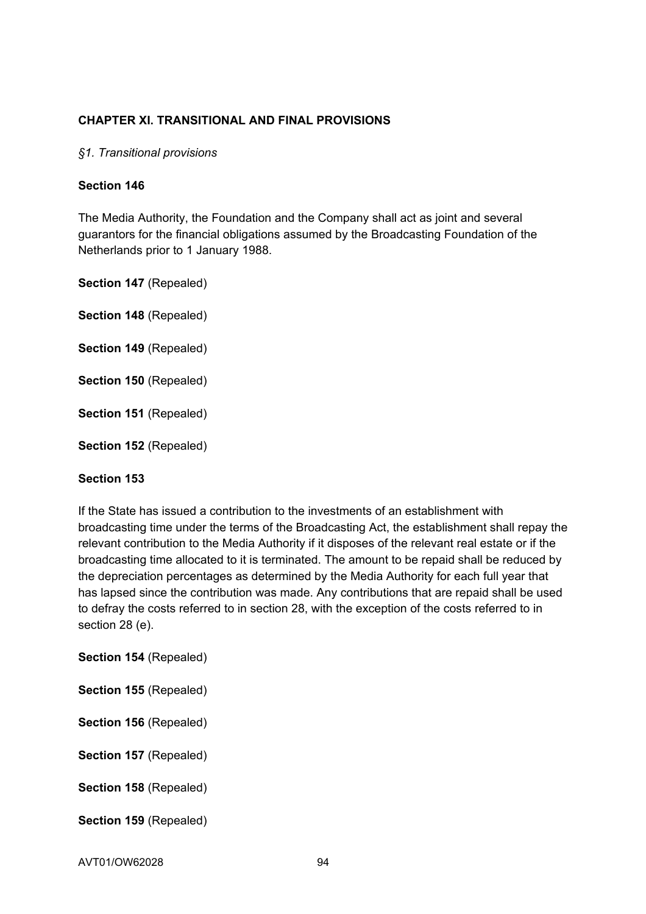## CHAPTER XI. TRANSITIONAL AND FINAL PROVISIONS

*§1. Transitional provisions*

**Section 146**

The Media Authority, the Foundation and the Company shall act as joint and several guarantors for the financial obligations assumed by the Broadcasting Foundation of the Netherlands prior to 1 January 1988.

**Section 147** (Repealed)

**Section 148** (Repealed)

**Section 149** (Repealed)

**Section 150** (Repealed)

**Section 151** (Repealed)

**Section 152** (Repealed)

**Section 153**

If the State has issued a contribution to the investments of an establishment with broadcasting time under the terms of the Broadcasting Act, the establishment shall repay the relevant contribution to the Media Authority if it disposes of the relevant real estate or if the broadcasting time allocated to it is terminated. The amount to be repaid shall be reduced by the depreciation percentages as determined by the Media Authority for each full year that has lapsed since the contribution was made. Any contributions that are repaid shall be used to defray the costs referred to in section 28, with the exception of the costs referred to in section 28 (e).

**Section 154** (Repealed)

**Section 155** (Repealed)

**Section 156** (Repealed)

**Section 157** (Repealed)

**Section 158** (Repealed)

**Section 159** (Repealed)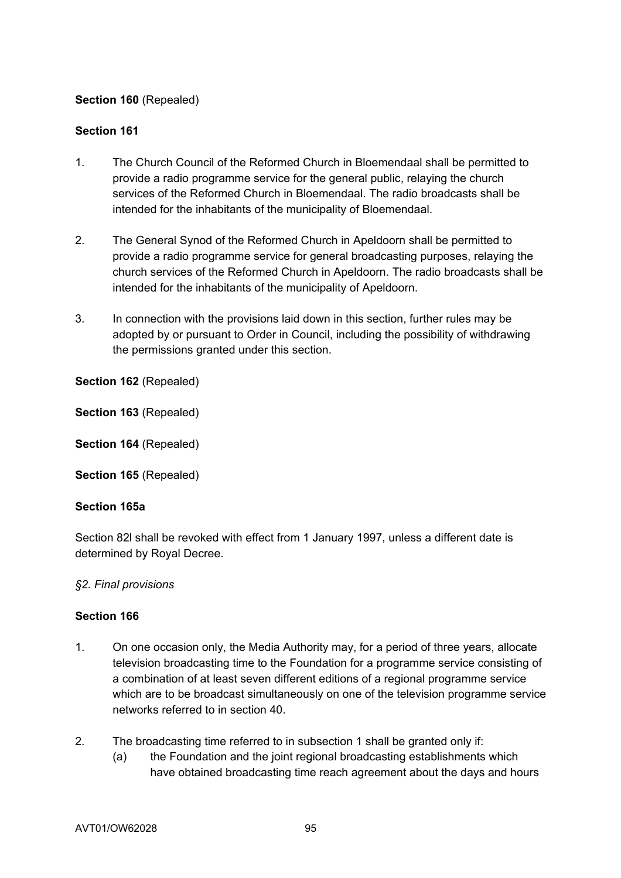**Section 160** (Repealed)

**Section 161**

1. The Church Council of the Reformed Church in Bloemendaal shall be permitted to provide a radio programme service for the general public, relaying the church services of the Reformed Church in Bloemendaal. The radio broadcasts shall be intended for the inhabitants of the municipality of Bloemendaal.

2. The General Synod of the Reformed Church in Apeldoorn shall be permitted to provide a radio programme service for general broadcasting purposes, relaying the church services of the Reformed Church in Apeldoorn. The radio broadcasts shall be intended for the inhabitants of the municipality of Apeldoorn.

3. In connection with the provisions laid down in this section, further rules may be adopted by or pursuant to Order in Council, including the possibility of withdrawing the permissions granted under this section.

**Section 162** (Repealed)

**Section 163** (Repealed)

**Section 164** (Repealed)

**Section 165** (Repealed)

**Section 165a**

Section 82l shall be revoked with effect from 1 January 1997, unless a different date is determined by Royal Decree.

*§2. Final provisions*

**Section 166**

1. On one occasion only, the Media Authority may, for a period of three years, allocate television broadcasting time to the Foundation for a programme service consisting of a combination of at least seven different editions of a regional programme service which are to be broadcast simultaneously on one of the television programme service networks referred to in section 40.

2. The broadcasting time referred to in subsection 1 shall be granted only if:
   (a) the Foundation and the joint regional broadcasting establishments which have obtained broadcasting time reach agreement about the days and hours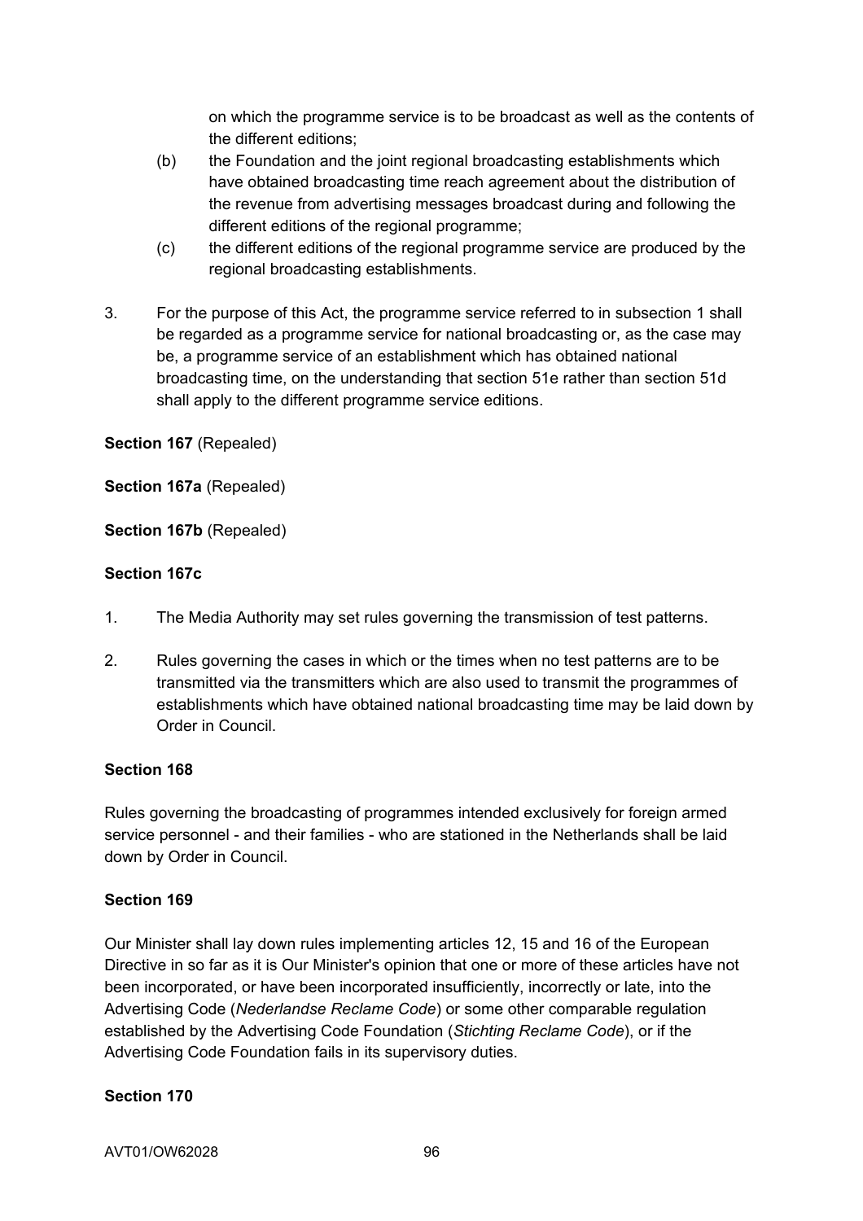on which the programme service is to be broadcast as well as the contents of the different editions;

(b) the Foundation and the joint regional broadcasting establishments which have obtained broadcasting time reach agreement about the distribution of the revenue from advertising messages broadcast during and following the different editions of the regional programme;

(c) the different editions of the regional programme service are produced by the regional broadcasting establishments.

3. For the purpose of this Act, the programme service referred to in subsection 1 shall be regarded as a programme service for national broadcasting or, as the case may be, a programme service of an establishment which has obtained national broadcasting time, on the understanding that section 51e rather than section 51d shall apply to the different programme service editions.

**Section 167** (Repealed)

**Section 167a** (Repealed)

**Section 167b** (Repealed)

**Section 167c**

1. The Media Authority may set rules governing the transmission of test patterns.

2. Rules governing the cases in which or the times when no test patterns are to be transmitted via the transmitters which are also used to transmit the programmes of establishments which have obtained national broadcasting time may be laid down by Order in Council.

**Section 168**

Rules governing the broadcasting of programmes intended exclusively for foreign armed service personnel - and their families - who are stationed in the Netherlands shall be laid down by Order in Council.

**Section 169**

Our Minister shall lay down rules implementing articles 12, 15 and 16 of the European Directive in so far as it is Our Minister's opinion that one or more of these articles have not been incorporated, or have been incorporated insufficiently, incorrectly or late, into the Advertising Code (*Nederlandse Reclame Code*) or some other comparable regulation established by the Advertising Code Foundation (*Stichting Reclame Code*), or if the Advertising Code Foundation fails in its supervisory duties.

**Section 170**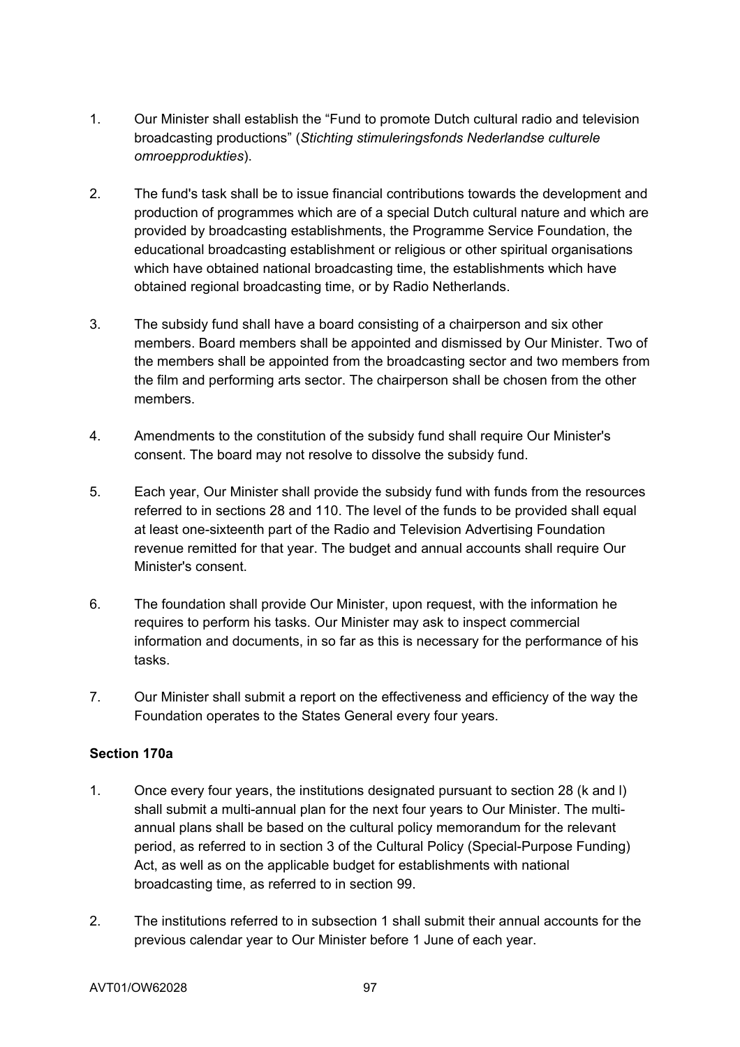1. Our Minister shall establish the “Fund to promote Dutch cultural radio and television broadcasting productions” (*Stichting stimuleringsfonds Nederlandse culturele omroepprodukties*).

2. The fund's task shall be to issue financial contributions towards the development and production of programmes which are of a special Dutch cultural nature and which are provided by broadcasting establishments, the Programme Service Foundation, the educational broadcasting establishment or religious or other spiritual organisations which have obtained national broadcasting time, the establishments which have obtained regional broadcasting time, or by Radio Netherlands.

3. The subsidy fund shall have a board consisting of a chairperson and six other members. Board members shall be appointed and dismissed by Our Minister. Two of the members shall be appointed from the broadcasting sector and two members from the film and performing arts sector. The chairperson shall be chosen from the other members.

4. Amendments to the constitution of the subsidy fund shall require Our Minister's consent. The board may not resolve to dissolve the subsidy fund.

5. Each year, Our Minister shall provide the subsidy fund with funds from the resources referred to in sections 28 and 110. The level of the funds to be provided shall equal at least one-sixteenth part of the Radio and Television Advertising Foundation revenue remitted for that year. The budget and annual accounts shall require Our Minister's consent.

6. The foundation shall provide Our Minister, upon request, with the information he requires to perform his tasks. Our Minister may ask to inspect commercial information and documents, in so far as this is necessary for the performance of his tasks.

7. Our Minister shall submit a report on the effectiveness and efficiency of the way the Foundation operates to the States General every four years.

**Section 170a**

1. Once every four years, the institutions designated pursuant to section 28 (k and l) shall submit a multi-annual plan for the next four years to Our Minister. The multi-annual plans shall be based on the cultural policy memorandum for the relevant period, as referred to in section 3 of the Cultural Policy (Special-Purpose Funding) Act, as well as on the applicable budget for establishments with national broadcasting time, as referred to in section 99.

2. The institutions referred to in subsection 1 shall submit their annual accounts for the previous calendar year to Our Minister before 1 June of each year.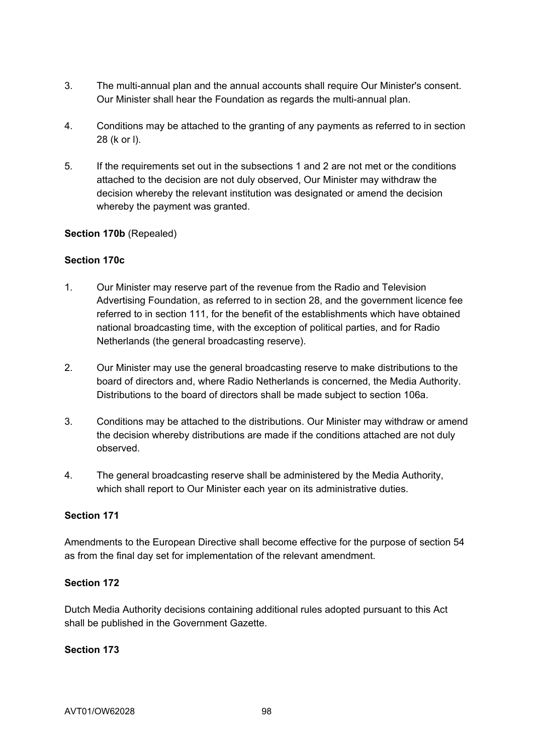3. The multi-annual plan and the annual accounts shall require Our Minister's consent. Our Minister shall hear the Foundation as regards the multi-annual plan.

4. Conditions may be attached to the granting of any payments as referred to in section 28 (k or l).

5. If the requirements set out in the subsections 1 and 2 are not met or the conditions attached to the decision are not duly observed, Our Minister may withdraw the decision whereby the relevant institution was designated or amend the decision whereby the payment was granted.

**Section 170b** (Repealed)

**Section 170c**

1. Our Minister may reserve part of the revenue from the Radio and Television Advertising Foundation, as referred to in section 28, and the government licence fee referred to in section 111, for the benefit of the establishments which have obtained national broadcasting time, with the exception of political parties, and for Radio Netherlands (the general broadcasting reserve).

2. Our Minister may use the general broadcasting reserve to make distributions to the board of directors and, where Radio Netherlands is concerned, the Media Authority. Distributions to the board of directors shall be made subject to section 106a.

3. Conditions may be attached to the distributions. Our Minister may withdraw or amend the decision whereby distributions are made if the conditions attached are not duly observed.

4. The general broadcasting reserve shall be administered by the Media Authority, which shall report to Our Minister each year on its administrative duties.

**Section 171**

Amendments to the European Directive shall become effective for the purpose of section 54 as from the final day set for implementation of the relevant amendment.

**Section 172**

Dutch Media Authority decisions containing additional rules adopted pursuant to this Act shall be published in the Government Gazette.

**Section 173**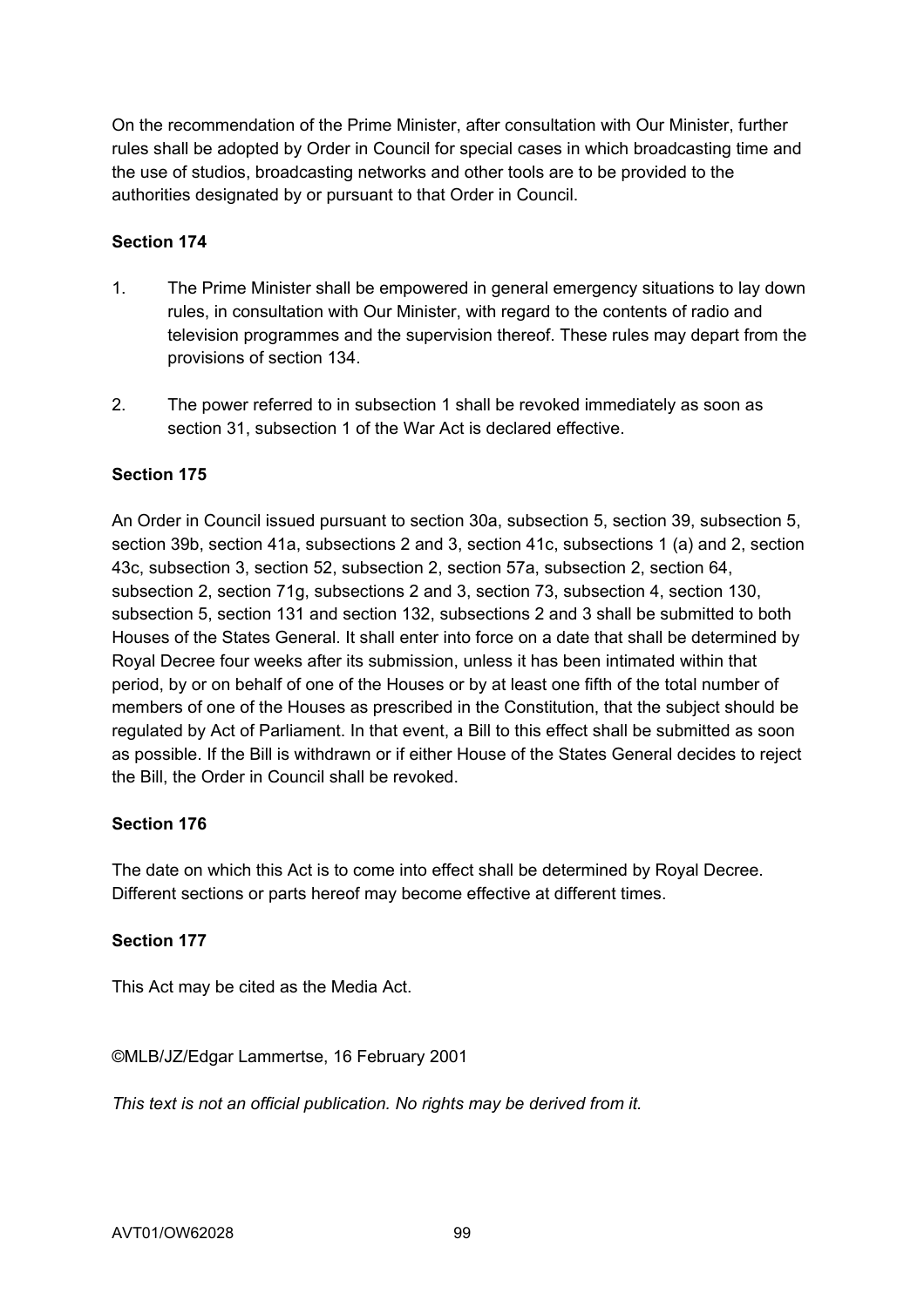On the recommendation of the Prime Minister, after consultation with Our Minister, further rules shall be adopted by Order in Council for special cases in which broadcasting time and the use of studios, broadcasting networks and other tools are to be provided to the authorities designated by or pursuant to that Order in Council.

**Section 174**

1. The Prime Minister shall be empowered in general emergency situations to lay down rules, in consultation with Our Minister, with regard to the contents of radio and television programmes and the supervision thereof. These rules may depart from the provisions of section 134.

2. The power referred to in subsection 1 shall be revoked immediately as soon as section 31, subsection 1 of the War Act is declared effective.

**Section 175**

An Order in Council issued pursuant to section 30a, subsection 5, section 39, subsection 5, section 39b, section 41a, subsections 2 and 3, section 41c, subsections 1 (a) and 2, section 43c, subsection 3, section 52, subsection 2, section 57a, subsection 2, section 64, subsection 2, section 71g, subsections 2 and 3, section 73, subsection 4, section 130, subsection 5, section 131 and section 132, subsections 2 and 3 shall be submitted to both Houses of the States General. It shall enter into force on a date that shall be determined by Royal Decree four weeks after its submission, unless it has been intimated within that period, by or on behalf of one of the Houses or by at least one fifth of the total number of members of one of the Houses as prescribed in the Constitution, that the subject should be regulated by Act of Parliament. In that event, a Bill to this effect shall be submitted as soon as possible. If the Bill is withdrawn or if either House of the States General decides to reject the Bill, the Order in Council shall be revoked.

**Section 176**

The date on which this Act is to come into effect shall be determined by Royal Decree. Different sections or parts hereof may become effective at different times.

**Section 177**

This Act may be cited as the Media Act.

©MLB/JZ/Edgar Lammertse, 16 February 2001

*This text is not an official publication. No rights may be derived from it.*

AVT01/OW62028